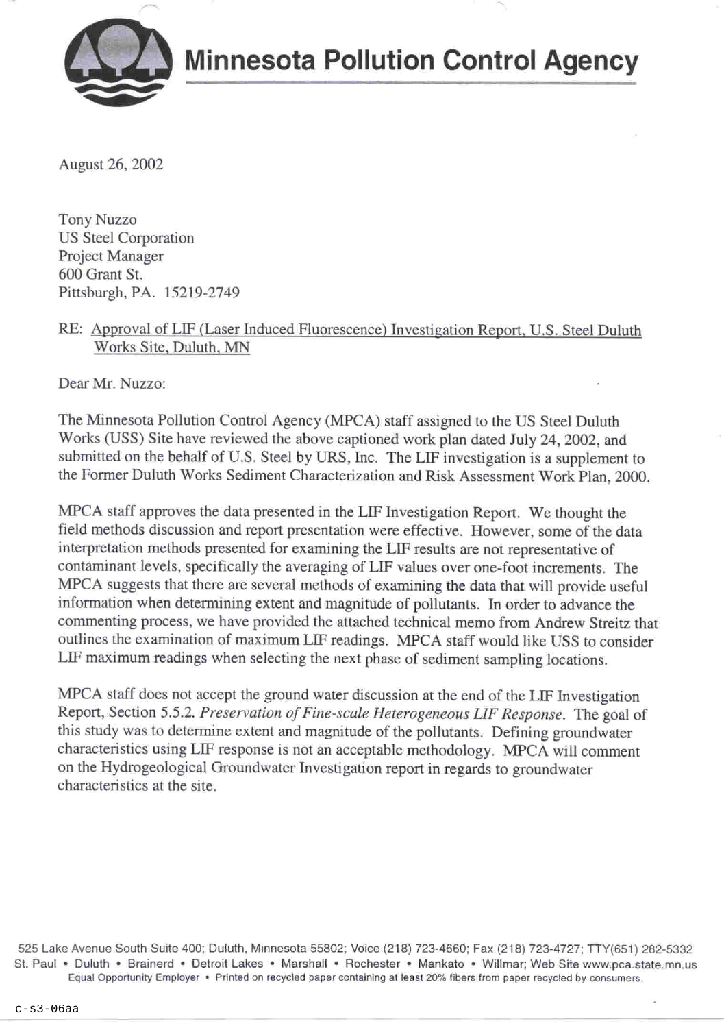# Minnesota Pollution Control Agency

August 26, 2002

Tony Nuzzo
US Steel Corporation
Project Manager
600 Grant St.
Pittsburgh, PA. 15219-2749

RE: Approval of LIF (Laser Induced Fluorescence) Investigation Report, U.S. Steel Duluth Works Site, Duluth, MN

Dear Mr. Nuzzo:

The Minnesota Pollution Control Agency (MPCA) staff assigned to the US Steel Duluth Works (USS) Site have reviewed the above captioned work plan dated July 24, 2002, and submitted on the behalf of U.S. Steel by URS, Inc. The LIF investigation is a supplement to the Former Duluth Works Sediment Characterization and Risk Assessment Work Plan, 2000.

MPCA staff approves the data presented in the LIF Investigation Report. We thought the field methods discussion and report presentation were effective. However, some of the data interpretation methods presented for examining the LIF results are not representative of contaminant levels, specifically the averaging of LIF values over one-foot increments. The MPCA suggests that there are several methods of examining the data that will provide useful information when determining extent and magnitude of pollutants. In order to advance the commenting process, we have provided the attached technical memo from Andrew Streitz that outlines the examination of maximum LIF readings. MPCA staff would like USS to consider LIF maximum readings when selecting the next phase of sediment sampling locations.

MPCA staff does not accept the ground water discussion at the end of the LIF Investigation Report, Section 5.5.2. *Preservation of Fine-scale Heterogeneous LIF Response*. The goal of this study was to determine extent and magnitude of the pollutants. Defining groundwater characteristics using LIF response is not an acceptable methodology. MPCA will comment on the Hydrogeological Groundwater Investigation report in regards to groundwater characteristics at the site.

525 Lake Avenue South Suite 400; Duluth, Minnesota 55802; Voice (218) 723-4660; Fax (218) 723-4727; TTY(651) 282-5332
St. Paul • Duluth • Brainerd • Detroit Lakes • Marshall • Rochester • Mankato • Willmar; Web Site www.pca.state.mn.us
Equal Opportunity Employer • Printed on recycled paper containing at least 20% fibers from paper recycled by consumers.

c-s3-06aa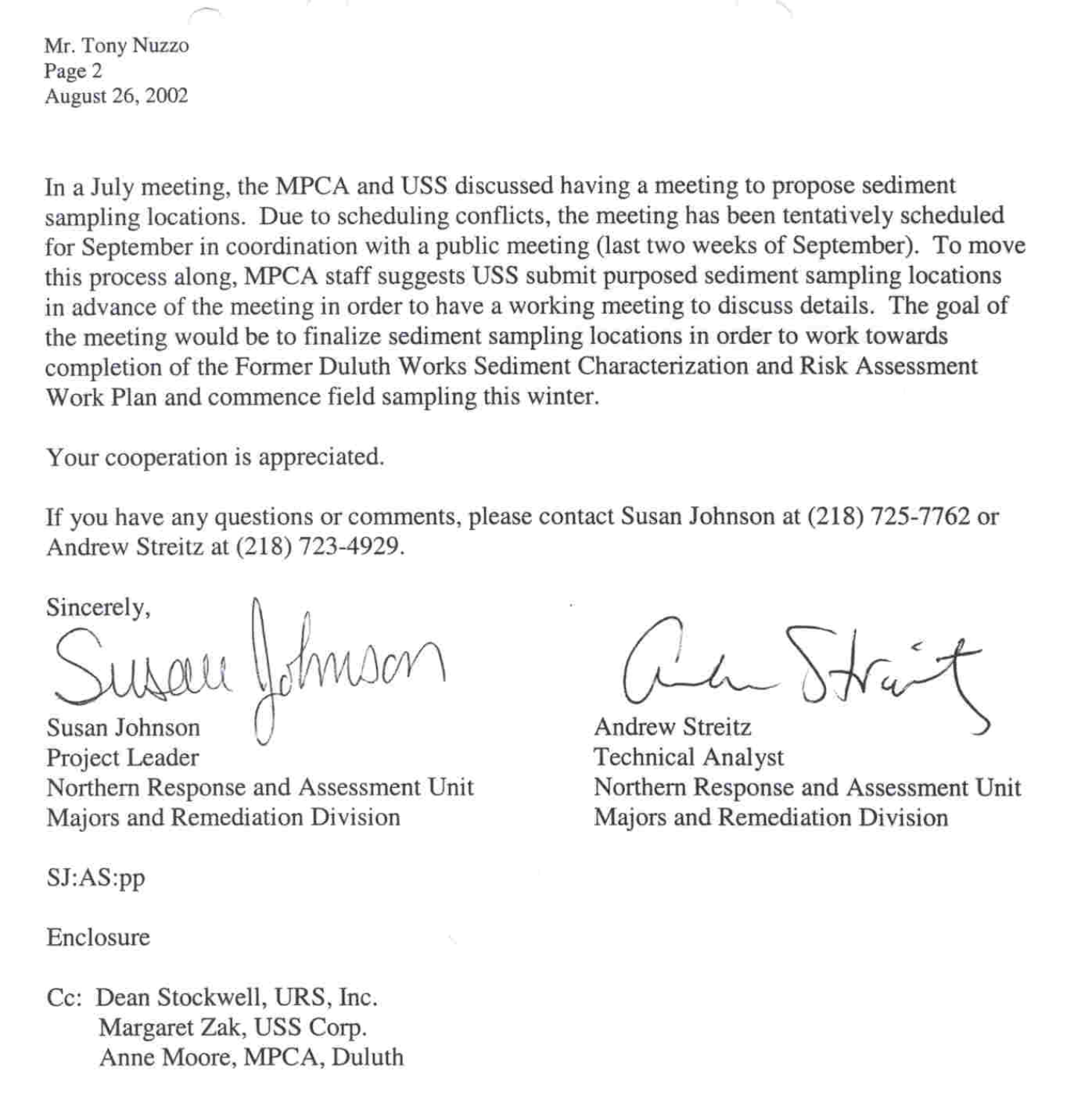Mr. Tony Nuzzo
Page 2
August 26, 2002

In a July meeting, the MPCA and USS discussed having a meeting to propose sediment sampling locations. Due to scheduling conflicts, the meeting has been tentatively scheduled for September in coordination with a public meeting (last two weeks of September). To move this process along, MPCA staff suggests USS submit purposed sediment sampling locations in advance of the meeting in order to have a working meeting to discuss details. The goal of the meeting would be to finalize sediment sampling locations in order to work towards completion of the Former Duluth Works Sediment Characterization and Risk Assessment Work Plan and commence field sampling this winter.

Your cooperation is appreciated.

If you have any questions or comments, please contact Susan Johnson at (218) 725-7762 or Andrew Streitz at (218) 723-4929.

Sincerely,

Susan Johnson
Project Leader
Northern Response and Assessment Unit
Majors and Remediation Division

Andrew Streitz
Technical Analyst
Northern Response and Assessment Unit
Majors and Remediation Division

SJ:AS:pp

Enclosure

Cc: Dean Stockwell, URS, Inc.
Margaret Zak, USS Corp.
Anne Moore, MPCA, Duluth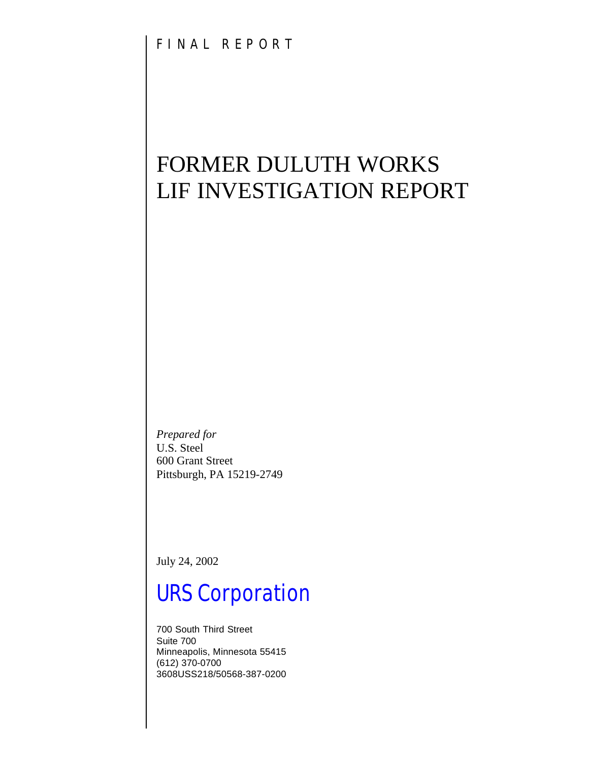FINAL REPORT

# FORMER DULUTH WORKS LIF INVESTIGATION REPORT

*Prepared for*
U.S. Steel
600 Grant Street
Pittsburgh, PA 15219-2749

July 24, 2002

## URS Corporation

700 South Third Street
Suite 700
Minneapolis, Minnesota 55415
(612) 370-0700
3608USS218/50568-387-0200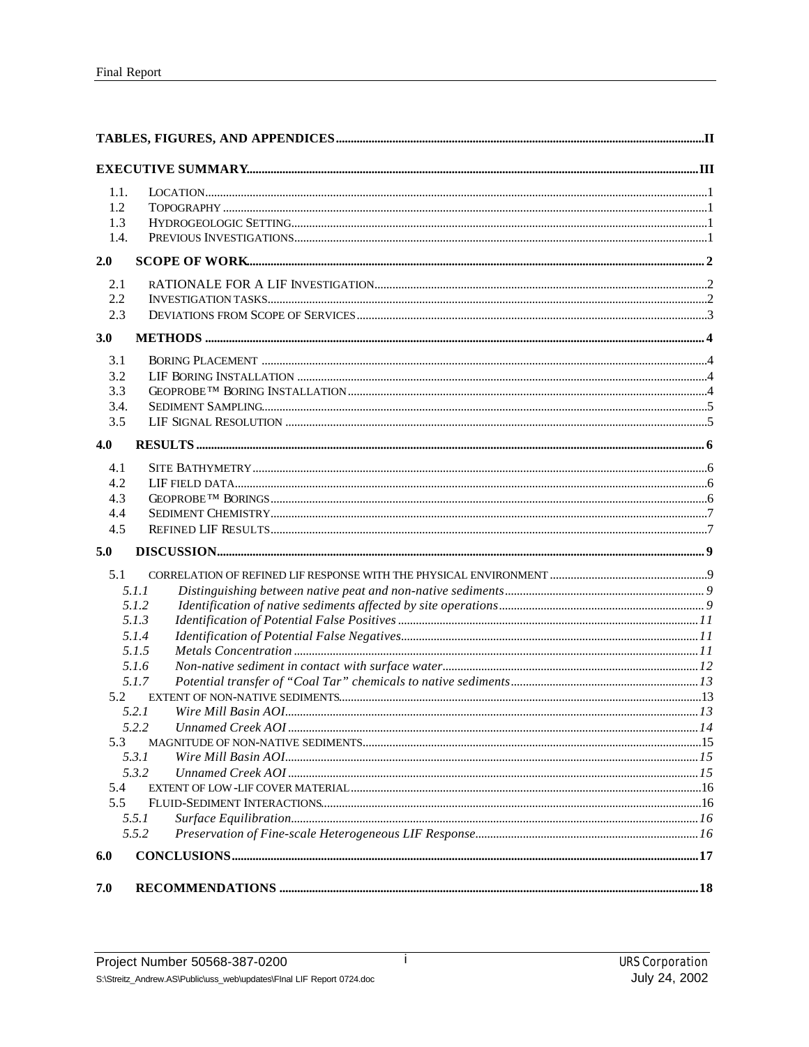| | | |
|---|---|---|
| **TABLES, FIGURES, AND APPENDICES** | | **II** |
| **EXECUTIVE SUMMARY** | | **III** |
| 1.1. | LOCATION | 1 |
| 1.2 | TOPOGRAPHY | 1 |
| 1.3 | HYDROGEOLOGIC SETTING | 1 |
| 1.4. | PREVIOUS INVESTIGATIONS | 1 |
| **2.0** | **SCOPE OF WORK** | **2** |
| 2.1 | RATIONALE FOR A LIF INVESTIGATION | 2 |
| 2.2 | INVESTIGATION TASKS | 2 |
| 2.3 | DEVIATIONS FROM SCOPE OF SERVICES | 3 |
| **3.0** | **METHODS** | **4** |
| 3.1 | BORING PLACEMENT | 4 |
| 3.2 | LIF BORING INSTALLATION | 4 |
| 3.3 | GEOPROBE™ BORING INSTALLATION | 4 |
| 3.4. | SEDIMENT SAMPLING | 5 |
| 3.5 | LIF SIGNAL RESOLUTION | 5 |
| **4.0** | **RESULTS** | **6** |
| 4.1 | SITE BATHYMETRY | 6 |
| 4.2 | LIF FIELD DATA | 6 |
| 4.3 | GEOPROBE™ BORINGS | 6 |
| 4.4 | SEDIMENT CHEMISTRY | 7 |
| 4.5 | REFINED LIF RESULTS | 7 |
| **5.0** | **DISCUSSION** | **9** |
| 5.1 | CORRELATION OF REFINED LIF RESPONSE WITH THE PHYSICAL ENVIRONMENT | 9 |
| *5.1.1* | *Distinguishing between native peat and non-native sediments* | *9* |
| *5.1.2* | *Identification of native sediments affected by site operations* | *9* |
| *5.1.3* | *Identification of Potential False Positives* | *11* |
| *5.1.4* | *Identification of Potential False Negatives* | *11* |
| *5.1.5* | *Metals Concentration* | *11* |
| *5.1.6* | *Non-native sediment in contact with surface water* | *12* |
| *5.1.7* | *Potential transfer of "Coal Tar" chemicals to native sediments* | *13* |
| 5.2 | EXTENT OF NON-NATIVE SEDIMENTS | 13 |
| *5.2.1* | *Wire Mill Basin AOI* | *13* |
| *5.2.2* | *Unnamed Creek AOI* | *14* |
| 5.3 | MAGNITUDE OF NON-NATIVE SEDIMENTS | 15 |
| *5.3.1* | *Wire Mill Basin AOI* | *15* |
| *5.3.2* | *Unnamed Creek AOI* | *15* |
| 5.4 | EXTENT OF LOW-LIF COVER MATERIAL | 16 |
| 5.5 | FLUID-SEDIMENT INTERACTIONS | 16 |
| *5.5.1* | *Surface Equilibration* | *16* |
| *5.5.2* | *Preservation of Fine-scale Heterogeneous LIF Response* | *16* |
| **6.0** | **CONCLUSIONS** | **17** |
| **7.0** | **RECOMMENDATIONS** | **18** |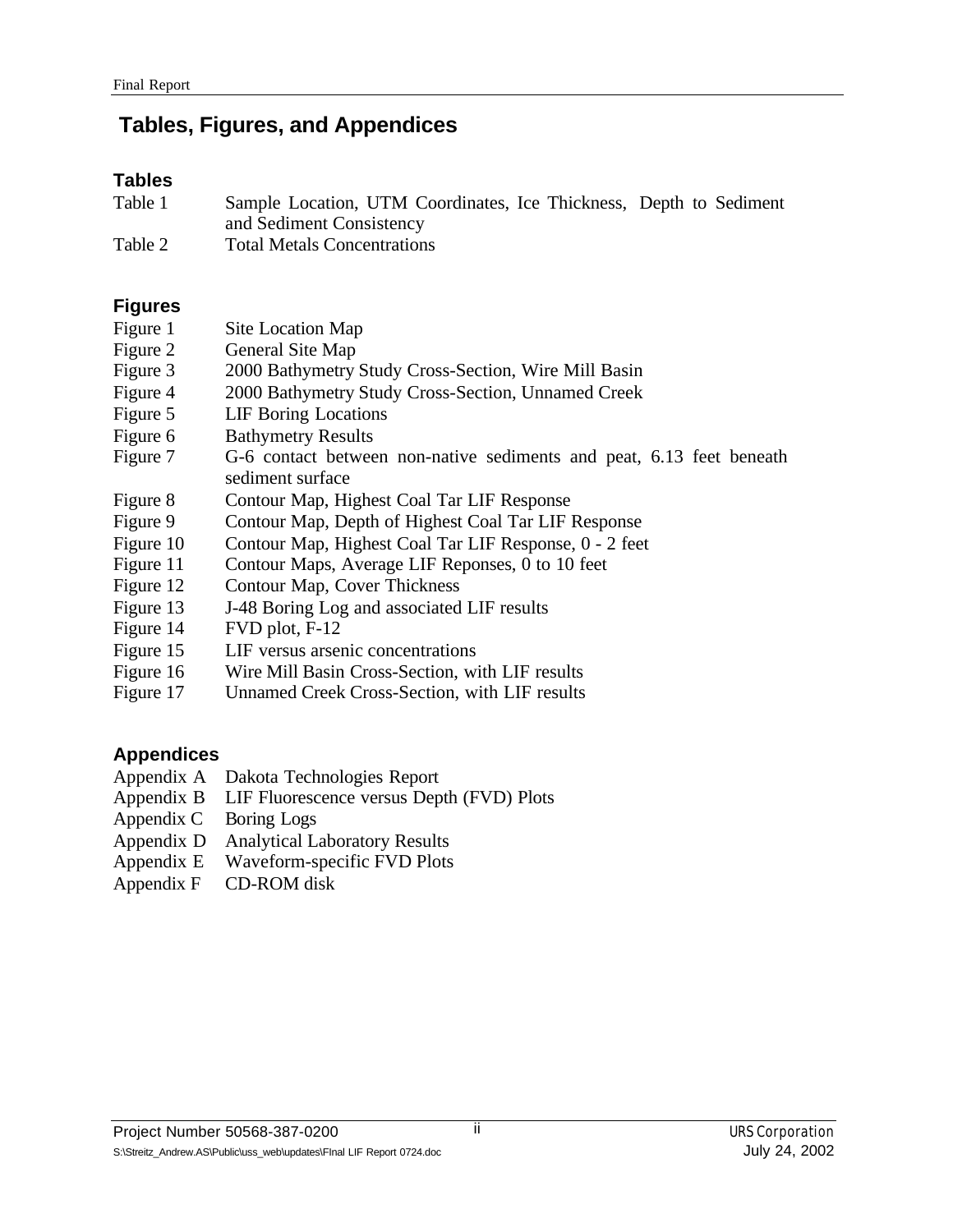# Tables, Figures, and Appendices

### Tables

| | |
|---|---|
| Table 1 | Sample Location, UTM Coordinates, Ice Thickness, Depth to Sediment and Sediment Consistency |
| Table 2 | Total Metals Concentrations |

### Figures

| | |
|---|---|
| Figure 1 | Site Location Map |
| Figure 2 | General Site Map |
| Figure 3 | 2000 Bathymetry Study Cross-Section, Wire Mill Basin |
| Figure 4 | 2000 Bathymetry Study Cross-Section, Unnamed Creek |
| Figure 5 | LIF Boring Locations |
| Figure 6 | Bathymetry Results |
| Figure 7 | G-6 contact between non-native sediments and peat, 6.13 feet beneath sediment surface |
| Figure 8 | Contour Map, Highest Coal Tar LIF Response |
| Figure 9 | Contour Map, Depth of Highest Coal Tar LIF Response |
| Figure 10 | Contour Map, Highest Coal Tar LIF Response, 0 - 2 feet |
| Figure 11 | Contour Maps, Average LIF Reponses, 0 to 10 feet |
| Figure 12 | Contour Map, Cover Thickness |
| Figure 13 | J-48 Boring Log and associated LIF results |
| Figure 14 | FVD plot, F-12 |
| Figure 15 | LIF versus arsenic concentrations |
| Figure 16 | Wire Mill Basin Cross-Section, with LIF results |
| Figure 17 | Unnamed Creek Cross-Section, with LIF results |

### Appendices

| | |
|---|---|
| Appendix A | Dakota Technologies Report |
| Appendix B | LIF Fluorescence versus Depth (FVD) Plots |
| Appendix C | Boring Logs |
| Appendix D | Analytical Laboratory Results |
| Appendix E | Waveform-specific FVD Plots |
| Appendix F | CD-ROM disk |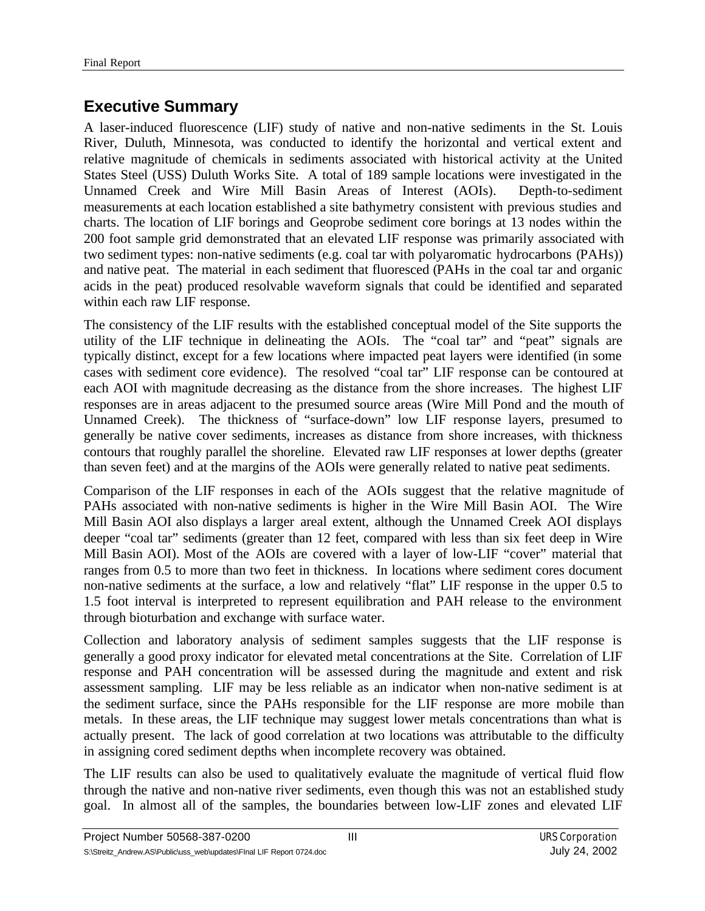## Executive Summary

A laser-induced fluorescence (LIF) study of native and non-native sediments in the St. Louis River, Duluth, Minnesota, was conducted to identify the horizontal and vertical extent and relative magnitude of chemicals in sediments associated with historical activity at the United States Steel (USS) Duluth Works Site. A total of 189 sample locations were investigated in the Unnamed Creek and Wire Mill Basin Areas of Interest (AOIs). Depth-to-sediment measurements at each location established a site bathymetry consistent with previous studies and charts. The location of LIF borings and Geoprobe sediment core borings at 13 nodes within the 200 foot sample grid demonstrated that an elevated LIF response was primarily associated with two sediment types: non-native sediments (e.g. coal tar with polyaromatic hydrocarbons (PAHs)) and native peat. The material in each sediment that fluoresced (PAHs in the coal tar and organic acids in the peat) produced resolvable waveform signals that could be identified and separated within each raw LIF response.

The consistency of the LIF results with the established conceptual model of the Site supports the utility of the LIF technique in delineating the AOIs. The "coal tar" and "peat" signals are typically distinct, except for a few locations where impacted peat layers were identified (in some cases with sediment core evidence). The resolved "coal tar" LIF response can be contoured at each AOI with magnitude decreasing as the distance from the shore increases. The highest LIF responses are in areas adjacent to the presumed source areas (Wire Mill Pond and the mouth of Unnamed Creek). The thickness of "surface-down" low LIF response layers, presumed to generally be native cover sediments, increases as distance from shore increases, with thickness contours that roughly parallel the shoreline. Elevated raw LIF responses at lower depths (greater than seven feet) and at the margins of the AOIs were generally related to native peat sediments.

Comparison of the LIF responses in each of the AOIs suggest that the relative magnitude of PAHs associated with non-native sediments is higher in the Wire Mill Basin AOI. The Wire Mill Basin AOI also displays a larger areal extent, although the Unnamed Creek AOI displays deeper "coal tar" sediments (greater than 12 feet, compared with less than six feet deep in Wire Mill Basin AOI). Most of the AOIs are covered with a layer of low-LIF "cover" material that ranges from 0.5 to more than two feet in thickness. In locations where sediment cores document non-native sediments at the surface, a low and relatively "flat" LIF response in the upper 0.5 to 1.5 foot interval is interpreted to represent equilibration and PAH release to the environment through bioturbation and exchange with surface water.

Collection and laboratory analysis of sediment samples suggests that the LIF response is generally a good proxy indicator for elevated metal concentrations at the Site. Correlation of LIF response and PAH concentration will be assessed during the magnitude and extent and risk assessment sampling. LIF may be less reliable as an indicator when non-native sediment is at the sediment surface, since the PAHs responsible for the LIF response are more mobile than metals. In these areas, the LIF technique may suggest lower metals concentrations than what is actually present. The lack of good correlation at two locations was attributable to the difficulty in assigning cored sediment depths when incomplete recovery was obtained.

The LIF results can also be used to qualitatively evaluate the magnitude of vertical fluid flow through the native and non-native river sediments, even though this was not an established study goal. In almost all of the samples, the boundaries between low-LIF zones and elevated LIF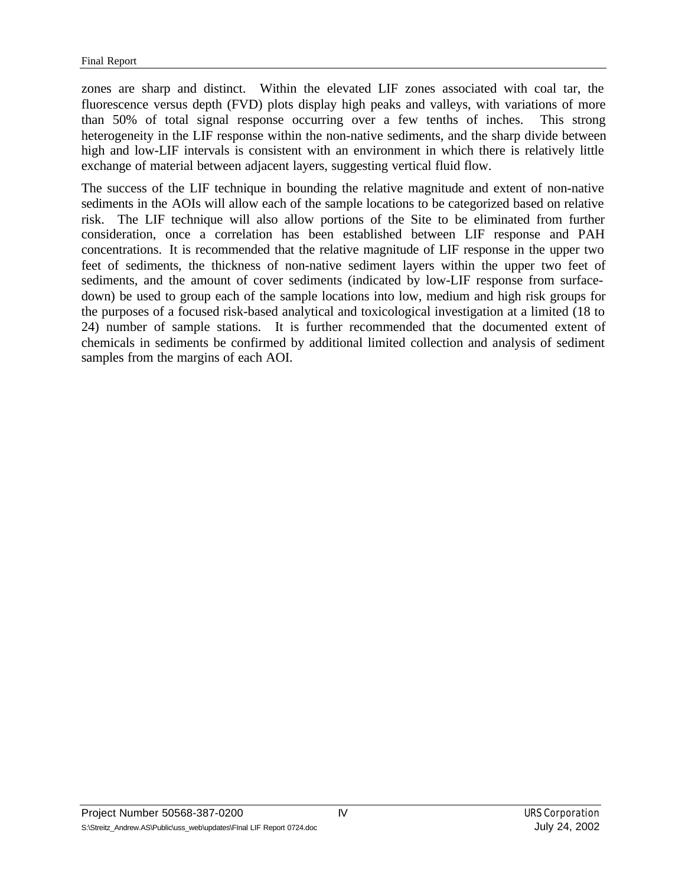zones are sharp and distinct. Within the elevated LIF zones associated with coal tar, the fluorescence versus depth (FVD) plots display high peaks and valleys, with variations of more than 50% of total signal response occurring over a few tenths of inches. This strong heterogeneity in the LIF response within the non-native sediments, and the sharp divide between high and low-LIF intervals is consistent with an environment in which there is relatively little exchange of material between adjacent layers, suggesting vertical fluid flow.

The success of the LIF technique in bounding the relative magnitude and extent of non-native sediments in the AOIs will allow each of the sample locations to be categorized based on relative risk. The LIF technique will also allow portions of the Site to be eliminated from further consideration, once a correlation has been established between LIF response and PAH concentrations. It is recommended that the relative magnitude of LIF response in the upper two feet of sediments, the thickness of non-native sediment layers within the upper two feet of sediments, and the amount of cover sediments (indicated by low-LIF response from surface-down) be used to group each of the sample locations into low, medium and high risk groups for the purposes of a focused risk-based analytical and toxicological investigation at a limited (18 to 24) number of sample stations. It is further recommended that the documented extent of chemicals in sediments be confirmed by additional limited collection and analysis of sediment samples from the margins of each AOI.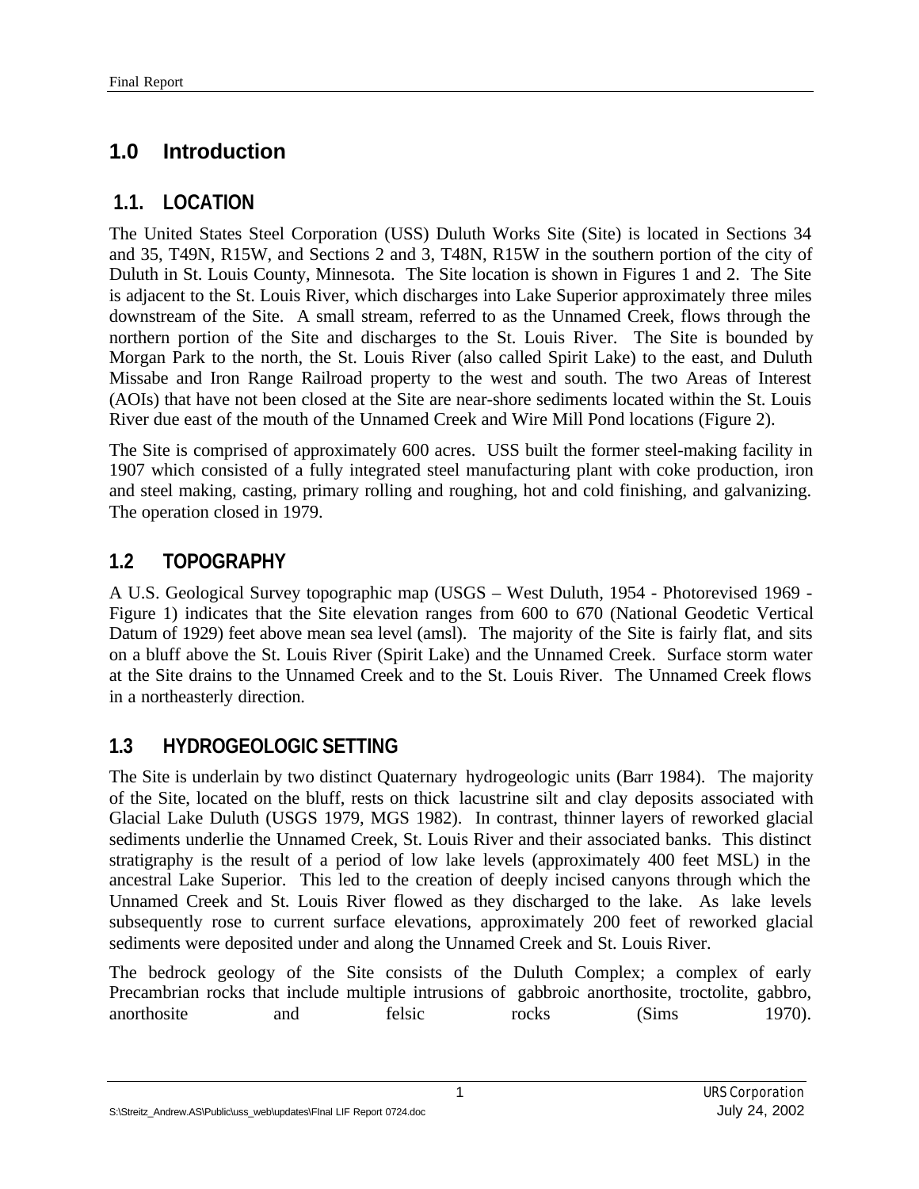# 1.0 Introduction

## 1.1. LOCATION

The United States Steel Corporation (USS) Duluth Works Site (Site) is located in Sections 34 and 35, T49N, R15W, and Sections 2 and 3, T48N, R15W in the southern portion of the city of Duluth in St. Louis County, Minnesota. The Site location is shown in Figures 1 and 2. The Site is adjacent to the St. Louis River, which discharges into Lake Superior approximately three miles downstream of the Site. A small stream, referred to as the Unnamed Creek, flows through the northern portion of the Site and discharges to the St. Louis River. The Site is bounded by Morgan Park to the north, the St. Louis River (also called Spirit Lake) to the east, and Duluth Missabe and Iron Range Railroad property to the west and south. The two Areas of Interest (AOIs) that have not been closed at the Site are near-shore sediments located within the St. Louis River due east of the mouth of the Unnamed Creek and Wire Mill Pond locations (Figure 2).

The Site is comprised of approximately 600 acres. USS built the former steel-making facility in 1907 which consisted of a fully integrated steel manufacturing plant with coke production, iron and steel making, casting, primary rolling and roughing, hot and cold finishing, and galvanizing. The operation closed in 1979.

## 1.2 TOPOGRAPHY

A U.S. Geological Survey topographic map (USGS – West Duluth, 1954 - Photorevised 1969 - Figure 1) indicates that the Site elevation ranges from 600 to 670 (National Geodetic Vertical Datum of 1929) feet above mean sea level (amsl). The majority of the Site is fairly flat, and sits on a bluff above the St. Louis River (Spirit Lake) and the Unnamed Creek. Surface storm water at the Site drains to the Unnamed Creek and to the St. Louis River. The Unnamed Creek flows in a northeasterly direction.

## 1.3 HYDROGEOLOGIC SETTING

The Site is underlain by two distinct Quaternary hydrogeologic units (Barr 1984). The majority of the Site, located on the bluff, rests on thick lacustrine silt and clay deposits associated with Glacial Lake Duluth (USGS 1979, MGS 1982). In contrast, thinner layers of reworked glacial sediments underlie the Unnamed Creek, St. Louis River and their associated banks. This distinct stratigraphy is the result of a period of low lake levels (approximately 400 feet MSL) in the ancestral Lake Superior. This led to the creation of deeply incised canyons through which the Unnamed Creek and St. Louis River flowed as they discharged to the lake. As lake levels subsequently rose to current surface elevations, approximately 200 feet of reworked glacial sediments were deposited under and along the Unnamed Creek and St. Louis River.

The bedrock geology of the Site consists of the Duluth Complex; a complex of early Precambrian rocks that include multiple intrusions of gabbroic anorthosite, troctolite, gabbro, anorthosite and felsic rocks (Sims 1970).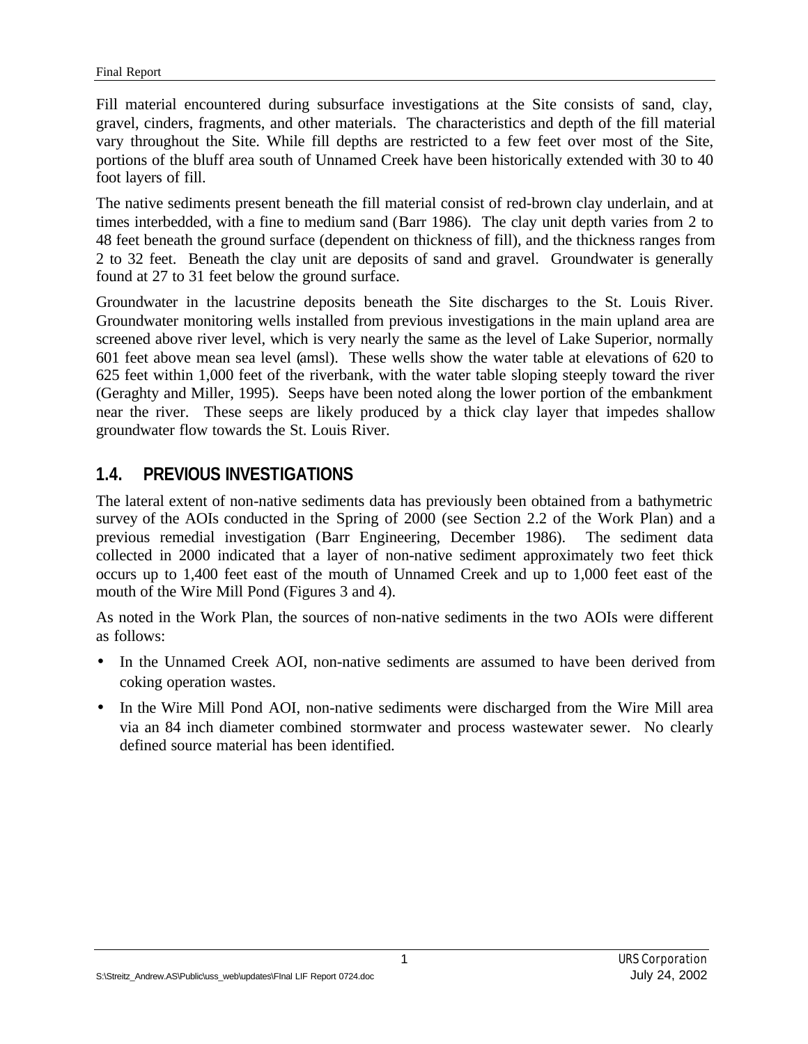Fill material encountered during subsurface investigations at the Site consists of sand, clay, gravel, cinders, fragments, and other materials. The characteristics and depth of the fill material vary throughout the Site. While fill depths are restricted to a few feet over most of the Site, portions of the bluff area south of Unnamed Creek have been historically extended with 30 to 40 foot layers of fill.

The native sediments present beneath the fill material consist of red-brown clay underlain, and at times interbedded, with a fine to medium sand (Barr 1986). The clay unit depth varies from 2 to 48 feet beneath the ground surface (dependent on thickness of fill), and the thickness ranges from 2 to 32 feet. Beneath the clay unit are deposits of sand and gravel. Groundwater is generally found at 27 to 31 feet below the ground surface.

Groundwater in the lacustrine deposits beneath the Site discharges to the St. Louis River. Groundwater monitoring wells installed from previous investigations in the main upland area are screened above river level, which is very nearly the same as the level of Lake Superior, normally 601 feet above mean sea level (amsl). These wells show the water table at elevations of 620 to 625 feet within 1,000 feet of the riverbank, with the water table sloping steeply toward the river (Geraghty and Miller, 1995). Seeps have been noted along the lower portion of the embankment near the river. These seeps are likely produced by a thick clay layer that impedes shallow groundwater flow towards the St. Louis River.

## 1.4. PREVIOUS INVESTIGATIONS

The lateral extent of non-native sediments data has previously been obtained from a bathymetric survey of the AOIs conducted in the Spring of 2000 (see Section 2.2 of the Work Plan) and a previous remedial investigation (Barr Engineering, December 1986). The sediment data collected in 2000 indicated that a layer of non-native sediment approximately two feet thick occurs up to 1,400 feet east of the mouth of Unnamed Creek and up to 1,000 feet east of the mouth of the Wire Mill Pond (Figures 3 and 4).

As noted in the Work Plan, the sources of non-native sediments in the two AOIs were different as follows:

- In the Unnamed Creek AOI, non-native sediments are assumed to have been derived from coking operation wastes.
- In the Wire Mill Pond AOI, non-native sediments were discharged from the Wire Mill area via an 84 inch diameter combined stormwater and process wastewater sewer. No clearly defined source material has been identified.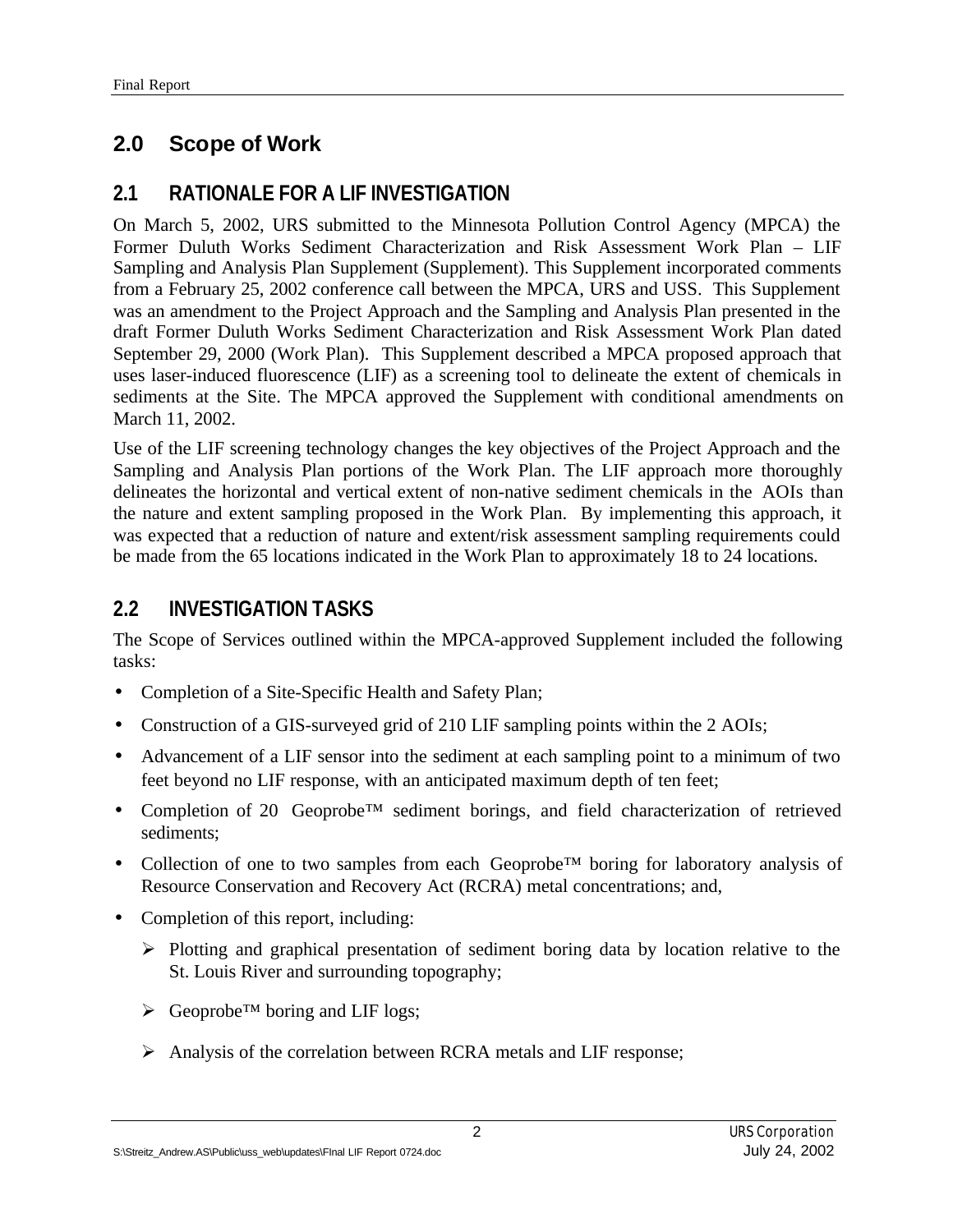## 2.0 Scope of Work

### 2.1 RATIONALE FOR A LIF INVESTIGATION

On March 5, 2002, URS submitted to the Minnesota Pollution Control Agency (MPCA) the Former Duluth Works Sediment Characterization and Risk Assessment Work Plan – LIF Sampling and Analysis Plan Supplement (Supplement). This Supplement incorporated comments from a February 25, 2002 conference call between the MPCA, URS and USS. This Supplement was an amendment to the Project Approach and the Sampling and Analysis Plan presented in the draft Former Duluth Works Sediment Characterization and Risk Assessment Work Plan dated September 29, 2000 (Work Plan). This Supplement described a MPCA proposed approach that uses laser-induced fluorescence (LIF) as a screening tool to delineate the extent of chemicals in sediments at the Site. The MPCA approved the Supplement with conditional amendments on March 11, 2002.

Use of the LIF screening technology changes the key objectives of the Project Approach and the Sampling and Analysis Plan portions of the Work Plan. The LIF approach more thoroughly delineates the horizontal and vertical extent of non-native sediment chemicals in the AOIs than the nature and extent sampling proposed in the Work Plan. By implementing this approach, it was expected that a reduction of nature and extent/risk assessment sampling requirements could be made from the 65 locations indicated in the Work Plan to approximately 18 to 24 locations.

### 2.2 INVESTIGATION TASKS

The Scope of Services outlined within the MPCA-approved Supplement included the following tasks:

- Completion of a Site-Specific Health and Safety Plan;
- Construction of a GIS-surveyed grid of 210 LIF sampling points within the 2 AOIs;
- Advancement of a LIF sensor into the sediment at each sampling point to a minimum of two feet beyond no LIF response, with an anticipated maximum depth of ten feet;
- Completion of 20 Geoprobe™ sediment borings, and field characterization of retrieved sediments;
- Collection of one to two samples from each Geoprobe™ boring for laboratory analysis of Resource Conservation and Recovery Act (RCRA) metal concentrations; and,
- Completion of this report, including:
  - Plotting and graphical presentation of sediment boring data by location relative to the St. Louis River and surrounding topography;
  - Geoprobe™ boring and LIF logs;
  - Analysis of the correlation between RCRA metals and LIF response;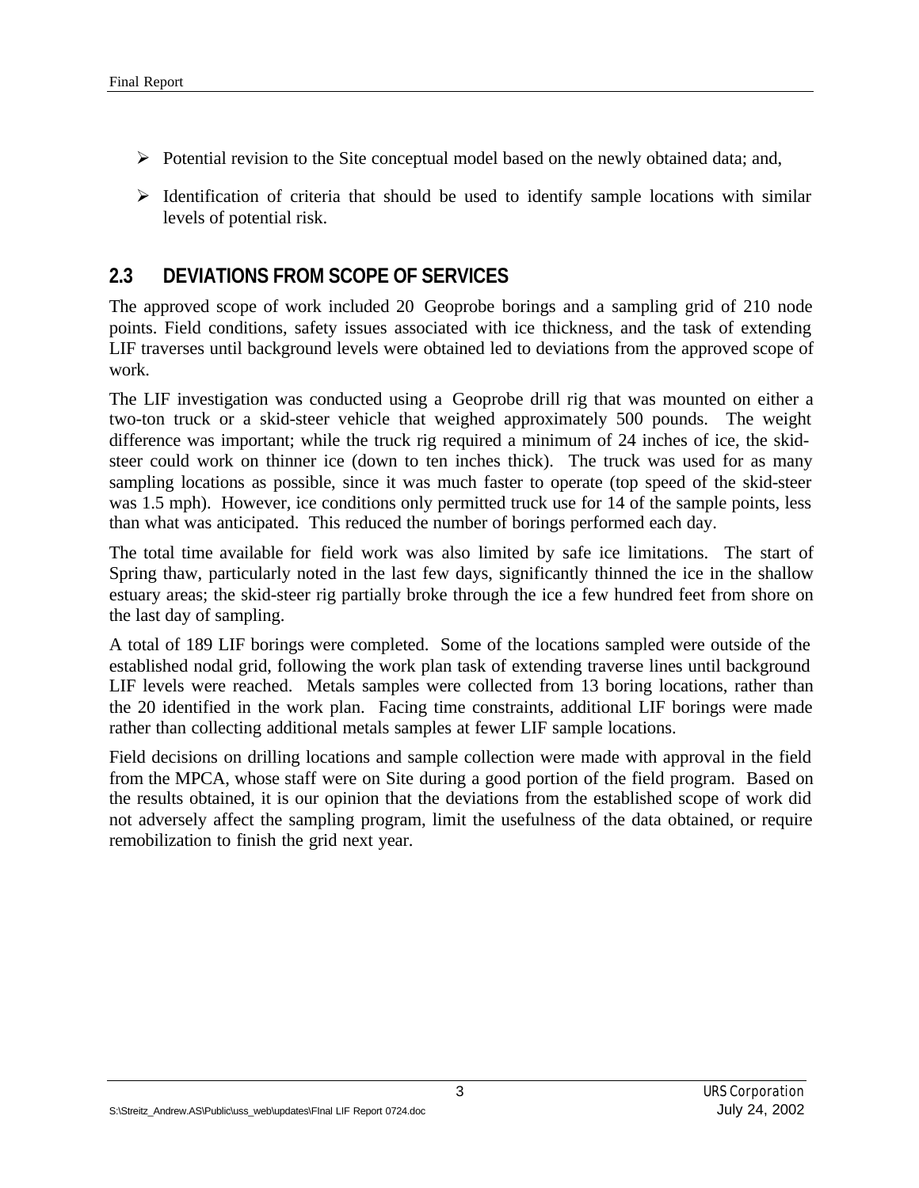- Potential revision to the Site conceptual model based on the newly obtained data; and,
- Identification of criteria that should be used to identify sample locations with similar levels of potential risk.

## 2.3 DEVIATIONS FROM SCOPE OF SERVICES

The approved scope of work included 20 Geoprobe borings and a sampling grid of 210 node points. Field conditions, safety issues associated with ice thickness, and the task of extending LIF traverses until background levels were obtained led to deviations from the approved scope of work.

The LIF investigation was conducted using a Geoprobe drill rig that was mounted on either a two-ton truck or a skid-steer vehicle that weighed approximately 500 pounds. The weight difference was important; while the truck rig required a minimum of 24 inches of ice, the skid-steer could work on thinner ice (down to ten inches thick). The truck was used for as many sampling locations as possible, since it was much faster to operate (top speed of the skid-steer was 1.5 mph). However, ice conditions only permitted truck use for 14 of the sample points, less than what was anticipated. This reduced the number of borings performed each day.

The total time available for field work was also limited by safe ice limitations. The start of Spring thaw, particularly noted in the last few days, significantly thinned the ice in the shallow estuary areas; the skid-steer rig partially broke through the ice a few hundred feet from shore on the last day of sampling.

A total of 189 LIF borings were completed. Some of the locations sampled were outside of the established nodal grid, following the work plan task of extending traverse lines until background LIF levels were reached. Metals samples were collected from 13 boring locations, rather than the 20 identified in the work plan. Facing time constraints, additional LIF borings were made rather than collecting additional metals samples at fewer LIF sample locations.

Field decisions on drilling locations and sample collection were made with approval in the field from the MPCA, whose staff were on Site during a good portion of the field program. Based on the results obtained, it is our opinion that the deviations from the established scope of work did not adversely affect the sampling program, limit the usefulness of the data obtained, or require remobilization to finish the grid next year.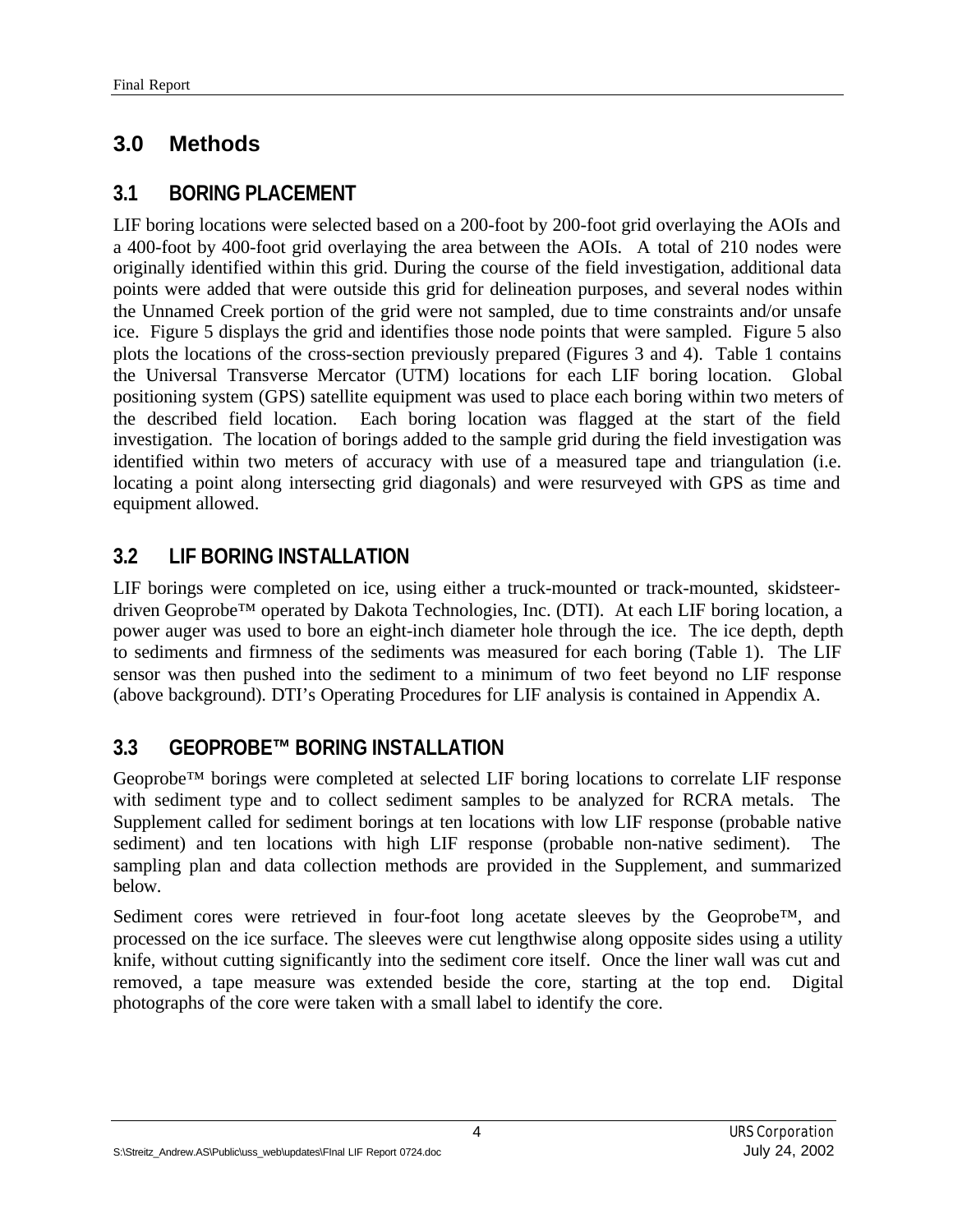# 3.0 Methods

## 3.1 BORING PLACEMENT

LIF boring locations were selected based on a 200-foot by 200-foot grid overlaying the AOIs and a 400-foot by 400-foot grid overlaying the area between the AOIs. A total of 210 nodes were originally identified within this grid. During the course of the field investigation, additional data points were added that were outside this grid for delineation purposes, and several nodes within the Unnamed Creek portion of the grid were not sampled, due to time constraints and/or unsafe ice. Figure 5 displays the grid and identifies those node points that were sampled. Figure 5 also plots the locations of the cross-section previously prepared (Figures 3 and 4). Table 1 contains the Universal Transverse Mercator (UTM) locations for each LIF boring location. Global positioning system (GPS) satellite equipment was used to place each boring within two meters of the described field location. Each boring location was flagged at the start of the field investigation. The location of borings added to the sample grid during the field investigation was identified within two meters of accuracy with use of a measured tape and triangulation (i.e. locating a point along intersecting grid diagonals) and were resurveyed with GPS as time and equipment allowed.

## 3.2 LIF BORING INSTALLATION

LIF borings were completed on ice, using either a truck-mounted or track-mounted, skidsteer-driven Geoprobe™ operated by Dakota Technologies, Inc. (DTI). At each LIF boring location, a power auger was used to bore an eight-inch diameter hole through the ice. The ice depth, depth to sediments and firmness of the sediments was measured for each boring (Table 1). The LIF sensor was then pushed into the sediment to a minimum of two feet beyond no LIF response (above background). DTI's Operating Procedures for LIF analysis is contained in Appendix A.

## 3.3 GEOPROBE™ BORING INSTALLATION

Geoprobe™ borings were completed at selected LIF boring locations to correlate LIF response with sediment type and to collect sediment samples to be analyzed for RCRA metals. The Supplement called for sediment borings at ten locations with low LIF response (probable native sediment) and ten locations with high LIF response (probable non-native sediment). The sampling plan and data collection methods are provided in the Supplement, and summarized below.

Sediment cores were retrieved in four-foot long acetate sleeves by the Geoprobe™, and processed on the ice surface. The sleeves were cut lengthwise along opposite sides using a utility knife, without cutting significantly into the sediment core itself. Once the liner wall was cut and removed, a tape measure was extended beside the core, starting at the top end. Digital photographs of the core were taken with a small label to identify the core.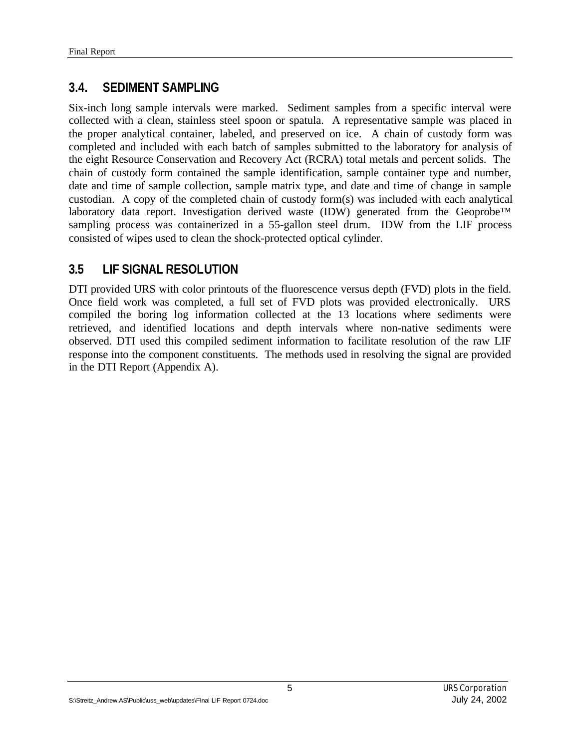## 3.4. SEDIMENT SAMPLING

Six-inch long sample intervals were marked. Sediment samples from a specific interval were collected with a clean, stainless steel spoon or spatula. A representative sample was placed in the proper analytical container, labeled, and preserved on ice. A chain of custody form was completed and included with each batch of samples submitted to the laboratory for analysis of the eight Resource Conservation and Recovery Act (RCRA) total metals and percent solids. The chain of custody form contained the sample identification, sample container type and number, date and time of sample collection, sample matrix type, and date and time of change in sample custodian. A copy of the completed chain of custody form(s) was included with each analytical laboratory data report. Investigation derived waste (IDW) generated from the Geoprobe™ sampling process was containerized in a 55-gallon steel drum. IDW from the LIF process consisted of wipes used to clean the shock-protected optical cylinder.

## 3.5 LIF SIGNAL RESOLUTION

DTI provided URS with color printouts of the fluorescence versus depth (FVD) plots in the field. Once field work was completed, a full set of FVD plots was provided electronically. URS compiled the boring log information collected at the 13 locations where sediments were retrieved, and identified locations and depth intervals where non-native sediments were observed. DTI used this compiled sediment information to facilitate resolution of the raw LIF response into the component constituents. The methods used in resolving the signal are provided in the DTI Report (Appendix A).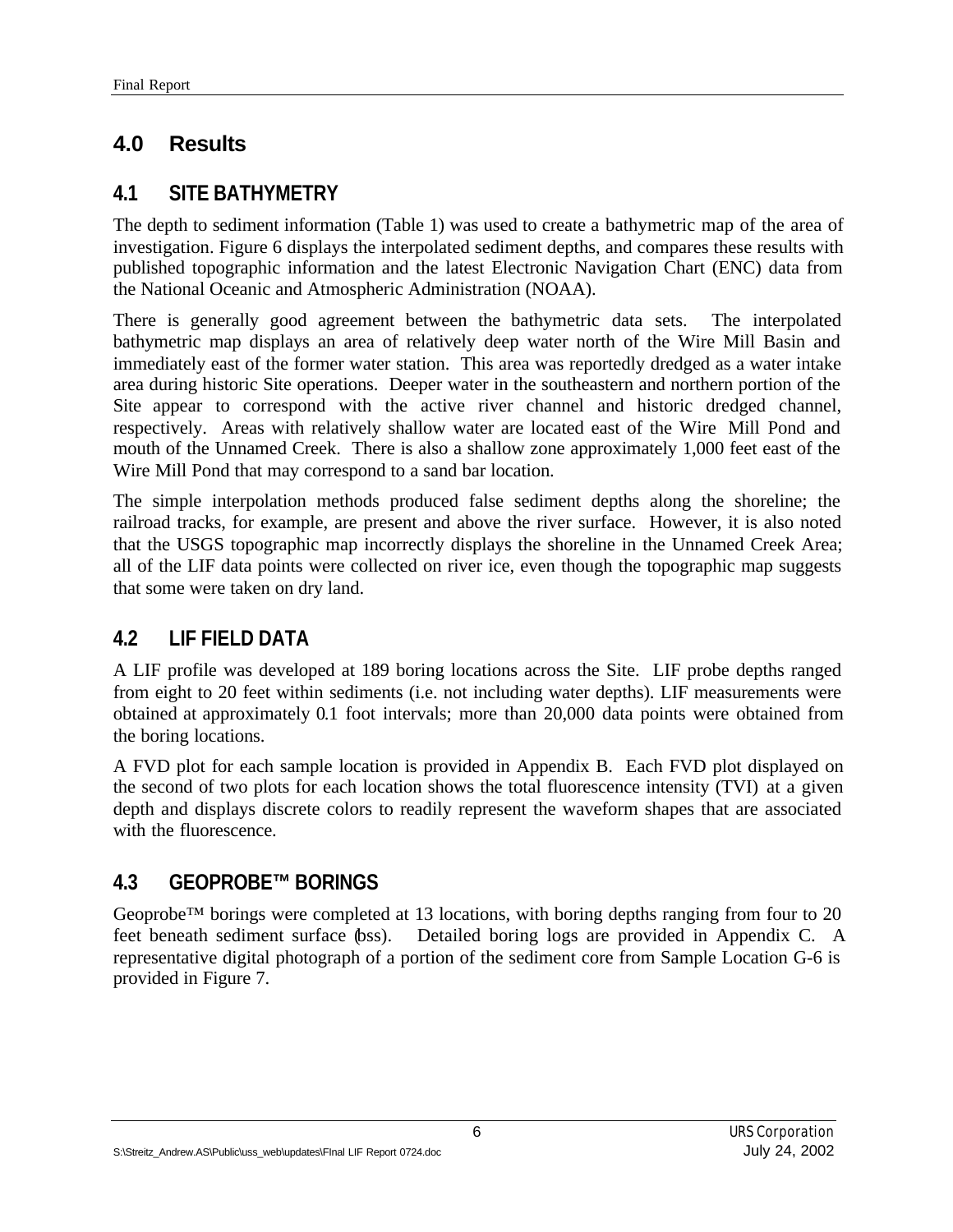# 4.0 Results

## 4.1 SITE BATHYMETRY

The depth to sediment information (Table 1) was used to create a bathymetric map of the area of investigation. Figure 6 displays the interpolated sediment depths, and compares these results with published topographic information and the latest Electronic Navigation Chart (ENC) data from the National Oceanic and Atmospheric Administration (NOAA).

There is generally good agreement between the bathymetric data sets. The interpolated bathymetric map displays an area of relatively deep water north of the Wire Mill Basin and immediately east of the former water station. This area was reportedly dredged as a water intake area during historic Site operations. Deeper water in the southeastern and northern portion of the Site appear to correspond with the active river channel and historic dredged channel, respectively. Areas with relatively shallow water are located east of the Wire Mill Pond and mouth of the Unnamed Creek. There is also a shallow zone approximately 1,000 feet east of the Wire Mill Pond that may correspond to a sand bar location.

The simple interpolation methods produced false sediment depths along the shoreline; the railroad tracks, for example, are present and above the river surface. However, it is also noted that the USGS topographic map incorrectly displays the shoreline in the Unnamed Creek Area; all of the LIF data points were collected on river ice, even though the topographic map suggests that some were taken on dry land.

## 4.2 LIF FIELD DATA

A LIF profile was developed at 189 boring locations across the Site. LIF probe depths ranged from eight to 20 feet within sediments (i.e. not including water depths). LIF measurements were obtained at approximately 0.1 foot intervals; more than 20,000 data points were obtained from the boring locations.

A FVD plot for each sample location is provided in Appendix B. Each FVD plot displayed on the second of two plots for each location shows the total fluorescence intensity (TVI) at a given depth and displays discrete colors to readily represent the waveform shapes that are associated with the fluorescence.

## 4.3 GEOPROBE™ BORINGS

Geoprobe™ borings were completed at 13 locations, with boring depths ranging from four to 20 feet beneath sediment surface (bss). Detailed boring logs are provided in Appendix C. A representative digital photograph of a portion of the sediment core from Sample Location G-6 is provided in Figure 7.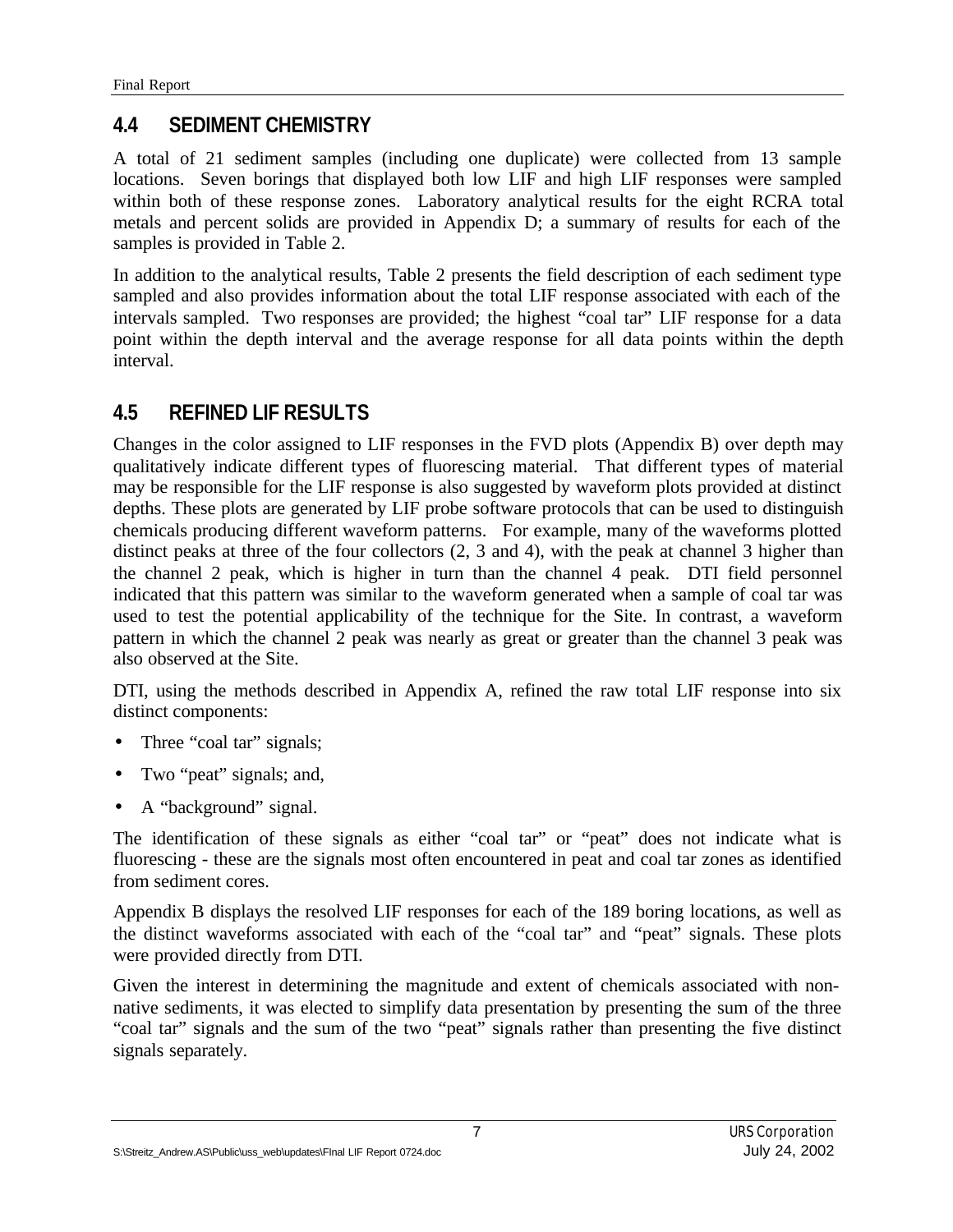## 4.4 SEDIMENT CHEMISTRY

A total of 21 sediment samples (including one duplicate) were collected from 13 sample locations. Seven borings that displayed both low LIF and high LIF responses were sampled within both of these response zones. Laboratory analytical results for the eight RCRA total metals and percent solids are provided in Appendix D; a summary of results for each of the samples is provided in Table 2.

In addition to the analytical results, Table 2 presents the field description of each sediment type sampled and also provides information about the total LIF response associated with each of the intervals sampled. Two responses are provided; the highest "coal tar" LIF response for a data point within the depth interval and the average response for all data points within the depth interval.

## 4.5 REFINED LIF RESULTS

Changes in the color assigned to LIF responses in the FVD plots (Appendix B) over depth may qualitatively indicate different types of fluorescing material. That different types of material may be responsible for the LIF response is also suggested by waveform plots provided at distinct depths. These plots are generated by LIF probe software protocols that can be used to distinguish chemicals producing different waveform patterns. For example, many of the waveforms plotted distinct peaks at three of the four collectors (2, 3 and 4), with the peak at channel 3 higher than the channel 2 peak, which is higher in turn than the channel 4 peak. DTI field personnel indicated that this pattern was similar to the waveform generated when a sample of coal tar was used to test the potential applicability of the technique for the Site. In contrast, a waveform pattern in which the channel 2 peak was nearly as great or greater than the channel 3 peak was also observed at the Site.

DTI, using the methods described in Appendix A, refined the raw total LIF response into six distinct components:

- Three "coal tar" signals;
- Two "peat" signals; and,
- A "background" signal.

The identification of these signals as either "coal tar" or "peat" does not indicate what is fluorescing - these are the signals most often encountered in peat and coal tar zones as identified from sediment cores.

Appendix B displays the resolved LIF responses for each of the 189 boring locations, as well as the distinct waveforms associated with each of the "coal tar" and "peat" signals. These plots were provided directly from DTI.

Given the interest in determining the magnitude and extent of chemicals associated with non-native sediments, it was elected to simplify data presentation by presenting the sum of the three "coal tar" signals and the sum of the two "peat" signals rather than presenting the five distinct signals separately.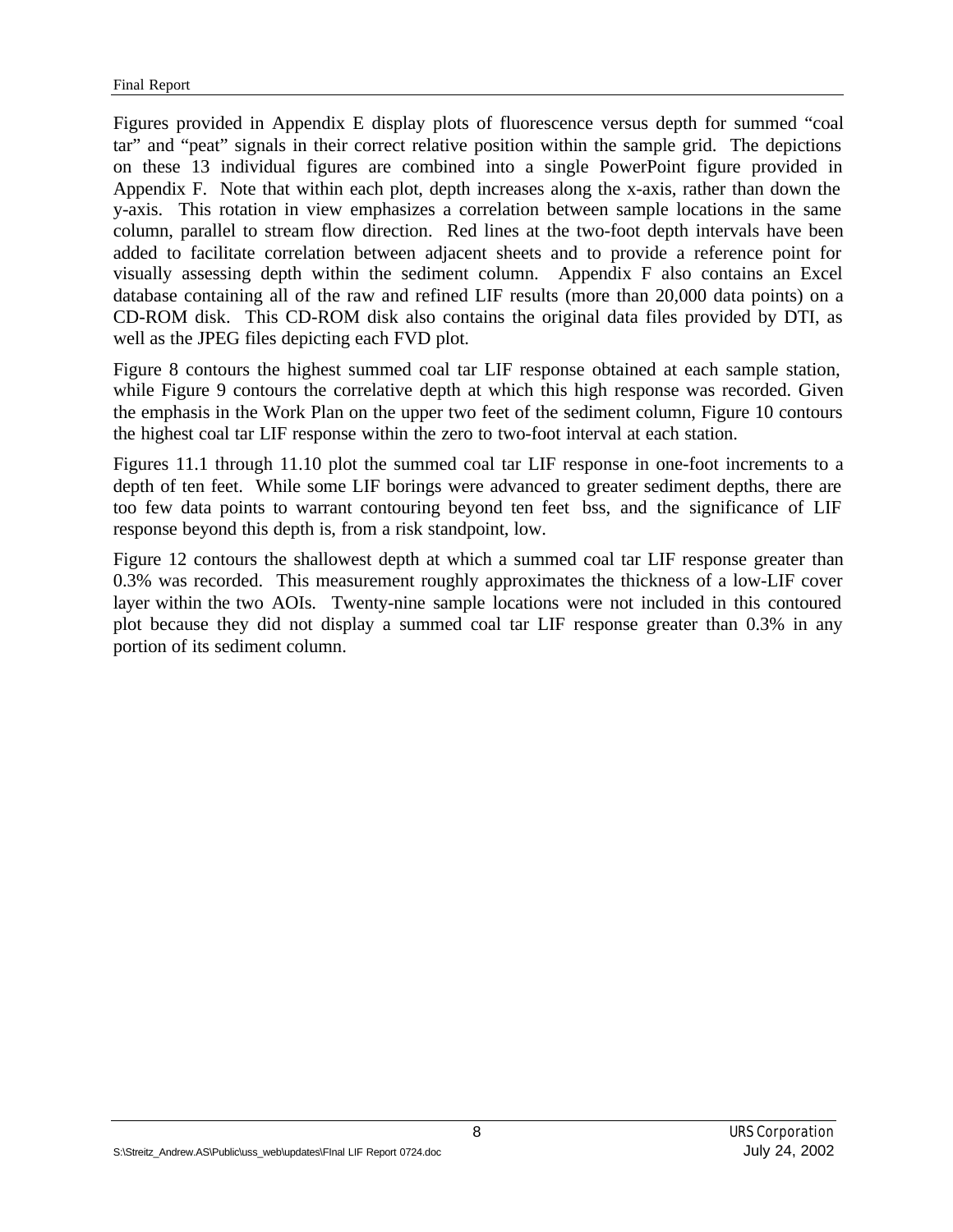Figures provided in Appendix E display plots of fluorescence versus depth for summed "coal tar" and "peat" signals in their correct relative position within the sample grid. The depictions on these 13 individual figures are combined into a single PowerPoint figure provided in Appendix F. Note that within each plot, depth increases along the x-axis, rather than down the y-axis. This rotation in view emphasizes a correlation between sample locations in the same column, parallel to stream flow direction. Red lines at the two-foot depth intervals have been added to facilitate correlation between adjacent sheets and to provide a reference point for visually assessing depth within the sediment column. Appendix F also contains an Excel database containing all of the raw and refined LIF results (more than 20,000 data points) on a CD-ROM disk. This CD-ROM disk also contains the original data files provided by DTI, as well as the JPEG files depicting each FVD plot.

Figure 8 contours the highest summed coal tar LIF response obtained at each sample station, while Figure 9 contours the correlative depth at which this high response was recorded. Given the emphasis in the Work Plan on the upper two feet of the sediment column, Figure 10 contours the highest coal tar LIF response within the zero to two-foot interval at each station.

Figures 11.1 through 11.10 plot the summed coal tar LIF response in one-foot increments to a depth of ten feet. While some LIF borings were advanced to greater sediment depths, there are too few data points to warrant contouring beyond ten feet bss, and the significance of LIF response beyond this depth is, from a risk standpoint, low.

Figure 12 contours the shallowest depth at which a summed coal tar LIF response greater than 0.3% was recorded. This measurement roughly approximates the thickness of a low-LIF cover layer within the two AOIs. Twenty-nine sample locations were not included in this contoured plot because they did not display a summed coal tar LIF response greater than 0.3% in any portion of its sediment column.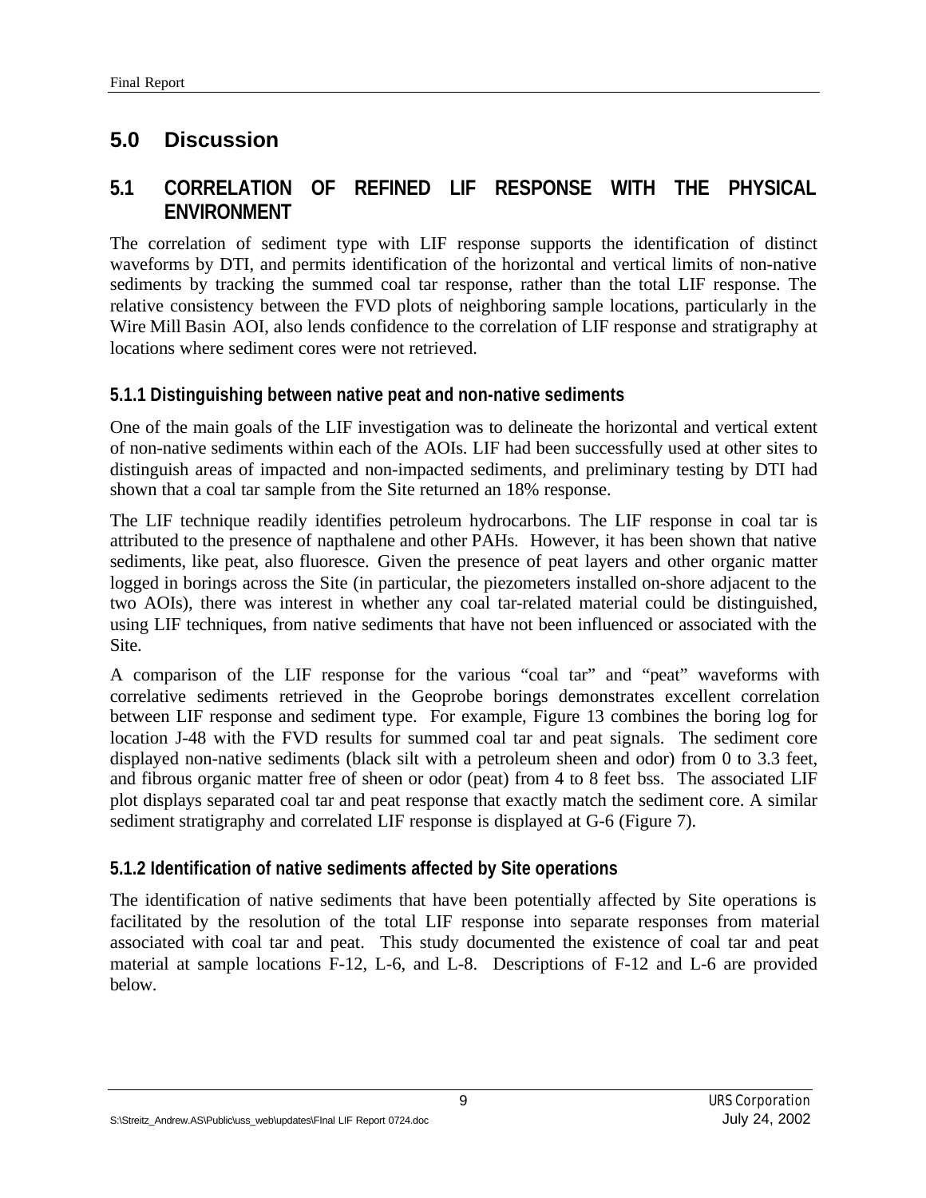# 5.0 Discussion

## 5.1 CORRELATION OF REFINED LIF RESPONSE WITH THE PHYSICAL ENVIRONMENT

The correlation of sediment type with LIF response supports the identification of distinct waveforms by DTI, and permits identification of the horizontal and vertical limits of non-native sediments by tracking the summed coal tar response, rather than the total LIF response. The relative consistency between the FVD plots of neighboring sample locations, particularly in the Wire Mill Basin AOI, also lends confidence to the correlation of LIF response and stratigraphy at locations where sediment cores were not retrieved.

### 5.1.1 Distinguishing between native peat and non-native sediments

One of the main goals of the LIF investigation was to delineate the horizontal and vertical extent of non-native sediments within each of the AOIs. LIF had been successfully used at other sites to distinguish areas of impacted and non-impacted sediments, and preliminary testing by DTI had shown that a coal tar sample from the Site returned an 18% response.

The LIF technique readily identifies petroleum hydrocarbons. The LIF response in coal tar is attributed to the presence of napthalene and other PAHs. However, it has been shown that native sediments, like peat, also fluoresce. Given the presence of peat layers and other organic matter logged in borings across the Site (in particular, the piezometers installed on-shore adjacent to the two AOIs), there was interest in whether any coal tar-related material could be distinguished, using LIF techniques, from native sediments that have not been influenced or associated with the Site.

A comparison of the LIF response for the various "coal tar" and "peat" waveforms with correlative sediments retrieved in the Geoprobe borings demonstrates excellent correlation between LIF response and sediment type. For example, Figure 13 combines the boring log for location J-48 with the FVD results for summed coal tar and peat signals. The sediment core displayed non-native sediments (black silt with a petroleum sheen and odor) from 0 to 3.3 feet, and fibrous organic matter free of sheen or odor (peat) from 4 to 8 feet bss. The associated LIF plot displays separated coal tar and peat response that exactly match the sediment core. A similar sediment stratigraphy and correlated LIF response is displayed at G-6 (Figure 7).

### 5.1.2 Identification of native sediments affected by Site operations

The identification of native sediments that have been potentially affected by Site operations is facilitated by the resolution of the total LIF response into separate responses from material associated with coal tar and peat. This study documented the existence of coal tar and peat material at sample locations F-12, L-6, and L-8. Descriptions of F-12 and L-6 are provided below.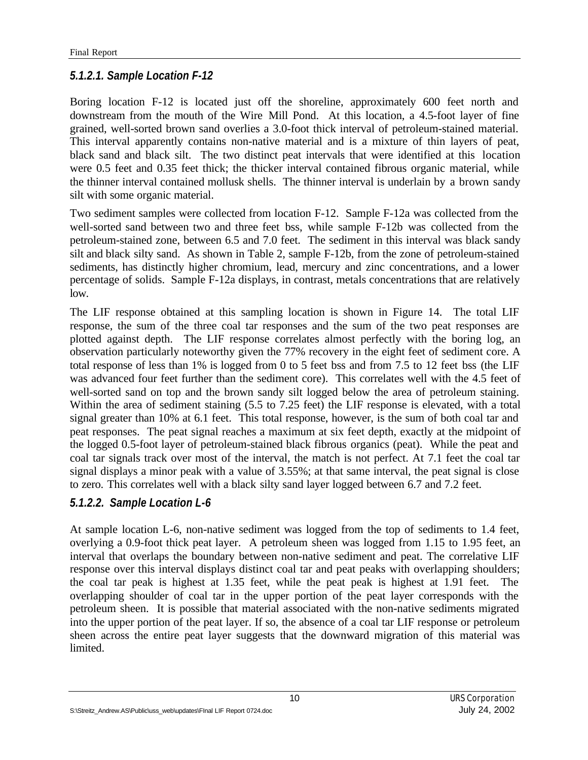#### *5.1.2.1. Sample Location F-12*

Boring location F-12 is located just off the shoreline, approximately 600 feet north and downstream from the mouth of the Wire Mill Pond. At this location, a 4.5-foot layer of fine grained, well-sorted brown sand overlies a 3.0-foot thick interval of petroleum-stained material. This interval apparently contains non-native material and is a mixture of thin layers of peat, black sand and black silt. The two distinct peat intervals that were identified at this location were 0.5 feet and 0.35 feet thick; the thicker interval contained fibrous organic material, while the thinner interval contained mollusk shells. The thinner interval is underlain by a brown sandy silt with some organic material.

Two sediment samples were collected from location F-12. Sample F-12a was collected from the well-sorted sand between two and three feet bss, while sample F-12b was collected from the petroleum-stained zone, between 6.5 and 7.0 feet. The sediment in this interval was black sandy silt and black silty sand. As shown in Table 2, sample F-12b, from the zone of petroleum-stained sediments, has distinctly higher chromium, lead, mercury and zinc concentrations, and a lower percentage of solids. Sample F-12a displays, in contrast, metals concentrations that are relatively low.

The LIF response obtained at this sampling location is shown in Figure 14. The total LIF response, the sum of the three coal tar responses and the sum of the two peat responses are plotted against depth. The LIF response correlates almost perfectly with the boring log, an observation particularly noteworthy given the 77% recovery in the eight feet of sediment core. A total response of less than 1% is logged from 0 to 5 feet bss and from 7.5 to 12 feet bss (the LIF was advanced four feet further than the sediment core). This correlates well with the 4.5 feet of well-sorted sand on top and the brown sandy silt logged below the area of petroleum staining. Within the area of sediment staining (5.5 to 7.25 feet) the LIF response is elevated, with a total signal greater than 10% at 6.1 feet. This total response, however, is the sum of both coal tar and peat responses. The peat signal reaches a maximum at six feet depth, exactly at the midpoint of the logged 0.5-foot layer of petroleum-stained black fibrous organics (peat). While the peat and coal tar signals track over most of the interval, the match is not perfect. At 7.1 feet the coal tar signal displays a minor peak with a value of 3.55%; at that same interval, the peat signal is close to zero. This correlates well with a black silty sand layer logged between 6.7 and 7.2 feet.

#### *5.1.2.2. Sample Location L-6*

At sample location L-6, non-native sediment was logged from the top of sediments to 1.4 feet, overlying a 0.9-foot thick peat layer. A petroleum sheen was logged from 1.15 to 1.95 feet, an interval that overlaps the boundary between non-native sediment and peat. The correlative LIF response over this interval displays distinct coal tar and peat peaks with overlapping shoulders; the coal tar peak is highest at 1.35 feet, while the peat peak is highest at 1.91 feet. The overlapping shoulder of coal tar in the upper portion of the peat layer corresponds with the petroleum sheen. It is possible that material associated with the non-native sediments migrated into the upper portion of the peat layer. If so, the absence of a coal tar LIF response or petroleum sheen across the entire peat layer suggests that the downward migration of this material was limited.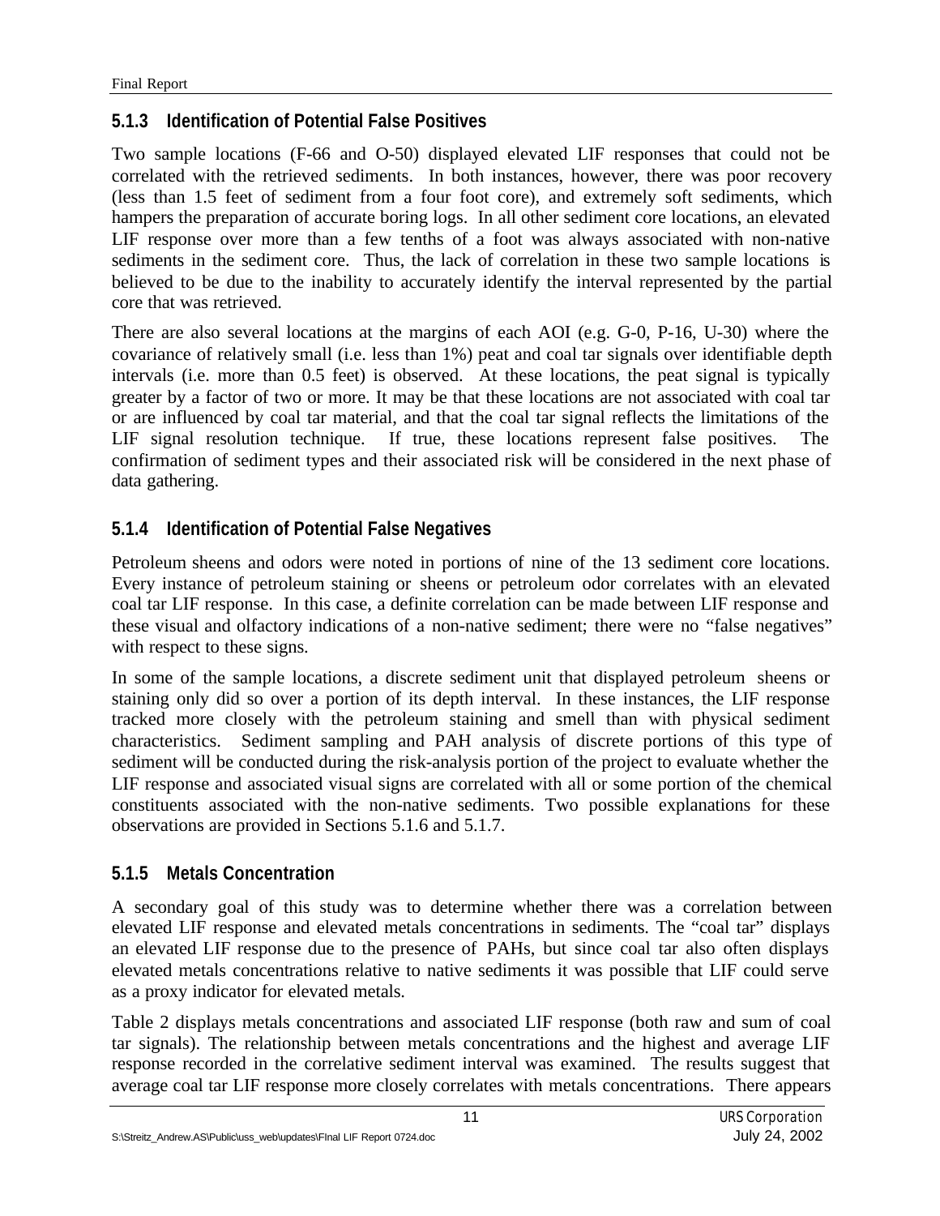### 5.1.3 Identification of Potential False Positives

Two sample locations (F-66 and O-50) displayed elevated LIF responses that could not be correlated with the retrieved sediments. In both instances, however, there was poor recovery (less than 1.5 feet of sediment from a four foot core), and extremely soft sediments, which hampers the preparation of accurate boring logs. In all other sediment core locations, an elevated LIF response over more than a few tenths of a foot was always associated with non-native sediments in the sediment core. Thus, the lack of correlation in these two sample locations is believed to be due to the inability to accurately identify the interval represented by the partial core that was retrieved.

There are also several locations at the margins of each AOI (e.g. G-0, P-16, U-30) where the covariance of relatively small (i.e. less than 1%) peat and coal tar signals over identifiable depth intervals (i.e. more than 0.5 feet) is observed. At these locations, the peat signal is typically greater by a factor of two or more. It may be that these locations are not associated with coal tar or are influenced by coal tar material, and that the coal tar signal reflects the limitations of the LIF signal resolution technique. If true, these locations represent false positives. The confirmation of sediment types and their associated risk will be considered in the next phase of data gathering.

### 5.1.4 Identification of Potential False Negatives

Petroleum sheens and odors were noted in portions of nine of the 13 sediment core locations. Every instance of petroleum staining or sheens or petroleum odor correlates with an elevated coal tar LIF response. In this case, a definite correlation can be made between LIF response and these visual and olfactory indications of a non-native sediment; there were no “false negatives” with respect to these signs.

In some of the sample locations, a discrete sediment unit that displayed petroleum sheens or staining only did so over a portion of its depth interval. In these instances, the LIF response tracked more closely with the petroleum staining and smell than with physical sediment characteristics. Sediment sampling and PAH analysis of discrete portions of this type of sediment will be conducted during the risk-analysis portion of the project to evaluate whether the LIF response and associated visual signs are correlated with all or some portion of the chemical constituents associated with the non-native sediments. Two possible explanations for these observations are provided in Sections 5.1.6 and 5.1.7.

### 5.1.5 Metals Concentration

A secondary goal of this study was to determine whether there was a correlation between elevated LIF response and elevated metals concentrations in sediments. The “coal tar” displays an elevated LIF response due to the presence of PAHs, but since coal tar also often displays elevated metals concentrations relative to native sediments it was possible that LIF could serve as a proxy indicator for elevated metals.

Table 2 displays metals concentrations and associated LIF response (both raw and sum of coal tar signals). The relationship between metals concentrations and the highest and average LIF response recorded in the correlative sediment interval was examined. The results suggest that average coal tar LIF response more closely correlates with metals concentrations. There appears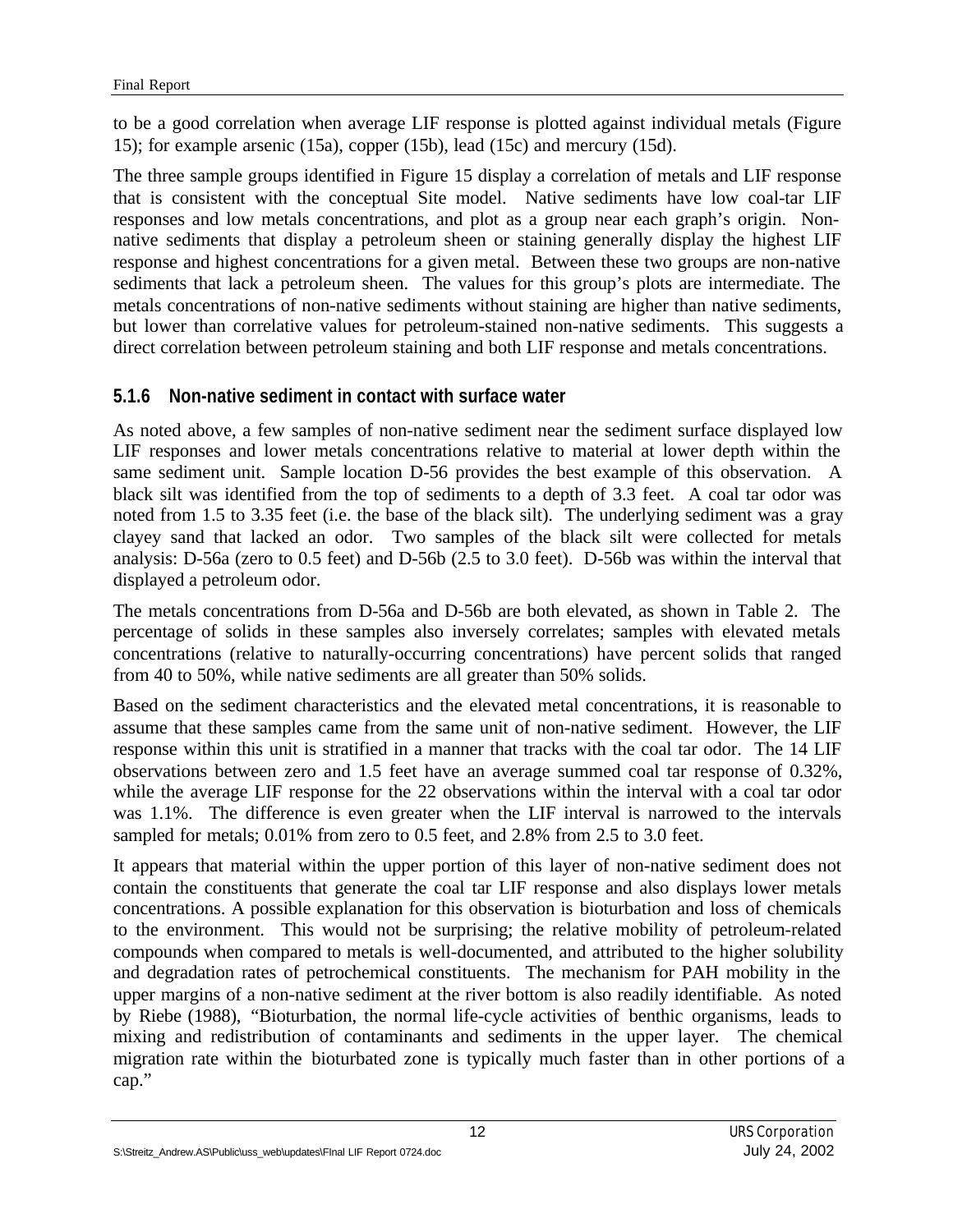to be a good correlation when average LIF response is plotted against individual metals (Figure 15); for example arsenic (15a), copper (15b), lead (15c) and mercury (15d).

The three sample groups identified in Figure 15 display a correlation of metals and LIF response that is consistent with the conceptual Site model. Native sediments have low coal-tar LIF responses and low metals concentrations, and plot as a group near each graph's origin. Non-native sediments that display a petroleum sheen or staining generally display the highest LIF response and highest concentrations for a given metal. Between these two groups are non-native sediments that lack a petroleum sheen. The values for this group's plots are intermediate. The metals concentrations of non-native sediments without staining are higher than native sediments, but lower than correlative values for petroleum-stained non-native sediments. This suggests a direct correlation between petroleum staining and both LIF response and metals concentrations.

### 5.1.6 Non-native sediment in contact with surface water

As noted above, a few samples of non-native sediment near the sediment surface displayed low LIF responses and lower metals concentrations relative to material at lower depth within the same sediment unit. Sample location D-56 provides the best example of this observation. A black silt was identified from the top of sediments to a depth of 3.3 feet. A coal tar odor was noted from 1.5 to 3.35 feet (i.e. the base of the black silt). The underlying sediment was a gray clayey sand that lacked an odor. Two samples of the black silt were collected for metals analysis: D-56a (zero to 0.5 feet) and D-56b (2.5 to 3.0 feet). D-56b was within the interval that displayed a petroleum odor.

The metals concentrations from D-56a and D-56b are both elevated, as shown in Table 2. The percentage of solids in these samples also inversely correlates; samples with elevated metals concentrations (relative to naturally-occurring concentrations) have percent solids that ranged from 40 to 50%, while native sediments are all greater than 50% solids.

Based on the sediment characteristics and the elevated metal concentrations, it is reasonable to assume that these samples came from the same unit of non-native sediment. However, the LIF response within this unit is stratified in a manner that tracks with the coal tar odor. The 14 LIF observations between zero and 1.5 feet have an average summed coal tar response of 0.32%, while the average LIF response for the 22 observations within the interval with a coal tar odor was 1.1%. The difference is even greater when the LIF interval is narrowed to the intervals sampled for metals; 0.01% from zero to 0.5 feet, and 2.8% from 2.5 to 3.0 feet.

It appears that material within the upper portion of this layer of non-native sediment does not contain the constituents that generate the coal tar LIF response and also displays lower metals concentrations. A possible explanation for this observation is bioturbation and loss of chemicals to the environment. This would not be surprising; the relative mobility of petroleum-related compounds when compared to metals is well-documented, and attributed to the higher solubility and degradation rates of petrochemical constituents. The mechanism for PAH mobility in the upper margins of a non-native sediment at the river bottom is also readily identifiable. As noted by Riebe (1988), "Bioturbation, the normal life-cycle activities of benthic organisms, leads to mixing and redistribution of contaminants and sediments in the upper layer. The chemical migration rate within the bioturbated zone is typically much faster than in other portions of a cap."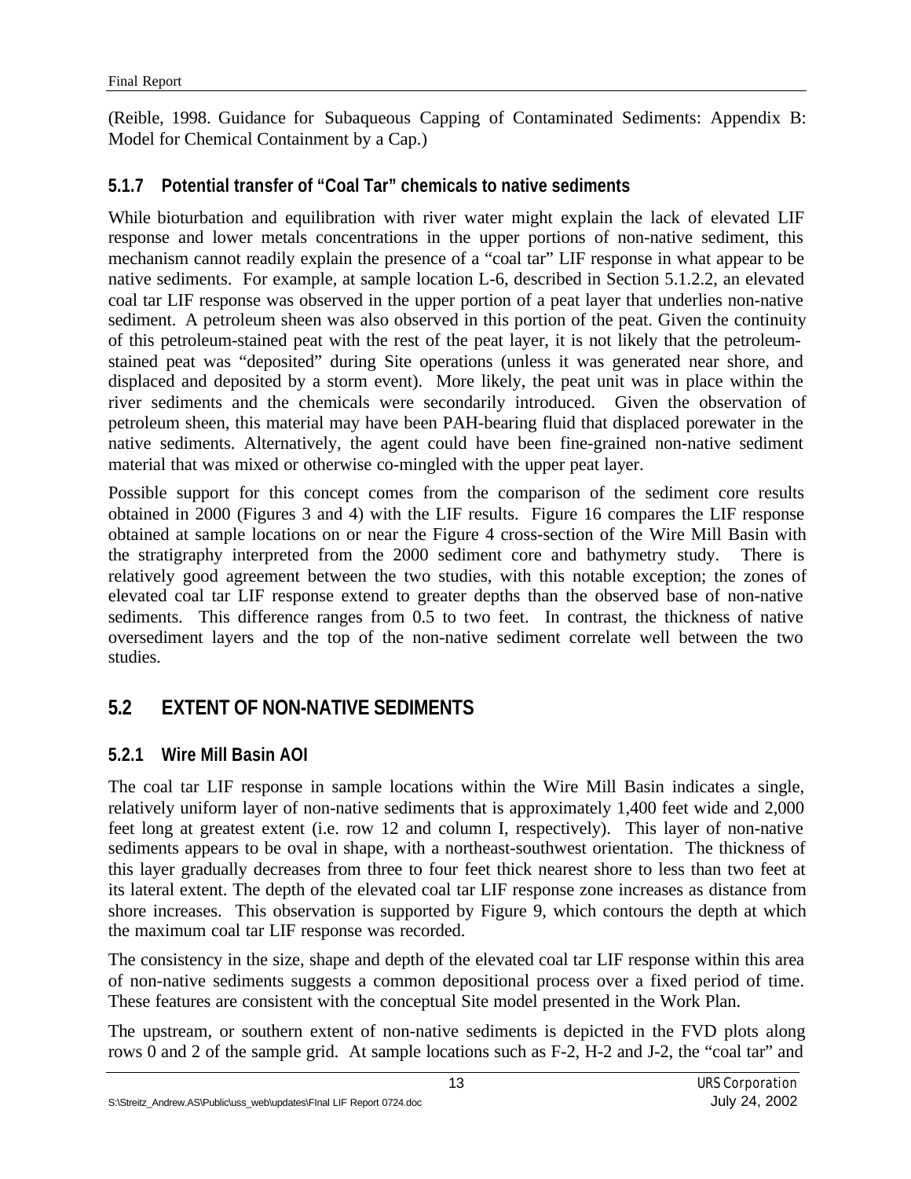(Reible, 1998. Guidance for Subaqueous Capping of Contaminated Sediments: Appendix B: Model for Chemical Containment by a Cap.)

### 5.1.7 Potential transfer of "Coal Tar" chemicals to native sediments

While bioturbation and equilibration with river water might explain the lack of elevated LIF response and lower metals concentrations in the upper portions of non-native sediment, this mechanism cannot readily explain the presence of a "coal tar" LIF response in what appear to be native sediments. For example, at sample location L-6, described in Section 5.1.2.2, an elevated coal tar LIF response was observed in the upper portion of a peat layer that underlies non-native sediment. A petroleum sheen was also observed in this portion of the peat. Given the continuity of this petroleum-stained peat with the rest of the peat layer, it is not likely that the petroleum-stained peat was "deposited" during Site operations (unless it was generated near shore, and displaced and deposited by a storm event). More likely, the peat unit was in place within the river sediments and the chemicals were secondarily introduced. Given the observation of petroleum sheen, this material may have been PAH-bearing fluid that displaced porewater in the native sediments. Alternatively, the agent could have been fine-grained non-native sediment material that was mixed or otherwise co-mingled with the upper peat layer.

Possible support for this concept comes from the comparison of the sediment core results obtained in 2000 (Figures 3 and 4) with the LIF results. Figure 16 compares the LIF response obtained at sample locations on or near the Figure 4 cross-section of the Wire Mill Basin with the stratigraphy interpreted from the 2000 sediment core and bathymetry study. There is relatively good agreement between the two studies, with this notable exception; the zones of elevated coal tar LIF response extend to greater depths than the observed base of non-native sediments. This difference ranges from 0.5 to two feet. In contrast, the thickness of native oversediment layers and the top of the non-native sediment correlate well between the two studies.

## 5.2 EXTENT OF NON-NATIVE SEDIMENTS

### 5.2.1 Wire Mill Basin AOI

The coal tar LIF response in sample locations within the Wire Mill Basin indicates a single, relatively uniform layer of non-native sediments that is approximately 1,400 feet wide and 2,000 feet long at greatest extent (i.e. row 12 and column I, respectively). This layer of non-native sediments appears to be oval in shape, with a northeast-southwest orientation. The thickness of this layer gradually decreases from three to four feet thick nearest shore to less than two feet at its lateral extent. The depth of the elevated coal tar LIF response zone increases as distance from shore increases. This observation is supported by Figure 9, which contours the depth at which the maximum coal tar LIF response was recorded.

The consistency in the size, shape and depth of the elevated coal tar LIF response within this area of non-native sediments suggests a common depositional process over a fixed period of time. These features are consistent with the conceptual Site model presented in the Work Plan.

The upstream, or southern extent of non-native sediments is depicted in the FVD plots along rows 0 and 2 of the sample grid. At sample locations such as F-2, H-2 and J-2, the "coal tar" and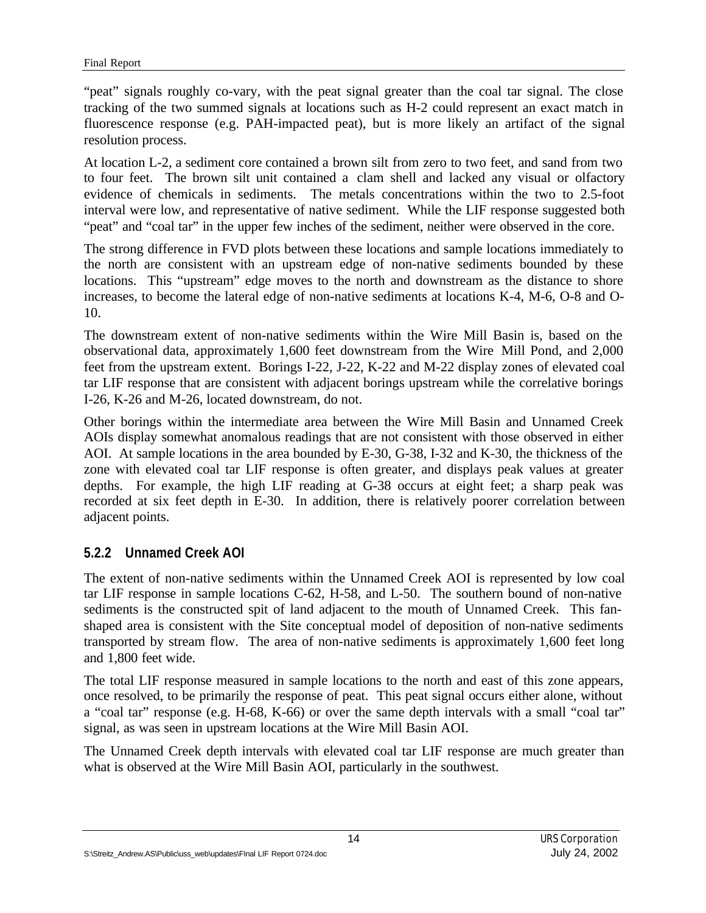"peat" signals roughly co-vary, with the peat signal greater than the coal tar signal. The close tracking of the two summed signals at locations such as H-2 could represent an exact match in fluorescence response (e.g. PAH-impacted peat), but is more likely an artifact of the signal resolution process.

At location L-2, a sediment core contained a brown silt from zero to two feet, and sand from two to four feet. The brown silt unit contained a clam shell and lacked any visual or olfactory evidence of chemicals in sediments. The metals concentrations within the two to 2.5-foot interval were low, and representative of native sediment. While the LIF response suggested both "peat" and "coal tar" in the upper few inches of the sediment, neither were observed in the core.

The strong difference in FVD plots between these locations and sample locations immediately to the north are consistent with an upstream edge of non-native sediments bounded by these locations. This "upstream" edge moves to the north and downstream as the distance to shore increases, to become the lateral edge of non-native sediments at locations K-4, M-6, O-8 and O-10.

The downstream extent of non-native sediments within the Wire Mill Basin is, based on the observational data, approximately 1,600 feet downstream from the Wire Mill Pond, and 2,000 feet from the upstream extent. Borings I-22, J-22, K-22 and M-22 display zones of elevated coal tar LIF response that are consistent with adjacent borings upstream while the correlative borings I-26, K-26 and M-26, located downstream, do not.

Other borings within the intermediate area between the Wire Mill Basin and Unnamed Creek AOIs display somewhat anomalous readings that are not consistent with those observed in either AOI. At sample locations in the area bounded by E-30, G-38, I-32 and K-30, the thickness of the zone with elevated coal tar LIF response is often greater, and displays peak values at greater depths. For example, the high LIF reading at G-38 occurs at eight feet; a sharp peak was recorded at six feet depth in E-30. In addition, there is relatively poorer correlation between adjacent points.

### 5.2.2 Unnamed Creek AOI

The extent of non-native sediments within the Unnamed Creek AOI is represented by low coal tar LIF response in sample locations C-62, H-58, and L-50. The southern bound of non-native sediments is the constructed spit of land adjacent to the mouth of Unnamed Creek. This fan-shaped area is consistent with the Site conceptual model of deposition of non-native sediments transported by stream flow. The area of non-native sediments is approximately 1,600 feet long and 1,800 feet wide.

The total LIF response measured in sample locations to the north and east of this zone appears, once resolved, to be primarily the response of peat. This peat signal occurs either alone, without a "coal tar" response (e.g. H-68, K-66) or over the same depth intervals with a small "coal tar" signal, as was seen in upstream locations at the Wire Mill Basin AOI.

The Unnamed Creek depth intervals with elevated coal tar LIF response are much greater than what is observed at the Wire Mill Basin AOI, particularly in the southwest.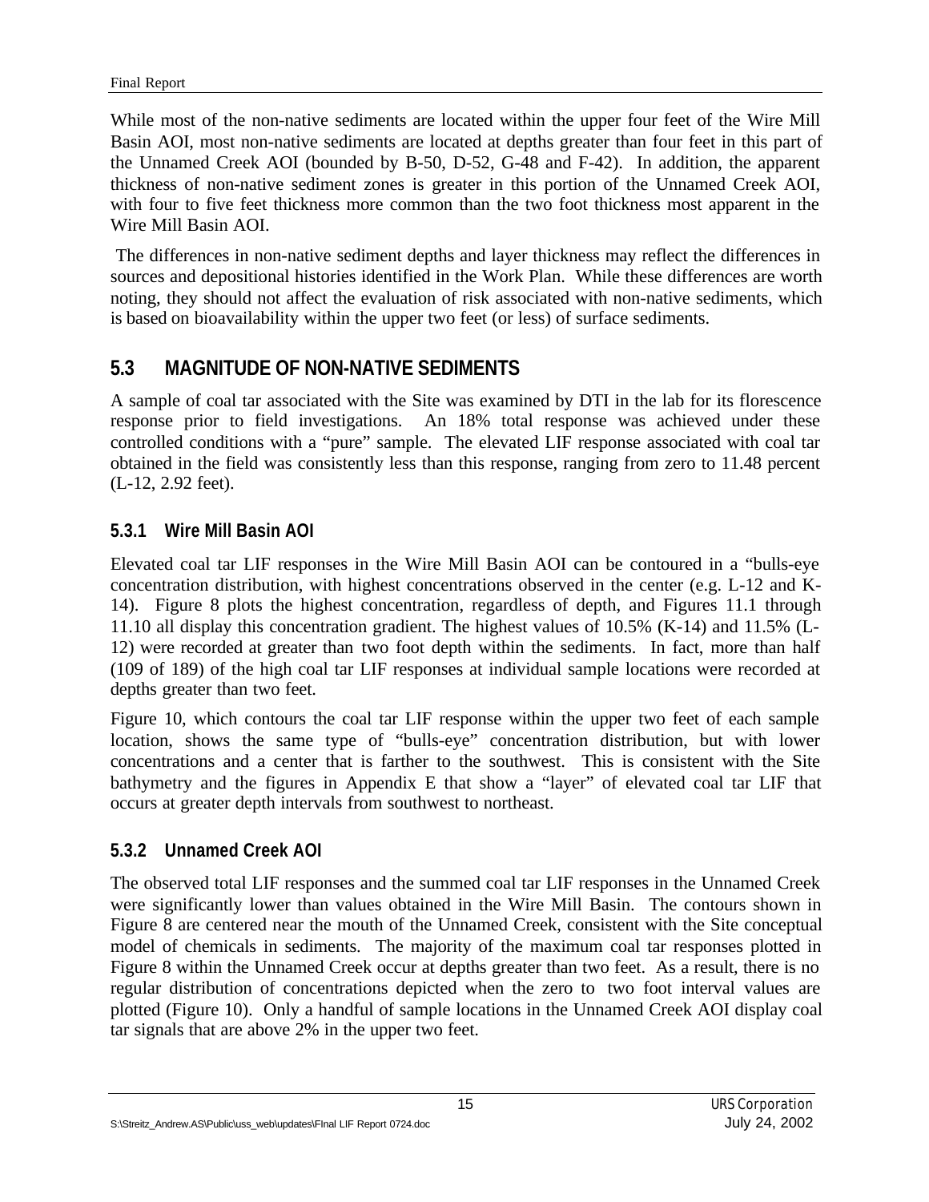While most of the non-native sediments are located within the upper four feet of the Wire Mill Basin AOI, most non-native sediments are located at depths greater than four feet in this part of the Unnamed Creek AOI (bounded by B-50, D-52, G-48 and F-42). In addition, the apparent thickness of non-native sediment zones is greater in this portion of the Unnamed Creek AOI, with four to five feet thickness more common than the two foot thickness most apparent in the Wire Mill Basin AOI.

The differences in non-native sediment depths and layer thickness may reflect the differences in sources and depositional histories identified in the Work Plan. While these differences are worth noting, they should not affect the evaluation of risk associated with non-native sediments, which is based on bioavailability within the upper two feet (or less) of surface sediments.

## 5.3 MAGNITUDE OF NON-NATIVE SEDIMENTS

A sample of coal tar associated with the Site was examined by DTI in the lab for its florescence response prior to field investigations. An 18% total response was achieved under these controlled conditions with a "pure" sample. The elevated LIF response associated with coal tar obtained in the field was consistently less than this response, ranging from zero to 11.48 percent (L-12, 2.92 feet).

### 5.3.1 Wire Mill Basin AOI

Elevated coal tar LIF responses in the Wire Mill Basin AOI can be contoured in a "bulls-eye concentration distribution, with highest concentrations observed in the center (e.g. L-12 and K-14). Figure 8 plots the highest concentration, regardless of depth, and Figures 11.1 through 11.10 all display this concentration gradient. The highest values of 10.5% (K-14) and 11.5% (L-12) were recorded at greater than two foot depth within the sediments. In fact, more than half (109 of 189) of the high coal tar LIF responses at individual sample locations were recorded at depths greater than two feet.

Figure 10, which contours the coal tar LIF response within the upper two feet of each sample location, shows the same type of "bulls-eye" concentration distribution, but with lower concentrations and a center that is farther to the southwest. This is consistent with the Site bathymetry and the figures in Appendix E that show a "layer" of elevated coal tar LIF that occurs at greater depth intervals from southwest to northeast.

### 5.3.2 Unnamed Creek AOI

The observed total LIF responses and the summed coal tar LIF responses in the Unnamed Creek were significantly lower than values obtained in the Wire Mill Basin. The contours shown in Figure 8 are centered near the mouth of the Unnamed Creek, consistent with the Site conceptual model of chemicals in sediments. The majority of the maximum coal tar responses plotted in Figure 8 within the Unnamed Creek occur at depths greater than two feet. As a result, there is no regular distribution of concentrations depicted when the zero to two foot interval values are plotted (Figure 10). Only a handful of sample locations in the Unnamed Creek AOI display coal tar signals that are above 2% in the upper two feet.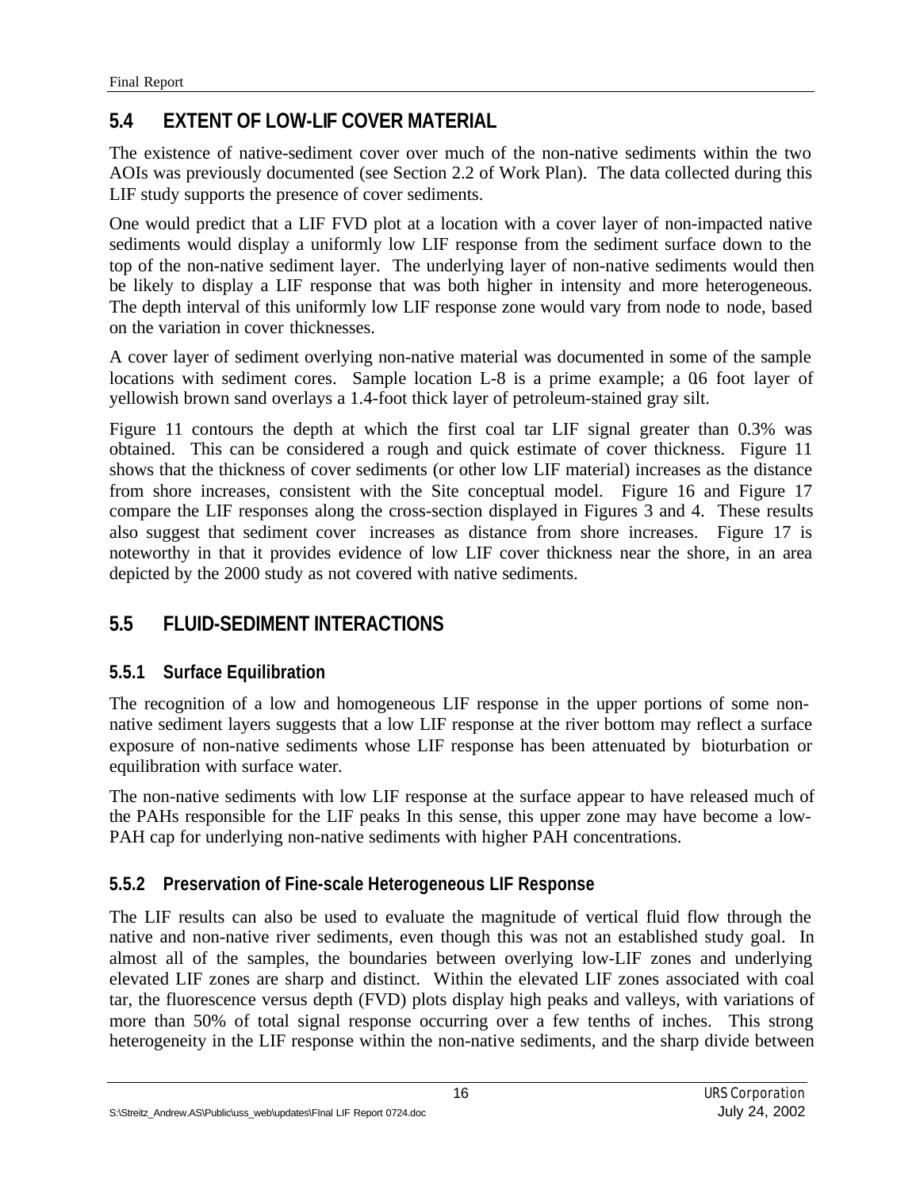## 5.4 EXTENT OF LOW-LIF COVER MATERIAL

The existence of native-sediment cover over much of the non-native sediments within the two AOIs was previously documented (see Section 2.2 of Work Plan). The data collected during this LIF study supports the presence of cover sediments.

One would predict that a LIF FVD plot at a location with a cover layer of non-impacted native sediments would display a uniformly low LIF response from the sediment surface down to the top of the non-native sediment layer. The underlying layer of non-native sediments would then be likely to display a LIF response that was both higher in intensity and more heterogeneous. The depth interval of this uniformly low LIF response zone would vary from node to node, based on the variation in cover thicknesses.

A cover layer of sediment overlying non-native material was documented in some of the sample locations with sediment cores. Sample location L-8 is a prime example; a 0.6 foot layer of yellowish brown sand overlays a 1.4-foot thick layer of petroleum-stained gray silt.

Figure 11 contours the depth at which the first coal tar LIF signal greater than 0.3% was obtained. This can be considered a rough and quick estimate of cover thickness. Figure 11 shows that the thickness of cover sediments (or other low LIF material) increases as the distance from shore increases, consistent with the Site conceptual model. Figure 16 and Figure 17 compare the LIF responses along the cross-section displayed in Figures 3 and 4. These results also suggest that sediment cover increases as distance from shore increases. Figure 17 is noteworthy in that it provides evidence of low LIF cover thickness near the shore, in an area depicted by the 2000 study as not covered with native sediments.

## 5.5 FLUID-SEDIMENT INTERACTIONS

### 5.5.1 Surface Equilibration

The recognition of a low and homogeneous LIF response in the upper portions of some non-native sediment layers suggests that a low LIF response at the river bottom may reflect a surface exposure of non-native sediments whose LIF response has been attenuated by bioturbation or equilibration with surface water.

The non-native sediments with low LIF response at the surface appear to have released much of the PAHs responsible for the LIF peaks In this sense, this upper zone may have become a low-PAH cap for underlying non-native sediments with higher PAH concentrations.

### 5.5.2 Preservation of Fine-scale Heterogeneous LIF Response

The LIF results can also be used to evaluate the magnitude of vertical fluid flow through the native and non-native river sediments, even though this was not an established study goal. In almost all of the samples, the boundaries between overlying low-LIF zones and underlying elevated LIF zones are sharp and distinct. Within the elevated LIF zones associated with coal tar, the fluorescence versus depth (FVD) plots display high peaks and valleys, with variations of more than 50% of total signal response occurring over a few tenths of inches. This strong heterogeneity in the LIF response within the non-native sediments, and the sharp divide between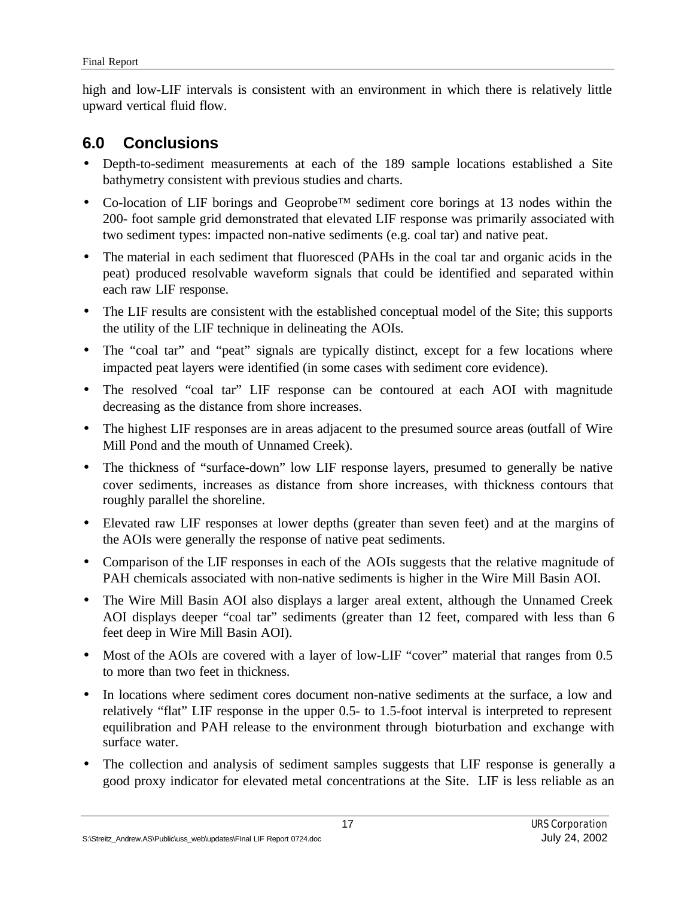high and low-LIF intervals is consistent with an environment in which there is relatively little upward vertical fluid flow.

## 6.0 Conclusions

- Depth-to-sediment measurements at each of the 189 sample locations established a Site bathymetry consistent with previous studies and charts.
- Co-location of LIF borings and Geoprobe™ sediment core borings at 13 nodes within the 200- foot sample grid demonstrated that elevated LIF response was primarily associated with two sediment types: impacted non-native sediments (e.g. coal tar) and native peat.
- The material in each sediment that fluoresced (PAHs in the coal tar and organic acids in the peat) produced resolvable waveform signals that could be identified and separated within each raw LIF response.
- The LIF results are consistent with the established conceptual model of the Site; this supports the utility of the LIF technique in delineating the AOIs.
- The "coal tar" and "peat" signals are typically distinct, except for a few locations where impacted peat layers were identified (in some cases with sediment core evidence).
- The resolved "coal tar" LIF response can be contoured at each AOI with magnitude decreasing as the distance from shore increases.
- The highest LIF responses are in areas adjacent to the presumed source areas (outfall of Wire Mill Pond and the mouth of Unnamed Creek).
- The thickness of "surface-down" low LIF response layers, presumed to generally be native cover sediments, increases as distance from shore increases, with thickness contours that roughly parallel the shoreline.
- Elevated raw LIF responses at lower depths (greater than seven feet) and at the margins of the AOIs were generally the response of native peat sediments.
- Comparison of the LIF responses in each of the AOIs suggests that the relative magnitude of PAH chemicals associated with non-native sediments is higher in the Wire Mill Basin AOI.
- The Wire Mill Basin AOI also displays a larger areal extent, although the Unnamed Creek AOI displays deeper "coal tar" sediments (greater than 12 feet, compared with less than 6 feet deep in Wire Mill Basin AOI).
- Most of the AOIs are covered with a layer of low-LIF "cover" material that ranges from 0.5 to more than two feet in thickness.
- In locations where sediment cores document non-native sediments at the surface, a low and relatively "flat" LIF response in the upper 0.5- to 1.5-foot interval is interpreted to represent equilibration and PAH release to the environment through bioturbation and exchange with surface water.
- The collection and analysis of sediment samples suggests that LIF response is generally a good proxy indicator for elevated metal concentrations at the Site. LIF is less reliable as an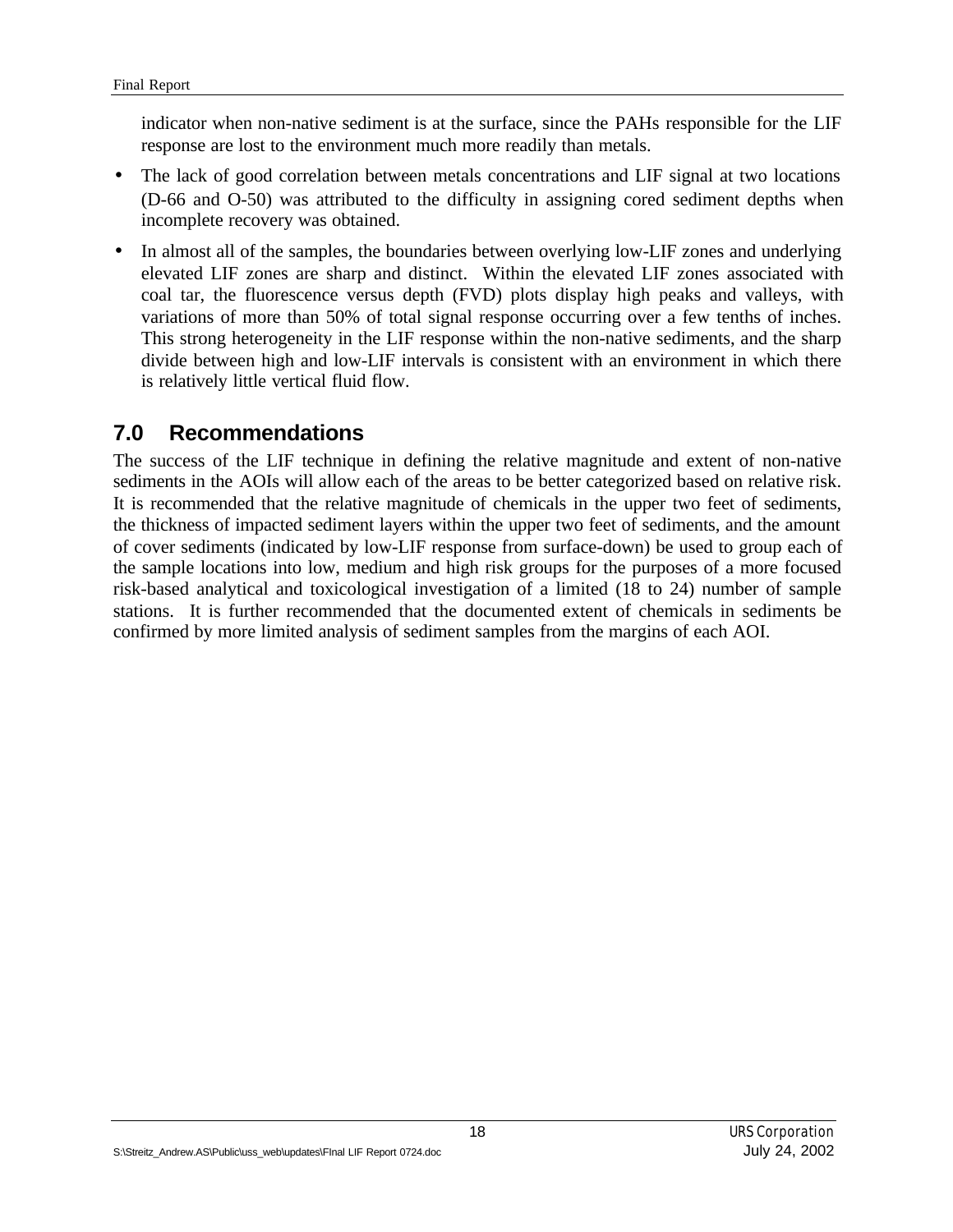indicator when non-native sediment is at the surface, since the PAHs responsible for the LIF response are lost to the environment much more readily than metals.

- The lack of good correlation between metals concentrations and LIF signal at two locations (D-66 and O-50) was attributed to the difficulty in assigning cored sediment depths when incomplete recovery was obtained.
- In almost all of the samples, the boundaries between overlying low-LIF zones and underlying elevated LIF zones are sharp and distinct. Within the elevated LIF zones associated with coal tar, the fluorescence versus depth (FVD) plots display high peaks and valleys, with variations of more than 50% of total signal response occurring over a few tenths of inches. This strong heterogeneity in the LIF response within the non-native sediments, and the sharp divide between high and low-LIF intervals is consistent with an environment in which there is relatively little vertical fluid flow.

## 7.0 Recommendations

The success of the LIF technique in defining the relative magnitude and extent of non-native sediments in the AOIs will allow each of the areas to be better categorized based on relative risk. It is recommended that the relative magnitude of chemicals in the upper two feet of sediments, the thickness of impacted sediment layers within the upper two feet of sediments, and the amount of cover sediments (indicated by low-LIF response from surface-down) be used to group each of the sample locations into low, medium and high risk groups for the purposes of a more focused risk-based analytical and toxicological investigation of a limited (18 to 24) number of sample stations. It is further recommended that the documented extent of chemicals in sediments be confirmed by more limited analysis of sediment samples from the margins of each AOI.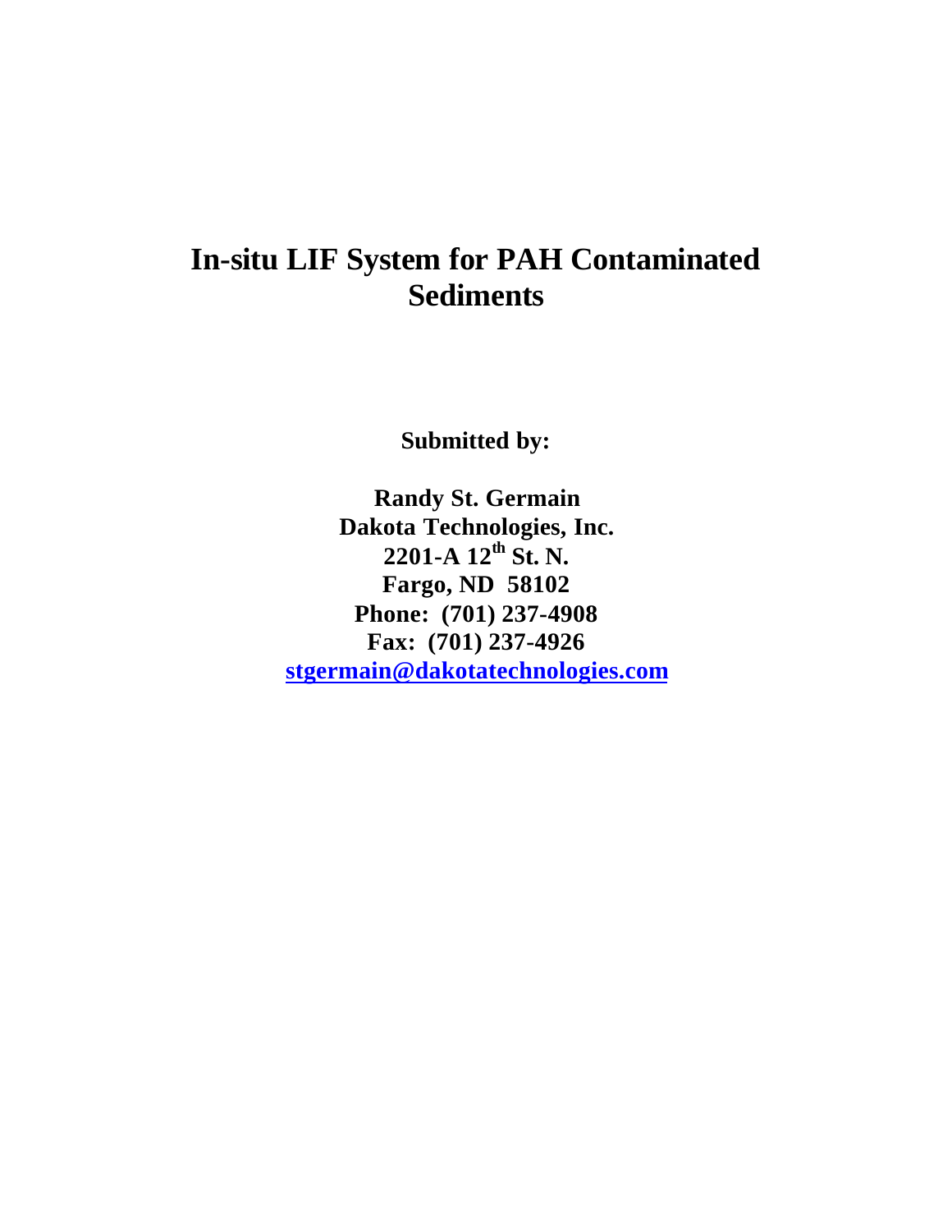# In-situ LIF System for PAH Contaminated Sediments

**Submitted by:**

**Randy St. Germain**
**Dakota Technologies, Inc.**
**2201-A 12th St. N.**
**Fargo, ND 58102**
**Phone: (701) 237-4908**
**Fax: (701) 237-4926**
**stgermain@dakotatechnologies.com**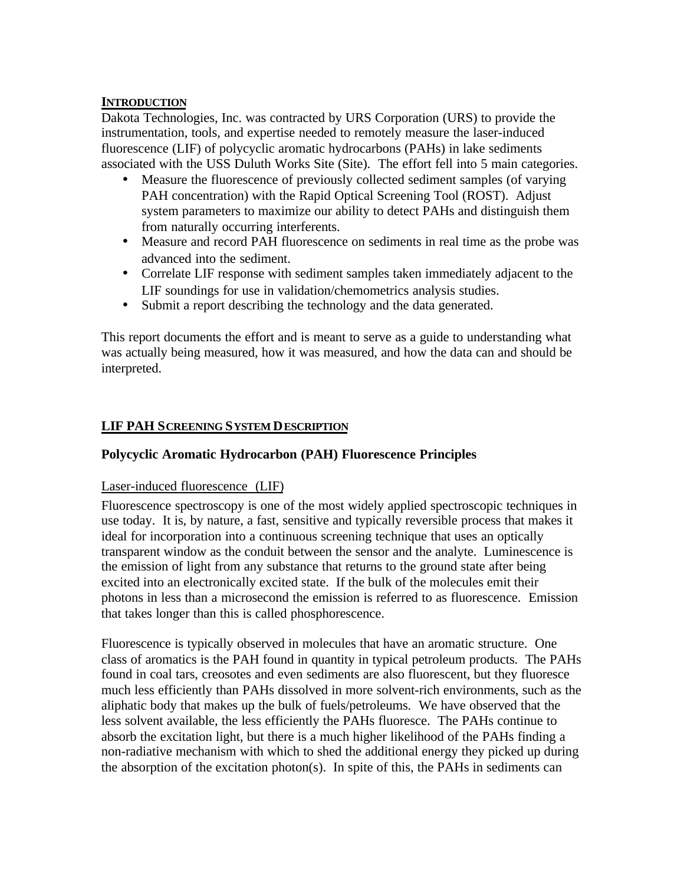## INTRODUCTION

Dakota Technologies, Inc. was contracted by URS Corporation (URS) to provide the instrumentation, tools, and expertise needed to remotely measure the laser-induced fluorescence (LIF) of polycyclic aromatic hydrocarbons (PAHs) in lake sediments associated with the USS Duluth Works Site (Site). The effort fell into 5 main categories.

- Measure the fluorescence of previously collected sediment samples (of varying PAH concentration) with the Rapid Optical Screening Tool (ROST). Adjust system parameters to maximize our ability to detect PAHs and distinguish them from naturally occurring interferents.
- Measure and record PAH fluorescence on sediments in real time as the probe was advanced into the sediment.
- Correlate LIF response with sediment samples taken immediately adjacent to the LIF soundings for use in validation/chemometrics analysis studies.
- Submit a report describing the technology and the data generated.

This report documents the effort and is meant to serve as a guide to understanding what was actually being measured, how it was measured, and how the data can and should be interpreted.

## LIF PAH SCREENING SYSTEM DESCRIPTION

### Polycyclic Aromatic Hydrocarbon (PAH) Fluorescence Principles

#### Laser-induced fluorescence (LIF)

Fluorescence spectroscopy is one of the most widely applied spectroscopic techniques in use today. It is, by nature, a fast, sensitive and typically reversible process that makes it ideal for incorporation into a continuous screening technique that uses an optically transparent window as the conduit between the sensor and the analyte. Luminescence is the emission of light from any substance that returns to the ground state after being excited into an electronically excited state. If the bulk of the molecules emit their photons in less than a microsecond the emission is referred to as fluorescence. Emission that takes longer than this is called phosphorescence.

Fluorescence is typically observed in molecules that have an aromatic structure. One class of aromatics is the PAH found in quantity in typical petroleum products. The PAHs found in coal tars, creosotes and even sediments are also fluorescent, but they fluoresce much less efficiently than PAHs dissolved in more solvent-rich environments, such as the aliphatic body that makes up the bulk of fuels/petroleums. We have observed that the less solvent available, the less efficiently the PAHs fluoresce. The PAHs continue to absorb the excitation light, but there is a much higher likelihood of the PAHs finding a non-radiative mechanism with which to shed the additional energy they picked up during the absorption of the excitation photon(s). In spite of this, the PAHs in sediments can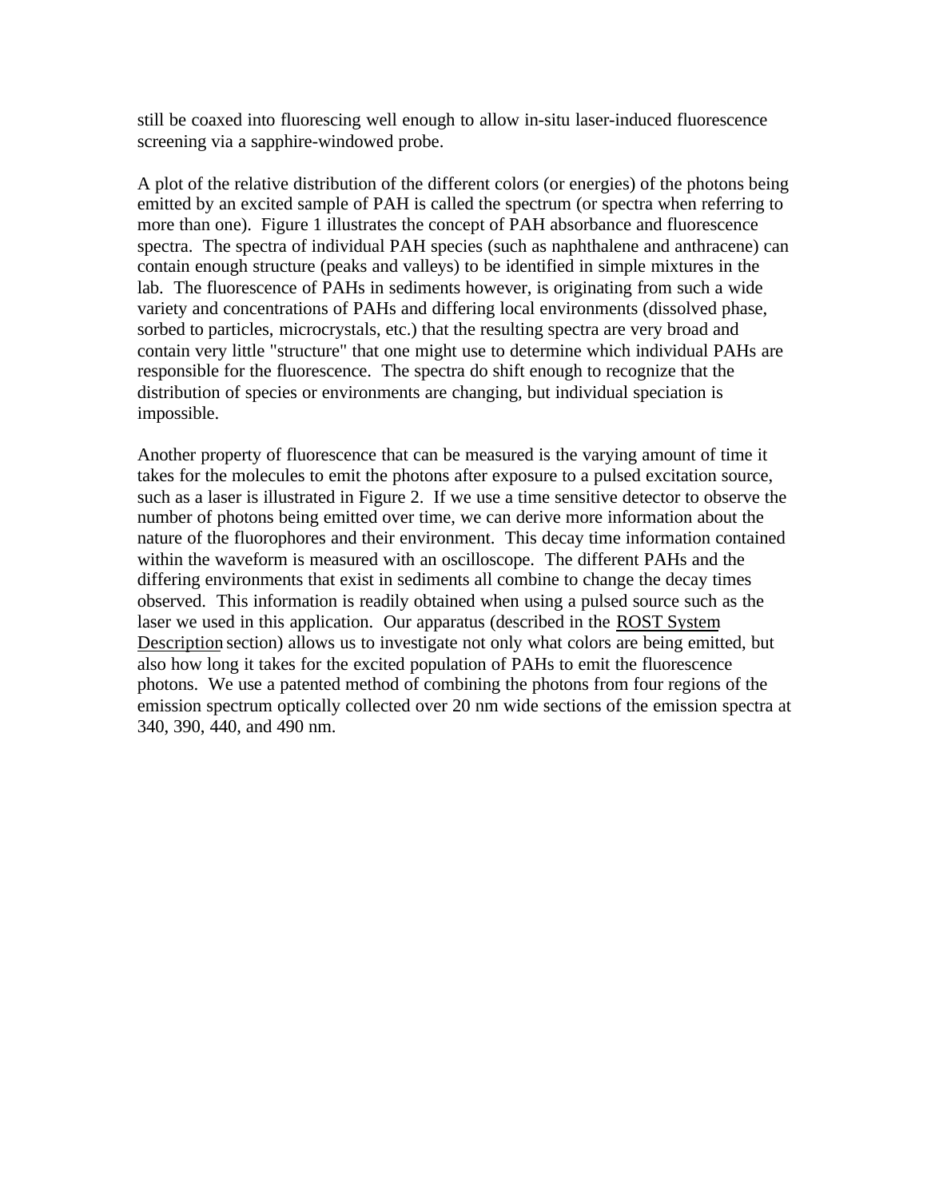still be coaxed into fluorescing well enough to allow in-situ laser-induced fluorescence screening via a sapphire-windowed probe.

A plot of the relative distribution of the different colors (or energies) of the photons being emitted by an excited sample of PAH is called the spectrum (or spectra when referring to more than one). Figure 1 illustrates the concept of PAH absorbance and fluorescence spectra. The spectra of individual PAH species (such as naphthalene and anthracene) can contain enough structure (peaks and valleys) to be identified in simple mixtures in the lab. The fluorescence of PAHs in sediments however, is originating from such a wide variety and concentrations of PAHs and differing local environments (dissolved phase, sorbed to particles, microcrystals, etc.) that the resulting spectra are very broad and contain very little "structure" that one might use to determine which individual PAHs are responsible for the fluorescence. The spectra do shift enough to recognize that the distribution of species or environments are changing, but individual speciation is impossible.

Another property of fluorescence that can be measured is the varying amount of time it takes for the molecules to emit the photons after exposure to a pulsed excitation source, such as a laser is illustrated in Figure 2. If we use a time sensitive detector to observe the number of photons being emitted over time, we can derive more information about the nature of the fluorophores and their environment. This decay time information contained within the waveform is measured with an oscilloscope. The different PAHs and the differing environments that exist in sediments all combine to change the decay times observed. This information is readily obtained when using a pulsed source such as the laser we used in this application. Our apparatus (described in the ROST System Description section) allows us to investigate not only what colors are being emitted, but also how long it takes for the excited population of PAHs to emit the fluorescence photons. We use a patented method of combining the photons from four regions of the emission spectrum optically collected over 20 nm wide sections of the emission spectra at 340, 390, 440, and 490 nm.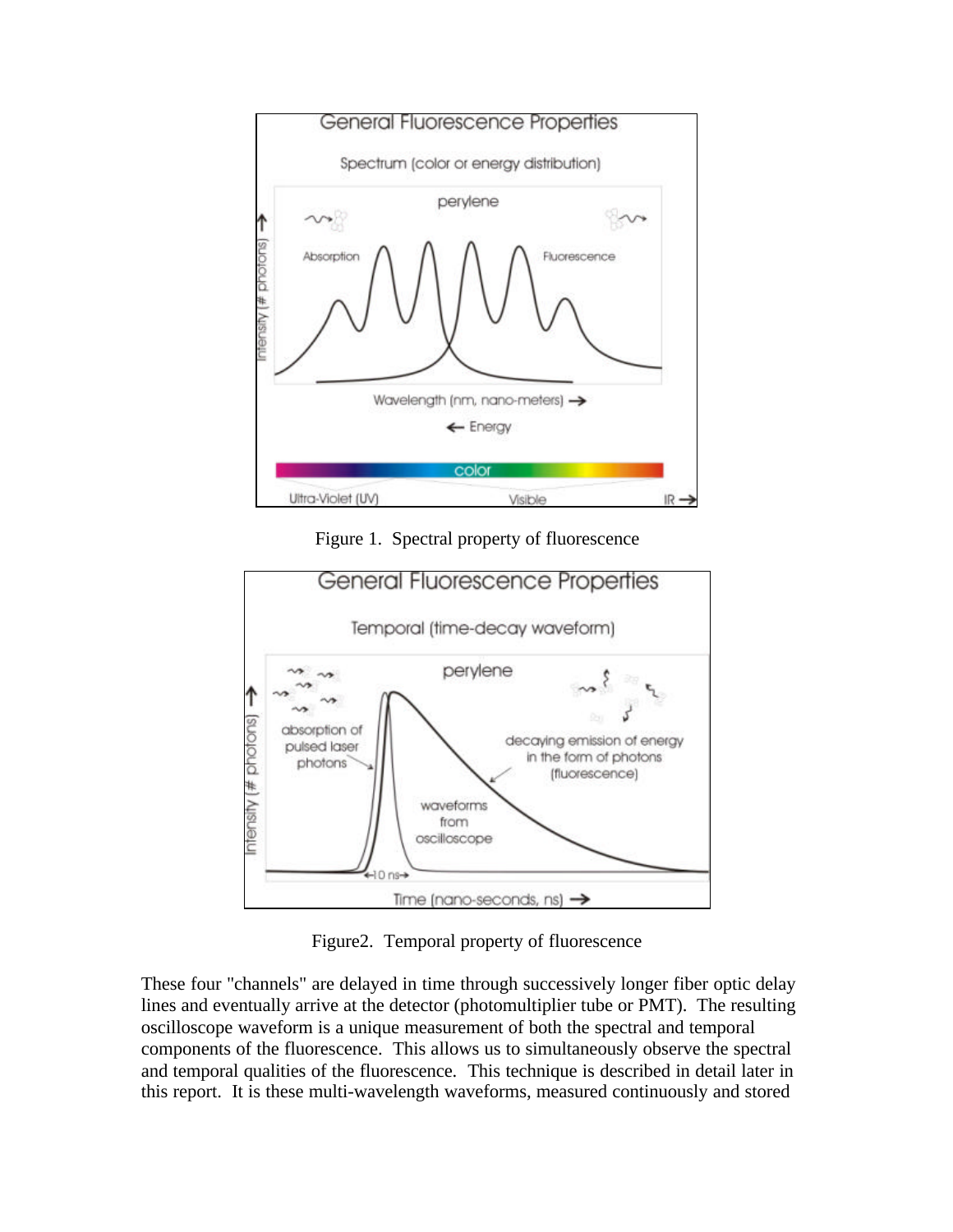Figure 1. Spectral property of fluorescence

Figure2. Temporal property of fluorescence

These four "channels" are delayed in time through successively longer fiber optic delay lines and eventually arrive at the detector (photomultiplier tube or PMT). The resulting oscilloscope waveform is a unique measurement of both the spectral and temporal components of the fluorescence. This allows us to simultaneously observe the spectral and temporal qualities of the fluorescence. This technique is described in detail later in this report. It is these multi-wavelength waveforms, measured continuously and stored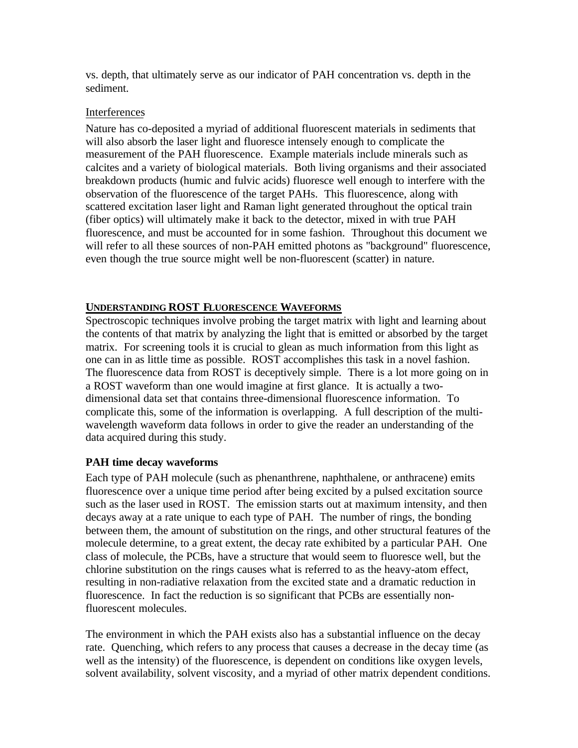vs. depth, that ultimately serve as our indicator of PAH concentration vs. depth in the sediment.

Interferences

Nature has co-deposited a myriad of additional fluorescent materials in sediments that will also absorb the laser light and fluoresce intensely enough to complicate the measurement of the PAH fluorescence. Example materials include minerals such as calcites and a variety of biological materials. Both living organisms and their associated breakdown products (humic and fulvic acids) fluoresce well enough to interfere with the observation of the fluorescence of the target PAHs. This fluorescence, along with scattered excitation laser light and Raman light generated throughout the optical train (fiber optics) will ultimately make it back to the detector, mixed in with true PAH fluorescence, and must be accounted for in some fashion. Throughout this document we will refer to all these sources of non-PAH emitted photons as "background" fluorescence, even though the true source might well be non-fluorescent (scatter) in nature.

## UNDERSTANDING ROST FLUORESCENCE WAVEFORMS

Spectroscopic techniques involve probing the target matrix with light and learning about the contents of that matrix by analyzing the light that is emitted or absorbed by the target matrix. For screening tools it is crucial to glean as much information from this light as one can in as little time as possible. ROST accomplishes this task in a novel fashion. The fluorescence data from ROST is deceptively simple. There is a lot more going on in a ROST waveform than one would imagine at first glance. It is actually a two-dimensional data set that contains three-dimensional fluorescence information. To complicate this, some of the information is overlapping. A full description of the multi-wavelength waveform data follows in order to give the reader an understanding of the data acquired during this study.

### PAH time decay waveforms

Each type of PAH molecule (such as phenanthrene, naphthalene, or anthracene) emits fluorescence over a unique time period after being excited by a pulsed excitation source such as the laser used in ROST. The emission starts out at maximum intensity, and then decays away at a rate unique to each type of PAH. The number of rings, the bonding between them, the amount of substitution on the rings, and other structural features of the molecule determine, to a great extent, the decay rate exhibited by a particular PAH. One class of molecule, the PCBs, have a structure that would seem to fluoresce well, but the chlorine substitution on the rings causes what is referred to as the heavy-atom effect, resulting in non-radiative relaxation from the excited state and a dramatic reduction in fluorescence. In fact the reduction is so significant that PCBs are essentially non-fluorescent molecules.

The environment in which the PAH exists also has a substantial influence on the decay rate. Quenching, which refers to any process that causes a decrease in the decay time (as well as the intensity) of the fluorescence, is dependent on conditions like oxygen levels, solvent availability, solvent viscosity, and a myriad of other matrix dependent conditions.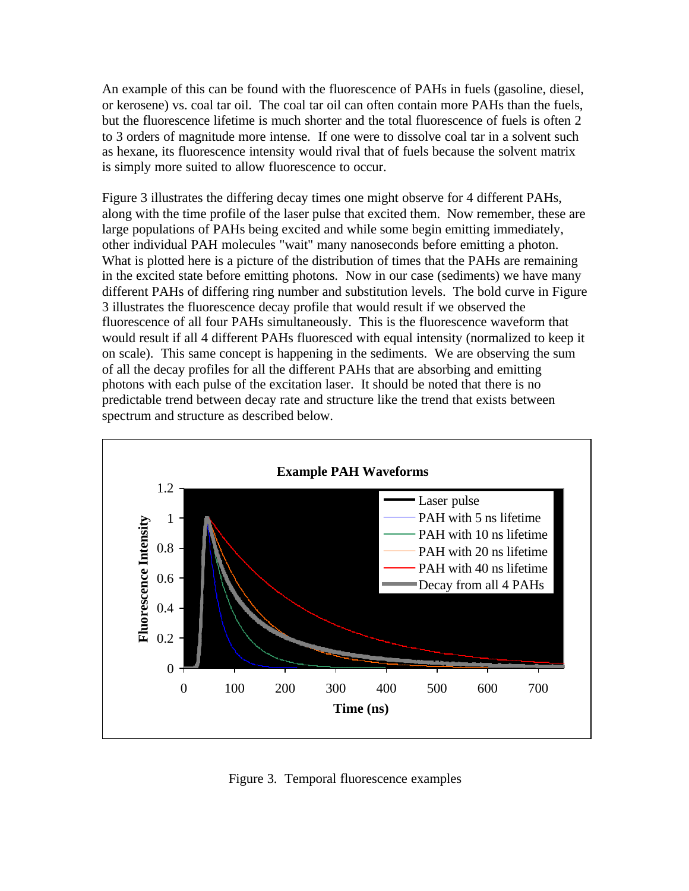An example of this can be found with the fluorescence of PAHs in fuels (gasoline, diesel, or kerosene) vs. coal tar oil. The coal tar oil can often contain more PAHs than the fuels, but the fluorescence lifetime is much shorter and the total fluorescence of fuels is often 2 to 3 orders of magnitude more intense. If one were to dissolve coal tar in a solvent such as hexane, its fluorescence intensity would rival that of fuels because the solvent matrix is simply more suited to allow fluorescence to occur.

Figure 3 illustrates the differing decay times one might observe for 4 different PAHs, along with the time profile of the laser pulse that excited them. Now remember, these are large populations of PAHs being excited and while some begin emitting immediately, other individual PAH molecules "wait" many nanoseconds before emitting a photon. What is plotted here is a picture of the distribution of times that the PAHs are remaining in the excited state before emitting photons. Now in our case (sediments) we have many different PAHs of differing ring number and substitution levels. The bold curve in Figure 3 illustrates the fluorescence decay profile that would result if we observed the fluorescence of all four PAHs simultaneously. This is the fluorescence waveform that would result if all 4 different PAHs fluoresced with equal intensity (normalized to keep it on scale). This same concept is happening in the sediments. We are observing the sum of all the decay profiles for all the different PAHs that are absorbing and emitting photons with each pulse of the excitation laser. It should be noted that there is no predictable trend between decay rate and structure like the trend that exists between spectrum and structure as described below.

Figure 3. Temporal fluorescence examples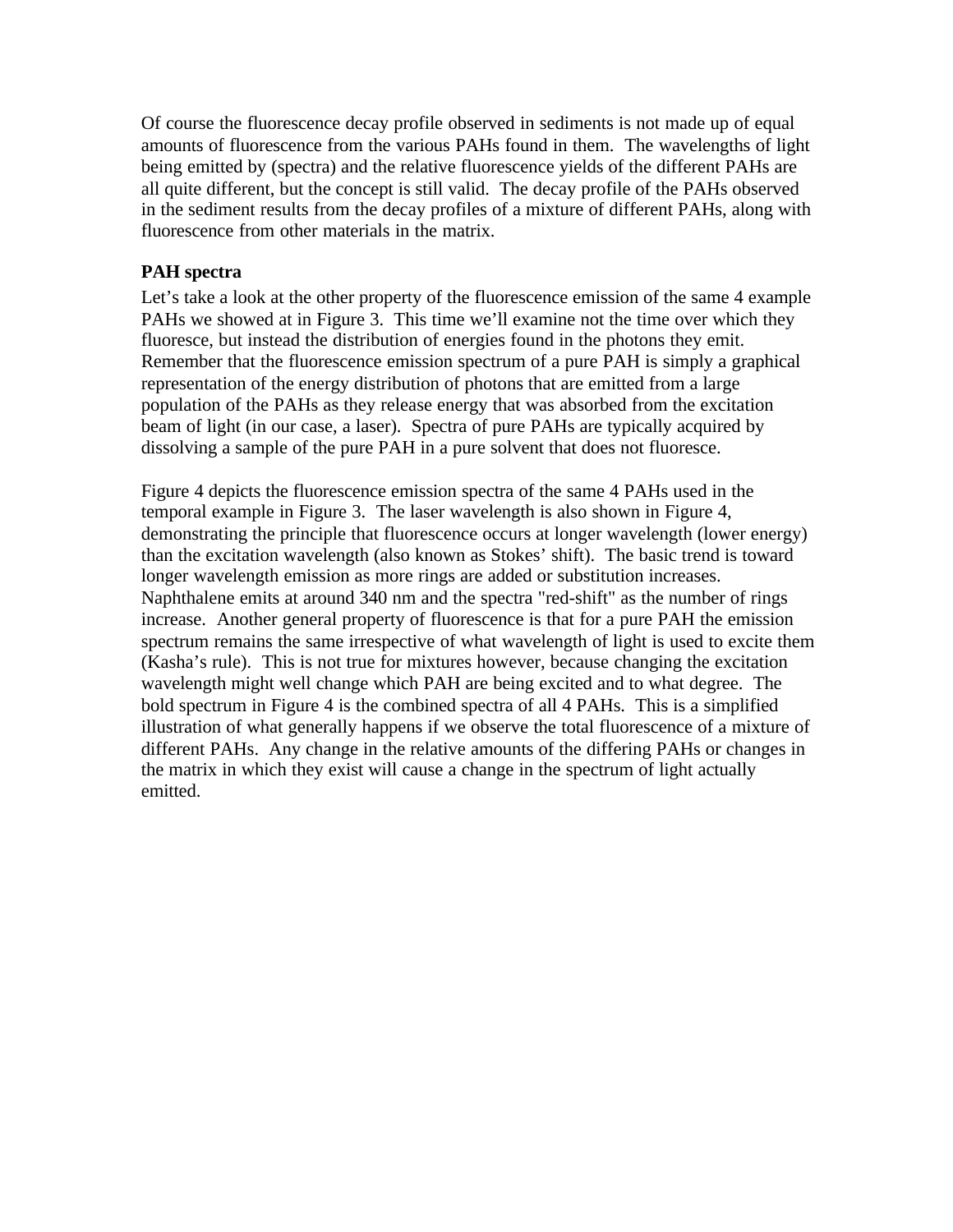Of course the fluorescence decay profile observed in sediments is not made up of equal amounts of fluorescence from the various PAHs found in them. The wavelengths of light being emitted by (spectra) and the relative fluorescence yields of the different PAHs are all quite different, but the concept is still valid. The decay profile of the PAHs observed in the sediment results from the decay profiles of a mixture of different PAHs, along with fluorescence from other materials in the matrix.

**PAH spectra**

Let's take a look at the other property of the fluorescence emission of the same 4 example PAHs we showed at in Figure 3. This time we'll examine not the time over which they fluoresce, but instead the distribution of energies found in the photons they emit. Remember that the fluorescence emission spectrum of a pure PAH is simply a graphical representation of the energy distribution of photons that are emitted from a large population of the PAHs as they release energy that was absorbed from the excitation beam of light (in our case, a laser). Spectra of pure PAHs are typically acquired by dissolving a sample of the pure PAH in a pure solvent that does not fluoresce.

Figure 4 depicts the fluorescence emission spectra of the same 4 PAHs used in the temporal example in Figure 3. The laser wavelength is also shown in Figure 4, demonstrating the principle that fluorescence occurs at longer wavelength (lower energy) than the excitation wavelength (also known as Stokes' shift). The basic trend is toward longer wavelength emission as more rings are added or substitution increases. Naphthalene emits at around 340 nm and the spectra "red-shift" as the number of rings increase. Another general property of fluorescence is that for a pure PAH the emission spectrum remains the same irrespective of what wavelength of light is used to excite them (Kasha's rule). This is not true for mixtures however, because changing the excitation wavelength might well change which PAH are being excited and to what degree. The bold spectrum in Figure 4 is the combined spectra of all 4 PAHs. This is a simplified illustration of what generally happens if we observe the total fluorescence of a mixture of different PAHs. Any change in the relative amounts of the differing PAHs or changes in the matrix in which they exist will cause a change in the spectrum of light actually emitted.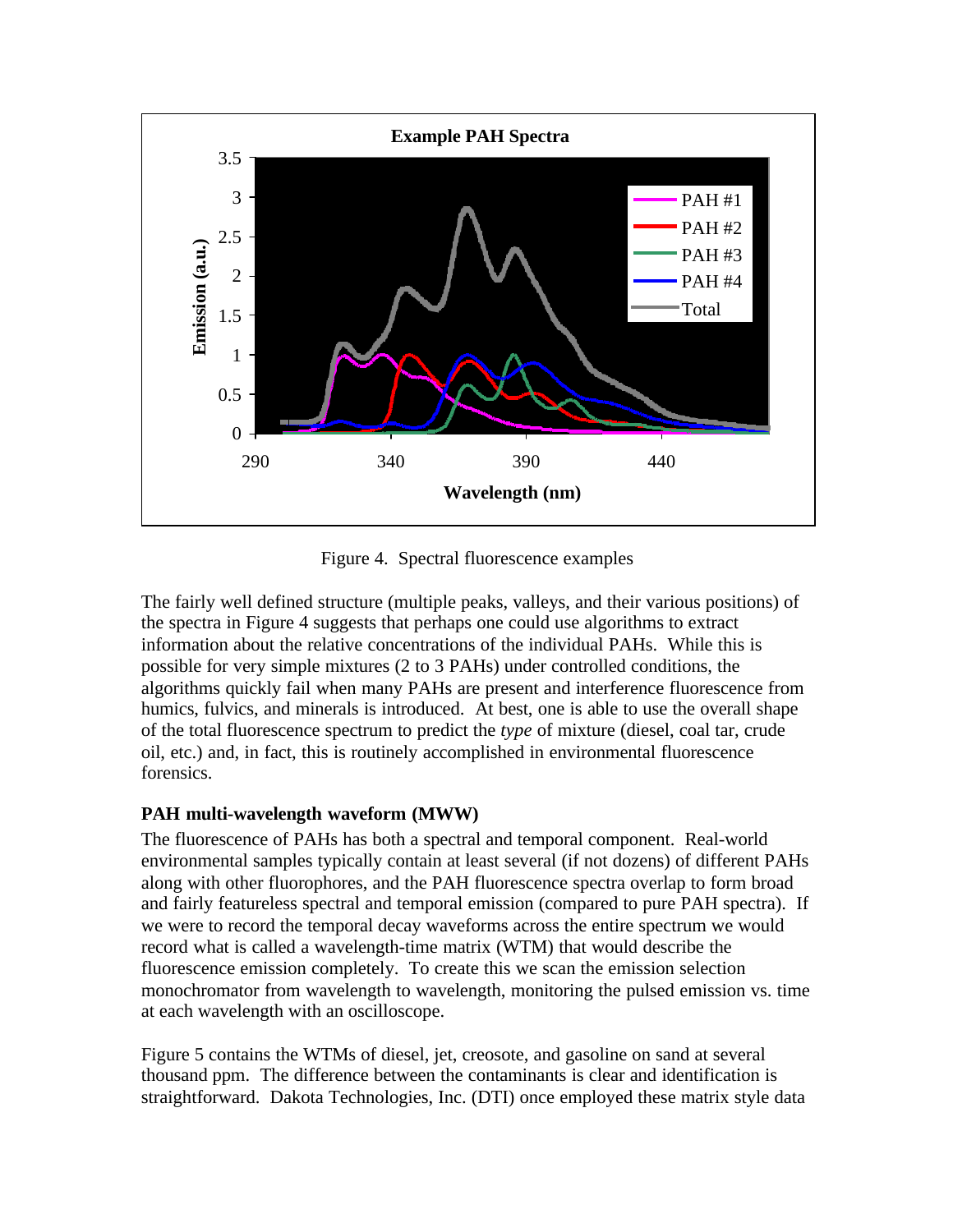Figure 4. Spectral fluorescence examples

The fairly well defined structure (multiple peaks, valleys, and their various positions) of the spectra in Figure 4 suggests that perhaps one could use algorithms to extract information about the relative concentrations of the individual PAHs. While this is possible for very simple mixtures (2 to 3 PAHs) under controlled conditions, the algorithms quickly fail when many PAHs are present and interference fluorescence from humics, fulvics, and minerals is introduced. At best, one is able to use the overall shape of the total fluorescence spectrum to predict the *type* of mixture (diesel, coal tar, crude oil, etc.) and, in fact, this is routinely accomplished in environmental fluorescence forensics.

**PAH multi-wavelength waveform (MWW)**

The fluorescence of PAHs has both a spectral and temporal component. Real-world environmental samples typically contain at least several (if not dozens) of different PAHs along with other fluorophores, and the PAH fluorescence spectra overlap to form broad and fairly featureless spectral and temporal emission (compared to pure PAH spectra). If we were to record the temporal decay waveforms across the entire spectrum we would record what is called a wavelength-time matrix (WTM) that would describe the fluorescence emission completely. To create this we scan the emission selection monochromator from wavelength to wavelength, monitoring the pulsed emission vs. time at each wavelength with an oscilloscope.

Figure 5 contains the WTMs of diesel, jet, creosote, and gasoline on sand at several thousand ppm. The difference between the contaminants is clear and identification is straightforward. Dakota Technologies, Inc. (DTI) once employed these matrix style data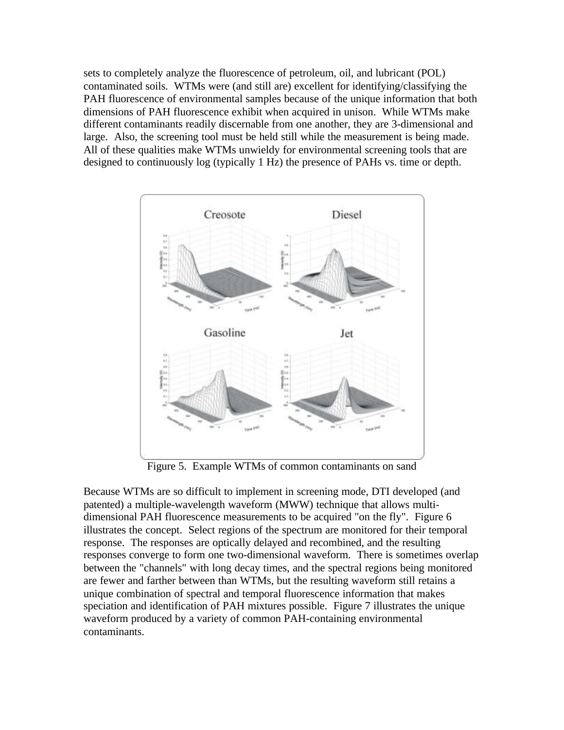sets to completely analyze the fluorescence of petroleum, oil, and lubricant (POL) contaminated soils. WTMs were (and still are) excellent for identifying/classifying the PAH fluorescence of environmental samples because of the unique information that both dimensions of PAH fluorescence exhibit when acquired in unison. While WTMs make different contaminants readily discernable from one another, they are 3-dimensional and large. Also, the screening tool must be held still while the measurement is being made. All of these qualities make WTMs unwieldy for environmental screening tools that are designed to continuously log (typically 1 Hz) the presence of PAHs vs. time or depth.

Figure 5. Example WTMs of common contaminants on sand

Because WTMs are so difficult to implement in screening mode, DTI developed (and patented) a multiple-wavelength waveform (MWW) technique that allows multi-dimensional PAH fluorescence measurements to be acquired "on the fly". Figure 6 illustrates the concept. Select regions of the spectrum are monitored for their temporal response. The responses are optically delayed and recombined, and the resulting responses converge to form one two-dimensional waveform. There is sometimes overlap between the "channels" with long decay times, and the spectral regions being monitored are fewer and farther between than WTMs, but the resulting waveform still retains a unique combination of spectral and temporal fluorescence information that makes speciation and identification of PAH mixtures possible. Figure 7 illustrates the unique waveform produced by a variety of common PAH-containing environmental contaminants.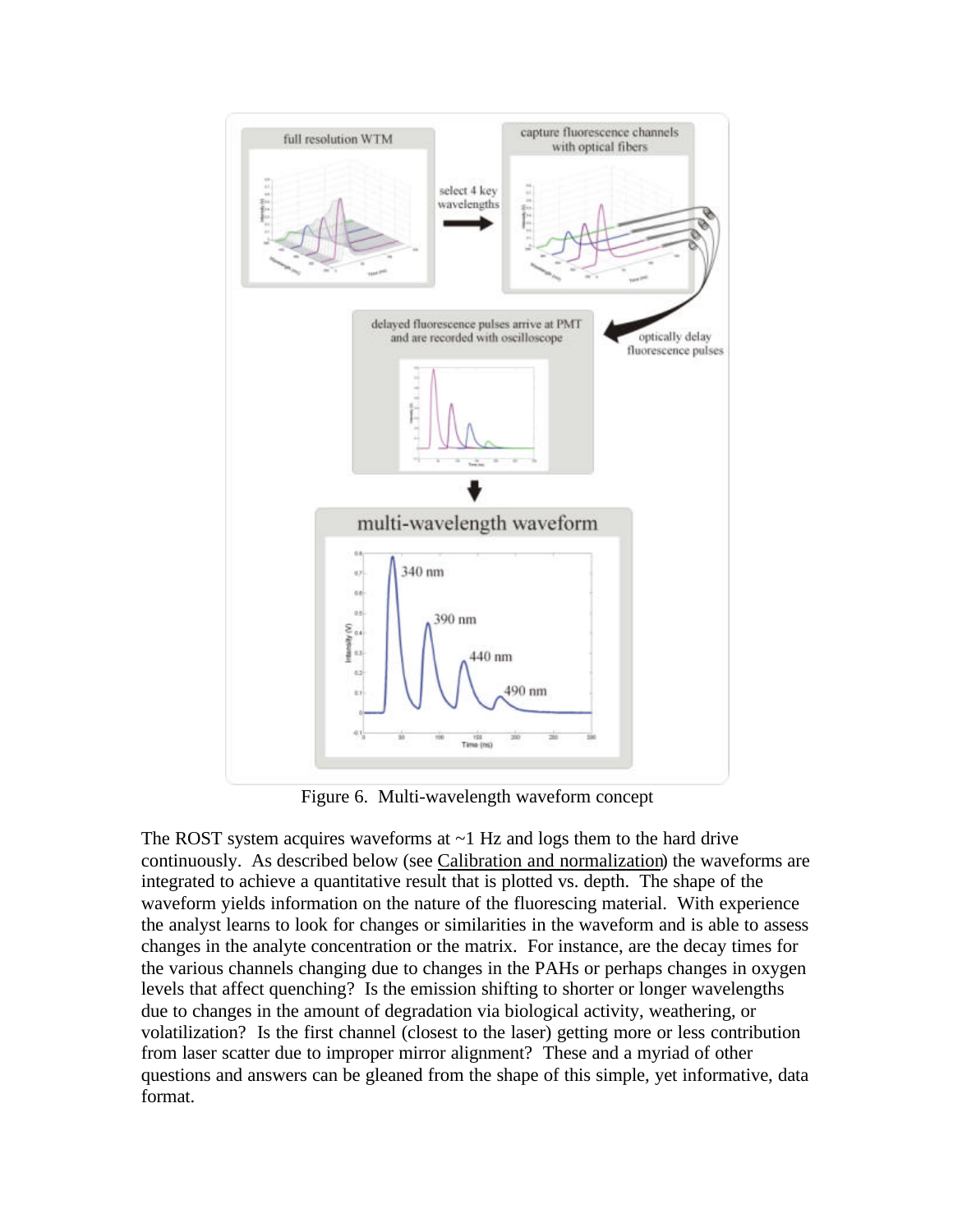Figure 6. Multi-wavelength waveform concept

The ROST system acquires waveforms at ~1 Hz and logs them to the hard drive continuously. As described below (see Calibration and normalization) the waveforms are integrated to achieve a quantitative result that is plotted vs. depth. The shape of the waveform yields information on the nature of the fluorescing material. With experience the analyst learns to look for changes or similarities in the waveform and is able to assess changes in the analyte concentration or the matrix. For instance, are the decay times for the various channels changing due to changes in the PAHs or perhaps changes in oxygen levels that affect quenching? Is the emission shifting to shorter or longer wavelengths due to changes in the amount of degradation via biological activity, weathering, or volatilization? Is the first channel (closest to the laser) getting more or less contribution from laser scatter due to improper mirror alignment? These and a myriad of other questions and answers can be gleaned from the shape of this simple, yet informative, data format.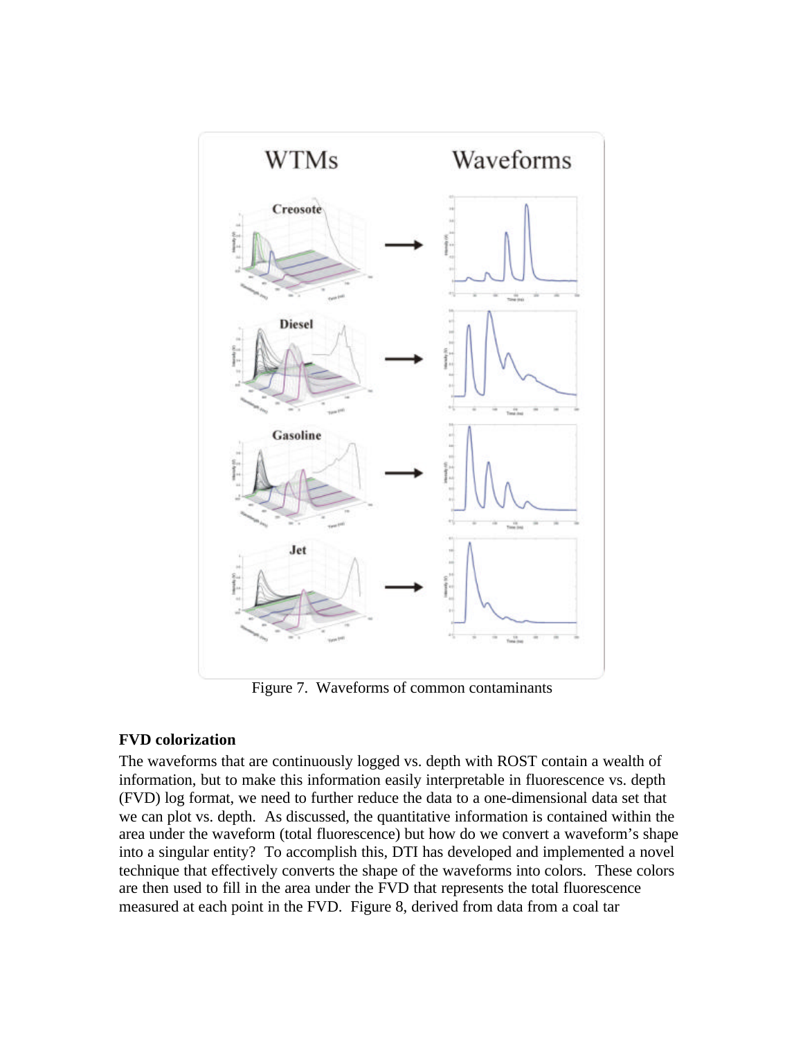Figure 7. Waveforms of common contaminants

**FVD colorization**

The waveforms that are continuously logged vs. depth with ROST contain a wealth of information, but to make this information easily interpretable in fluorescence vs. depth (FVD) log format, we need to further reduce the data to a one-dimensional data set that we can plot vs. depth. As discussed, the quantitative information is contained within the area under the waveform (total fluorescence) but how do we convert a waveform's shape into a singular entity? To accomplish this, DTI has developed and implemented a novel technique that effectively converts the shape of the waveforms into colors. These colors are then used to fill in the area under the FVD that represents the total fluorescence measured at each point in the FVD. Figure 8, derived from data from a coal tar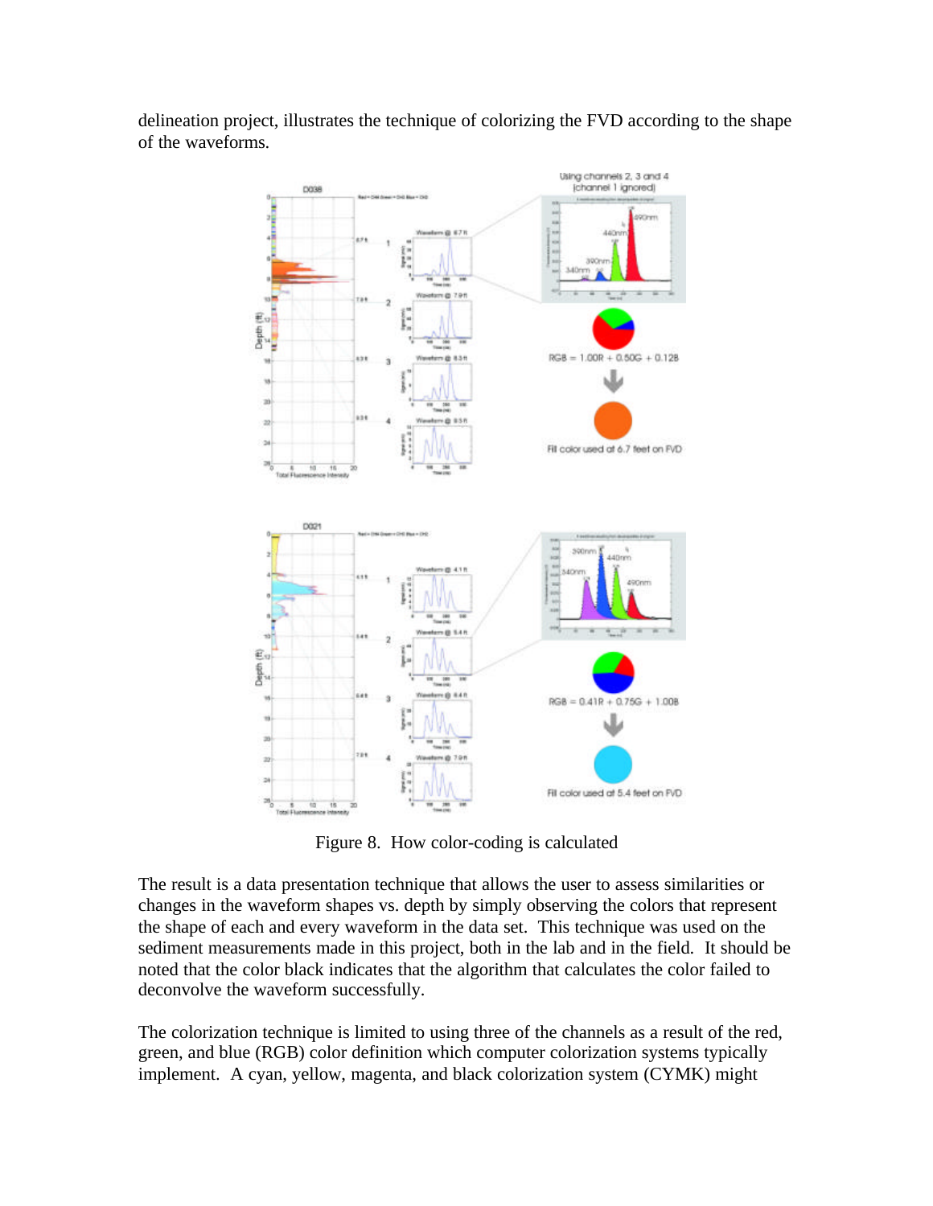delineation project, illustrates the technique of colorizing the FVD according to the shape of the waveforms.

Figure 8. How color-coding is calculated

The result is a data presentation technique that allows the user to assess similarities or changes in the waveform shapes vs. depth by simply observing the colors that represent the shape of each and every waveform in the data set. This technique was used on the sediment measurements made in this project, both in the lab and in the field. It should be noted that the color black indicates that the algorithm that calculates the color failed to deconvolve the waveform successfully.

The colorization technique is limited to using three of the channels as a result of the red, green, and blue (RGB) color definition which computer colorization systems typically implement. A cyan, yellow, magenta, and black colorization system (CYMK) might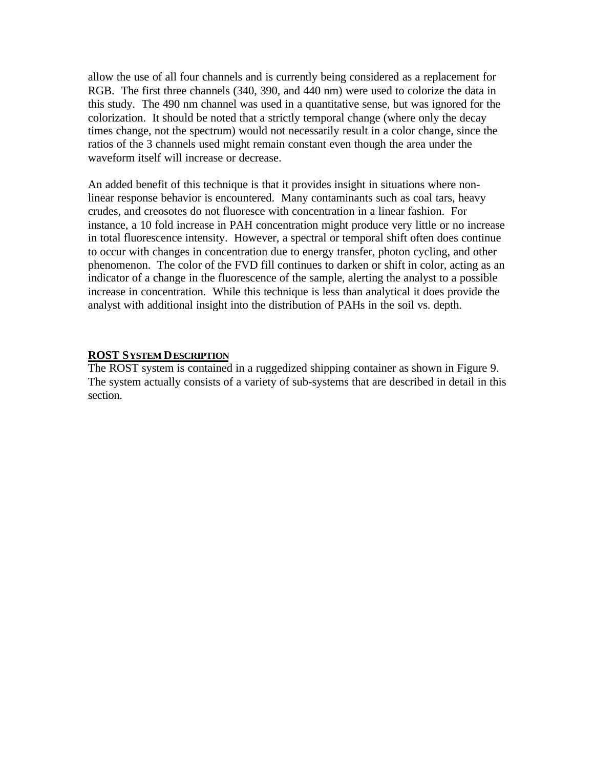allow the use of all four channels and is currently being considered as a replacement for RGB. The first three channels (340, 390, and 440 nm) were used to colorize the data in this study. The 490 nm channel was used in a quantitative sense, but was ignored for the colorization. It should be noted that a strictly temporal change (where only the decay times change, not the spectrum) would not necessarily result in a color change, since the ratios of the 3 channels used might remain constant even though the area under the waveform itself will increase or decrease.

An added benefit of this technique is that it provides insight in situations where non-linear response behavior is encountered. Many contaminants such as coal tars, heavy crudes, and creosotes do not fluoresce with concentration in a linear fashion. For instance, a 10 fold increase in PAH concentration might produce very little or no increase in total fluorescence intensity. However, a spectral or temporal shift often does continue to occur with changes in concentration due to energy transfer, photon cycling, and other phenomenon. The color of the FVD fill continues to darken or shift in color, acting as an indicator of a change in the fluorescence of the sample, alerting the analyst to a possible increase in concentration. While this technique is less than analytical it does provide the analyst with additional insight into the distribution of PAHs in the soil vs. depth.

## ROST SYSTEM DESCRIPTION

The ROST system is contained in a ruggedized shipping container as shown in Figure 9. The system actually consists of a variety of sub-systems that are described in detail in this section.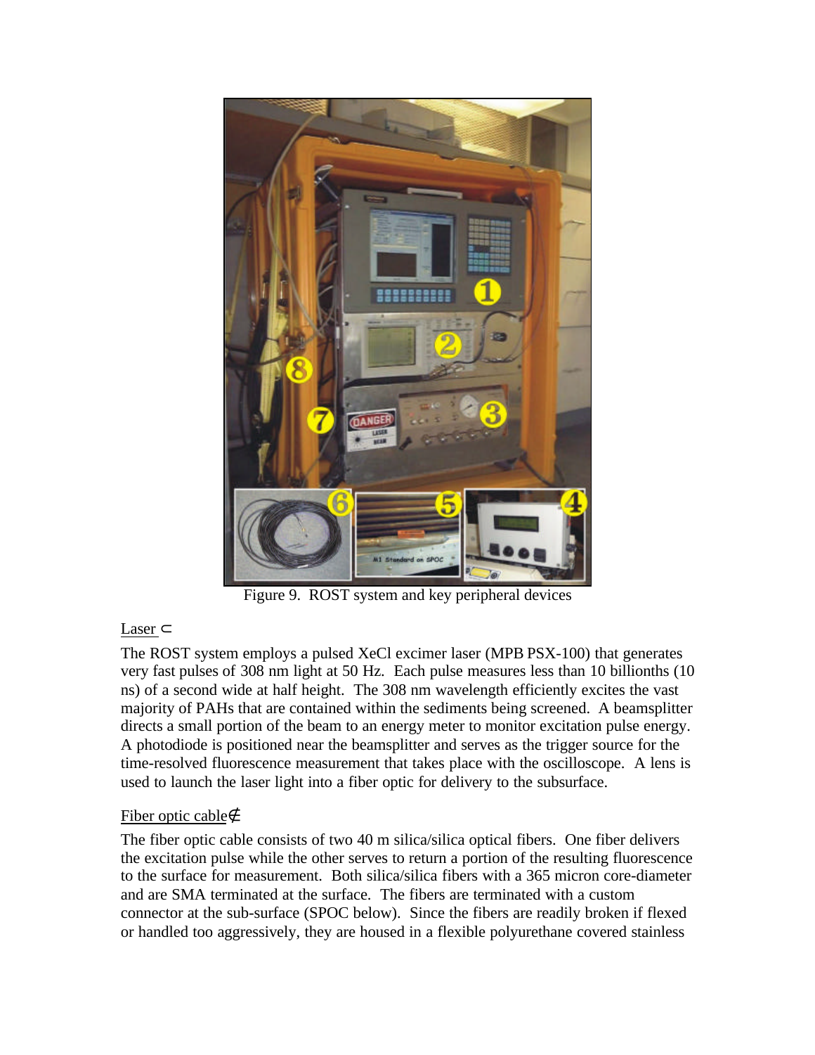Figure 9. ROST system and key peripheral devices

Laser ⊂

The ROST system employs a pulsed XeCl excimer laser (MPB PSX-100) that generates very fast pulses of 308 nm light at 50 Hz. Each pulse measures less than 10 billionths (10 ns) of a second wide at half height. The 308 nm wavelength efficiently excites the vast majority of PAHs that are contained within the sediments being screened. A beamsplitter directs a small portion of the beam to an energy meter to monitor excitation pulse energy. A photodiode is positioned near the beamsplitter and serves as the trigger source for the time-resolved fluorescence measurement that takes place with the oscilloscope. A lens is used to launch the laser light into a fiber optic for delivery to the subsurface.

Fiber optic cable∉

The fiber optic cable consists of two 40 m silica/silica optical fibers. One fiber delivers the excitation pulse while the other serves to return a portion of the resulting fluorescence to the surface for measurement. Both silica/silica fibers with a 365 micron core-diameter and are SMA terminated at the surface. The fibers are terminated with a custom connector at the sub-surface (SPOC below). Since the fibers are readily broken if flexed or handled too aggressively, they are housed in a flexible polyurethane covered stainless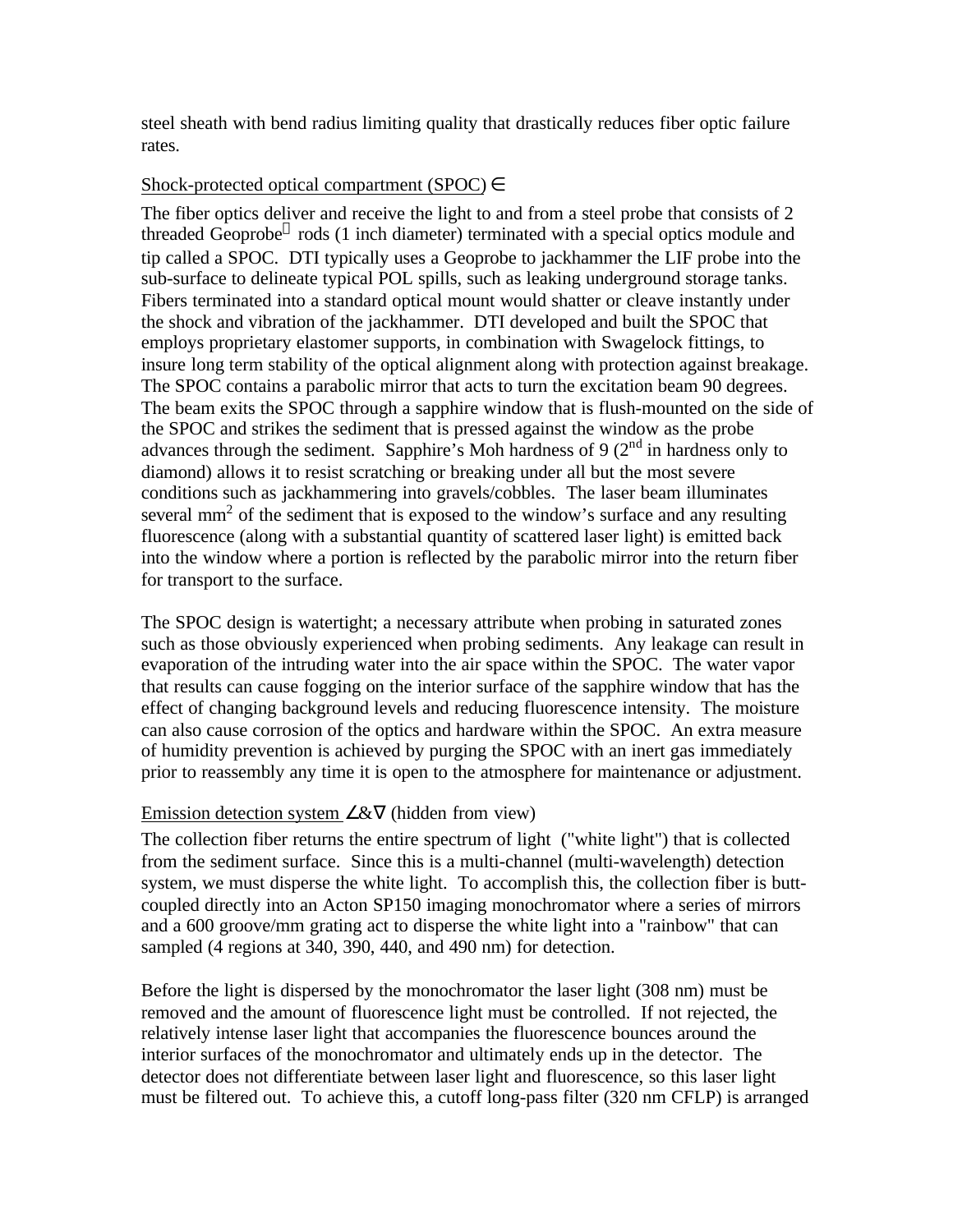steel sheath with bend radius limiting quality that drastically reduces fiber optic failure rates.

Shock-protected optical compartment (SPOC) ∈

The fiber optics deliver and receive the light to and from a steel probe that consists of 2 threaded Geoprobe rods (1 inch diameter) terminated with a special optics module and tip called a SPOC. DTI typically uses a Geoprobe to jackhammer the LIF probe into the sub-surface to delineate typical POL spills, such as leaking underground storage tanks. Fibers terminated into a standard optical mount would shatter or cleave instantly under the shock and vibration of the jackhammer. DTI developed and built the SPOC that employs proprietary elastomer supports, in combination with Swagelock fittings, to insure long term stability of the optical alignment along with protection against breakage. The SPOC contains a parabolic mirror that acts to turn the excitation beam 90 degrees. The beam exits the SPOC through a sapphire window that is flush-mounted on the side of the SPOC and strikes the sediment that is pressed against the window as the probe advances through the sediment. Sapphire's Moh hardness of 9 (2nd in hardness only to diamond) allows it to resist scratching or breaking under all but the most severe conditions such as jackhammering into gravels/cobbles. The laser beam illuminates several $mm^2$ of the sediment that is exposed to the window's surface and any resulting fluorescence (along with a substantial quantity of scattered laser light) is emitted back into the window where a portion is reflected by the parabolic mirror into the return fiber for transport to the surface.

The SPOC design is watertight; a necessary attribute when probing in saturated zones such as those obviously experienced when probing sediments. Any leakage can result in evaporation of the intruding water into the air space within the SPOC. The water vapor that results can cause fogging on the interior surface of the sapphire window that has the effect of changing background levels and reducing fluorescence intensity. The moisture can also cause corrosion of the optics and hardware within the SPOC. An extra measure of humidity prevention is achieved by purging the SPOC with an inert gas immediately prior to reassembly any time it is open to the atmosphere for maintenance or adjustment.

Emission detection system ∠&∇ (hidden from view)

The collection fiber returns the entire spectrum of light ("white light") that is collected from the sediment surface. Since this is a multi-channel (multi-wavelength) detection system, we must disperse the white light. To accomplish this, the collection fiber is butt-coupled directly into an Acton SP150 imaging monochromator where a series of mirrors and a 600 groove/mm grating act to disperse the white light into a "rainbow" that can sampled (4 regions at 340, 390, 440, and 490 nm) for detection.

Before the light is dispersed by the monochromator the laser light (308 nm) must be removed and the amount of fluorescence light must be controlled. If not rejected, the relatively intense laser light that accompanies the fluorescence bounces around the interior surfaces of the monochromator and ultimately ends up in the detector. The detector does not differentiate between laser light and fluorescence, so this laser light must be filtered out. To achieve this, a cutoff long-pass filter (320 nm CFLP) is arranged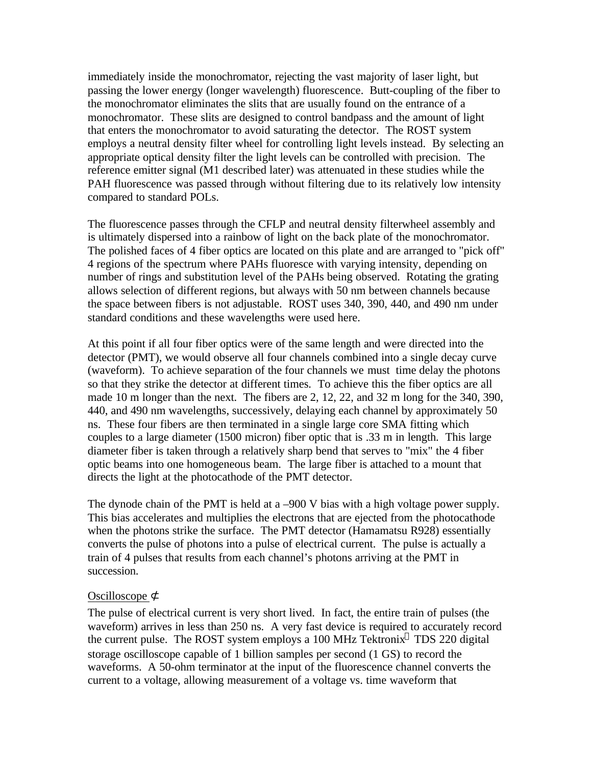immediately inside the monochromator, rejecting the vast majority of laser light, but passing the lower energy (longer wavelength) fluorescence. Butt-coupling of the fiber to the monochromator eliminates the slits that are usually found on the entrance of a monochromator. These slits are designed to control bandpass and the amount of light that enters the monochromator to avoid saturating the detector. The ROST system employs a neutral density filter wheel for controlling light levels instead. By selecting an appropriate optical density filter the light levels can be controlled with precision. The reference emitter signal (M1 described later) was attenuated in these studies while the PAH fluorescence was passed through without filtering due to its relatively low intensity compared to standard POLs.

The fluorescence passes through the CFLP and neutral density filterwheel assembly and is ultimately dispersed into a rainbow of light on the back plate of the monochromator. The polished faces of 4 fiber optics are located on this plate and are arranged to "pick off" 4 regions of the spectrum where PAHs fluoresce with varying intensity, depending on number of rings and substitution level of the PAHs being observed. Rotating the grating allows selection of different regions, but always with 50 nm between channels because the space between fibers is not adjustable. ROST uses 340, 390, 440, and 490 nm under standard conditions and these wavelengths were used here.

At this point if all four fiber optics were of the same length and were directed into the detector (PMT), we would observe all four channels combined into a single decay curve (waveform). To achieve separation of the four channels we must time delay the photons so that they strike the detector at different times. To achieve this the fiber optics are all made 10 m longer than the next. The fibers are 2, 12, 22, and 32 m long for the 340, 390, 440, and 490 nm wavelengths, successively, delaying each channel by approximately 50 ns. These four fibers are then terminated in a single large core SMA fitting which couples to a large diameter (1500 micron) fiber optic that is .33 m in length. This large diameter fiber is taken through a relatively sharp bend that serves to "mix" the 4 fiber optic beams into one homogeneous beam. The large fiber is attached to a mount that directs the light at the photocathode of the PMT detector.

The dynode chain of the PMT is held at a –900 V bias with a high voltage power supply. This bias accelerates and multiplies the electrons that are ejected from the photocathode when the photons strike the surface. The PMT detector (Hamamatsu R928) essentially converts the pulse of photons into a pulse of electrical current. The pulse is actually a train of 4 pulses that results from each channel's photons arriving at the PMT in succession.

<u>Oscilloscope</u> ⊄

The pulse of electrical current is very short lived. In fact, the entire train of pulses (the waveform) arrives in less than 250 ns. A very fast device is required to accurately record the current pulse. The ROST system employs a 100 MHz Tektronix® TDS 220 digital storage oscilloscope capable of 1 billion samples per second (1 GS) to record the waveforms. A 50-ohm terminator at the input of the fluorescence channel converts the current to a voltage, allowing measurement of a voltage vs. time waveform that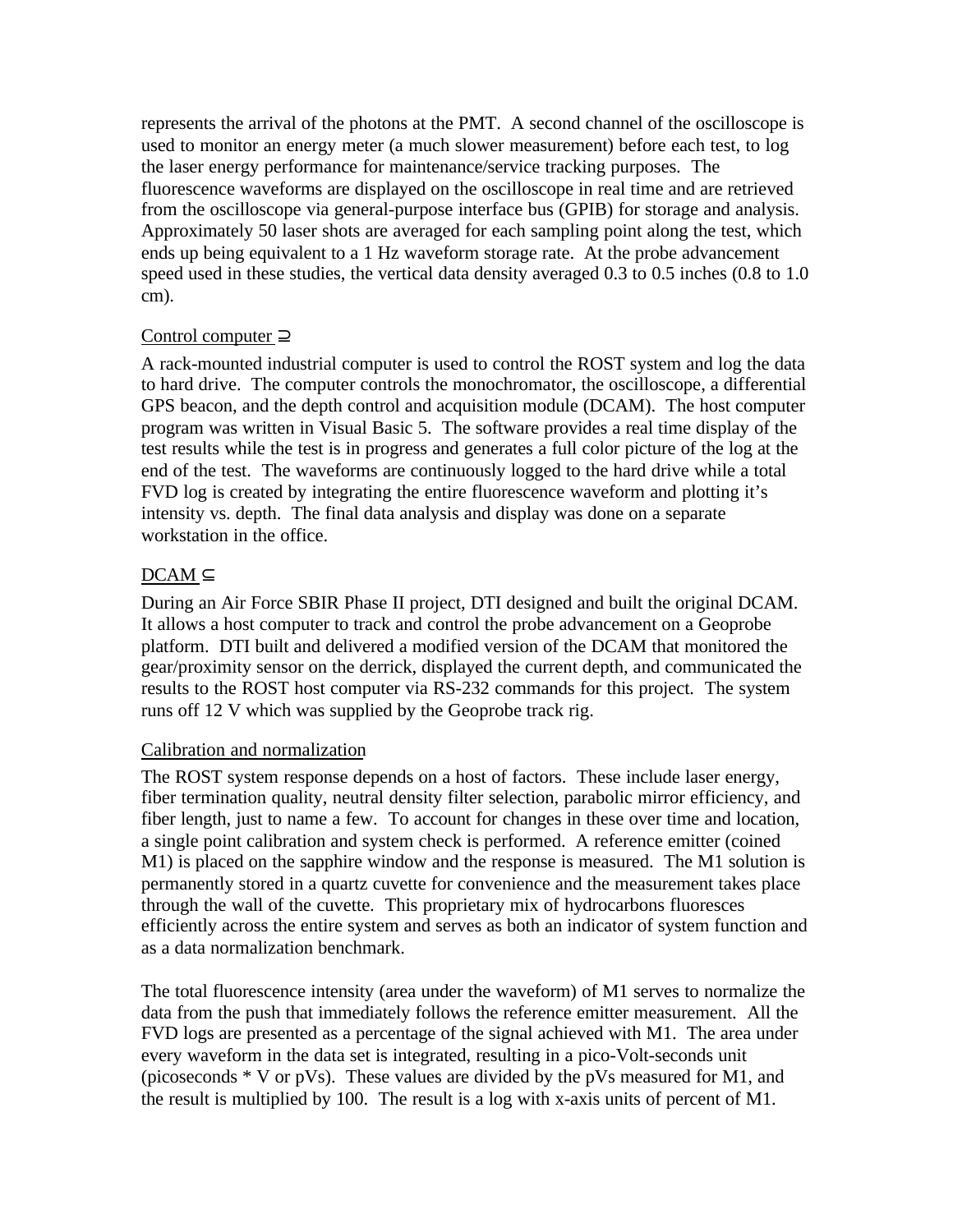represents the arrival of the photons at the PMT. A second channel of the oscilloscope is used to monitor an energy meter (a much slower measurement) before each test, to log the laser energy performance for maintenance/service tracking purposes. The fluorescence waveforms are displayed on the oscilloscope in real time and are retrieved from the oscilloscope via general-purpose interface bus (GPIB) for storage and analysis. Approximately 50 laser shots are averaged for each sampling point along the test, which ends up being equivalent to a 1 Hz waveform storage rate. At the probe advancement speed used in these studies, the vertical data density averaged 0.3 to 0.5 inches (0.8 to 1.0 cm).

<u>Control computer</u> ⊇

A rack-mounted industrial computer is used to control the ROST system and log the data to hard drive. The computer controls the monochromator, the oscilloscope, a differential GPS beacon, and the depth control and acquisition module (DCAM). The host computer program was written in Visual Basic 5. The software provides a real time display of the test results while the test is in progress and generates a full color picture of the log at the end of the test. The waveforms are continuously logged to the hard drive while a total FVD log is created by integrating the entire fluorescence waveform and plotting it's intensity vs. depth. The final data analysis and display was done on a separate workstation in the office.

<u>DCAM</u> ⊆

During an Air Force SBIR Phase II project, DTI designed and built the original DCAM. It allows a host computer to track and control the probe advancement on a Geoprobe platform. DTI built and delivered a modified version of the DCAM that monitored the gear/proximity sensor on the derrick, displayed the current depth, and communicated the results to the ROST host computer via RS-232 commands for this project. The system runs off 12 V which was supplied by the Geoprobe track rig.

<u>Calibration and normalization</u>

The ROST system response depends on a host of factors. These include laser energy, fiber termination quality, neutral density filter selection, parabolic mirror efficiency, and fiber length, just to name a few. To account for changes in these over time and location, a single point calibration and system check is performed. A reference emitter (coined M1) is placed on the sapphire window and the response is measured. The M1 solution is permanently stored in a quartz cuvette for convenience and the measurement takes place through the wall of the cuvette. This proprietary mix of hydrocarbons fluoresces efficiently across the entire system and serves as both an indicator of system function and as a data normalization benchmark.

The total fluorescence intensity (area under the waveform) of M1 serves to normalize the data from the push that immediately follows the reference emitter measurement. All the FVD logs are presented as a percentage of the signal achieved with M1. The area under every waveform in the data set is integrated, resulting in a pico-Volt-seconds unit (picoseconds * V or pVs). These values are divided by the pVs measured for M1, and the result is multiplied by 100. The result is a log with x-axis units of percent of M1.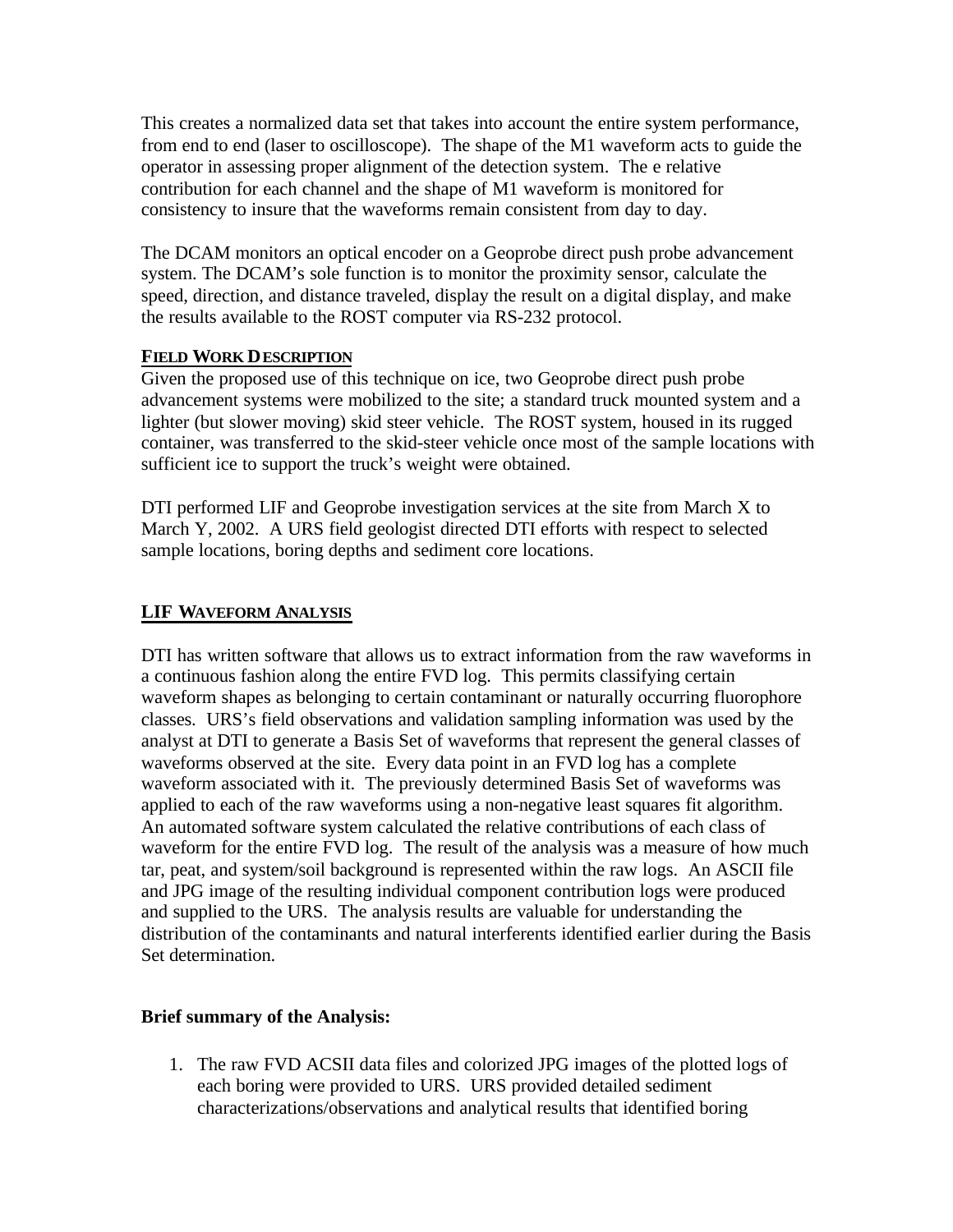This creates a normalized data set that takes into account the entire system performance, from end to end (laser to oscilloscope). The shape of the M1 waveform acts to guide the operator in assessing proper alignment of the detection system. The e relative contribution for each channel and the shape of M1 waveform is monitored for consistency to insure that the waveforms remain consistent from day to day.

The DCAM monitors an optical encoder on a Geoprobe direct push probe advancement system. The DCAM's sole function is to monitor the proximity sensor, calculate the speed, direction, and distance traveled, display the result on a digital display, and make the results available to the ROST computer via RS-232 protocol.

## FIELD WORK DESCRIPTION

Given the proposed use of this technique on ice, two Geoprobe direct push probe advancement systems were mobilized to the site; a standard truck mounted system and a lighter (but slower moving) skid steer vehicle. The ROST system, housed in its rugged container, was transferred to the skid-steer vehicle once most of the sample locations with sufficient ice to support the truck's weight were obtained.

DTI performed LIF and Geoprobe investigation services at the site from March X to March Y, 2002. A URS field geologist directed DTI efforts with respect to selected sample locations, boring depths and sediment core locations.

## LIF WAVEFORM ANALYSIS

DTI has written software that allows us to extract information from the raw waveforms in a continuous fashion along the entire FVD log. This permits classifying certain waveform shapes as belonging to certain contaminant or naturally occurring fluorophore classes. URS's field observations and validation sampling information was used by the analyst at DTI to generate a Basis Set of waveforms that represent the general classes of waveforms observed at the site. Every data point in an FVD log has a complete waveform associated with it. The previously determined Basis Set of waveforms was applied to each of the raw waveforms using a non-negative least squares fit algorithm. An automated software system calculated the relative contributions of each class of waveform for the entire FVD log. The result of the analysis was a measure of how much tar, peat, and system/soil background is represented within the raw logs. An ASCII file and JPG image of the resulting individual component contribution logs were produced and supplied to the URS. The analysis results are valuable for understanding the distribution of the contaminants and natural interferents identified earlier during the Basis Set determination.

**Brief summary of the Analysis:**

1. The raw FVD ACSII data files and colorized JPG images of the plotted logs of each boring were provided to URS. URS provided detailed sediment characterizations/observations and analytical results that identified boring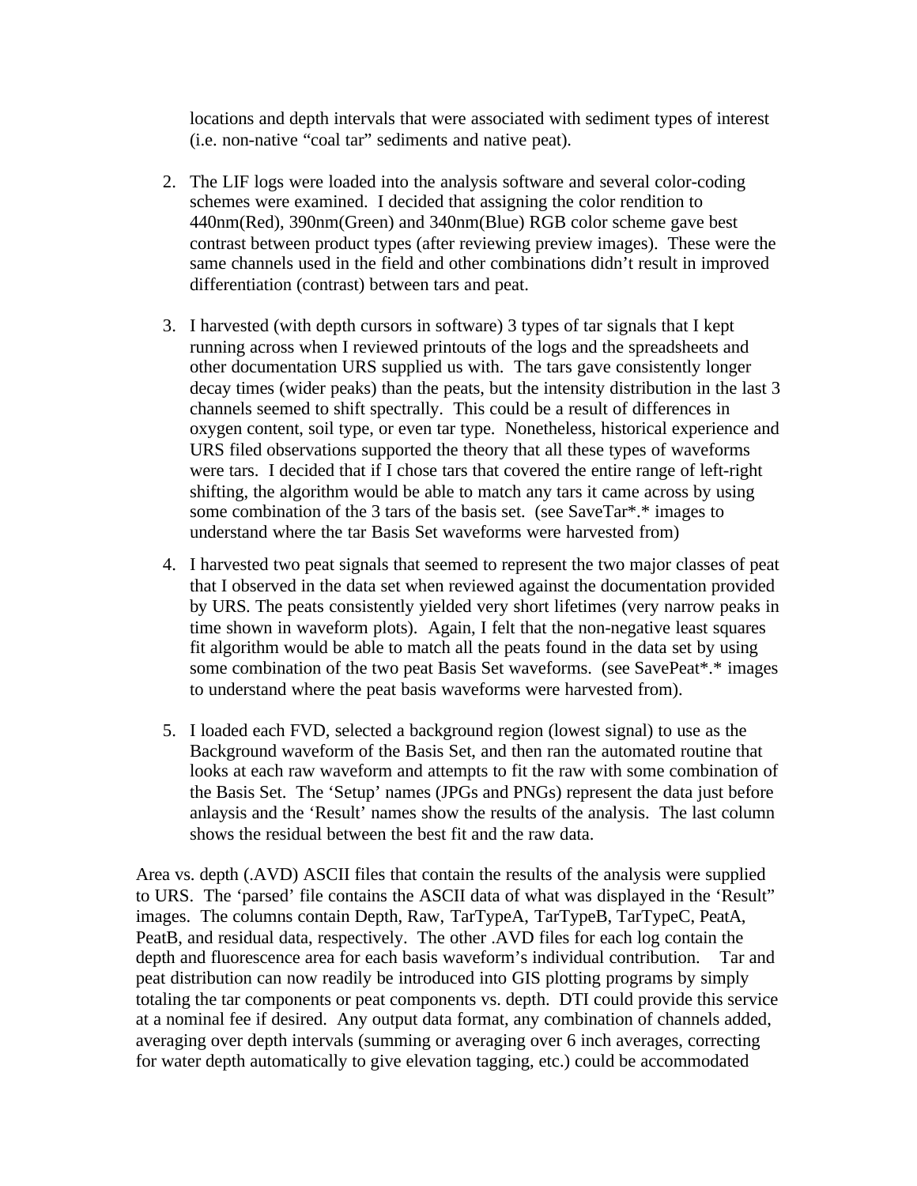locations and depth intervals that were associated with sediment types of interest (i.e. non-native "coal tar" sediments and native peat).

2. The LIF logs were loaded into the analysis software and several color-coding schemes were examined. I decided that assigning the color rendition to 440nm(Red), 390nm(Green) and 340nm(Blue) RGB color scheme gave best contrast between product types (after reviewing preview images). These were the same channels used in the field and other combinations didn't result in improved differentiation (contrast) between tars and peat.

3. I harvested (with depth cursors in software) 3 types of tar signals that I kept running across when I reviewed printouts of the logs and the spreadsheets and other documentation URS supplied us with. The tars gave consistently longer decay times (wider peaks) than the peats, but the intensity distribution in the last 3 channels seemed to shift spectrally. This could be a result of differences in oxygen content, soil type, or even tar type. Nonetheless, historical experience and URS filed observations supported the theory that all these types of waveforms were tars. I decided that if I chose tars that covered the entire range of left-right shifting, the algorithm would be able to match any tars it came across by using some combination of the 3 tars of the basis set. (see SaveTar*.* images to understand where the tar Basis Set waveforms were harvested from)

4. I harvested two peat signals that seemed to represent the two major classes of peat that I observed in the data set when reviewed against the documentation provided by URS. The peats consistently yielded very short lifetimes (very narrow peaks in time shown in waveform plots). Again, I felt that the non-negative least squares fit algorithm would be able to match all the peats found in the data set by using some combination of the two peat Basis Set waveforms. (see SavePeat*.* images to understand where the peat basis waveforms were harvested from).

5. I loaded each FVD, selected a background region (lowest signal) to use as the Background waveform of the Basis Set, and then ran the automated routine that looks at each raw waveform and attempts to fit the raw with some combination of the Basis Set. The 'Setup' names (JPGs and PNGs) represent the data just before anlaysis and the 'Result' names show the results of the analysis. The last column shows the residual between the best fit and the raw data.

Area vs. depth (.AVD) ASCII files that contain the results of the analysis were supplied to URS. The 'parsed' file contains the ASCII data of what was displayed in the 'Result" images. The columns contain Depth, Raw, TarTypeA, TarTypeB, TarTypeC, PeatA, PeatB, and residual data, respectively. The other .AVD files for each log contain the depth and fluorescence area for each basis waveform's individual contribution. Tar and peat distribution can now readily be introduced into GIS plotting programs by simply totaling the tar components or peat components vs. depth. DTI could provide this service at a nominal fee if desired. Any output data format, any combination of channels added, averaging over depth intervals (summing or averaging over 6 inch averages, correcting for water depth automatically to give elevation tagging, etc.) could be accommodated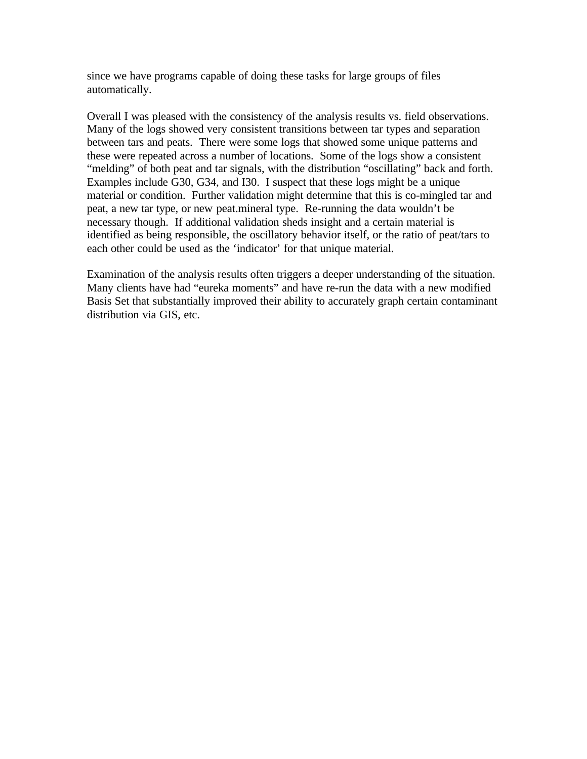since we have programs capable of doing these tasks for large groups of files automatically.

Overall I was pleased with the consistency of the analysis results vs. field observations. Many of the logs showed very consistent transitions between tar types and separation between tars and peats. There were some logs that showed some unique patterns and these were repeated across a number of locations. Some of the logs show a consistent “melding” of both peat and tar signals, with the distribution “oscillating” back and forth. Examples include G30, G34, and I30. I suspect that these logs might be a unique material or condition. Further validation might determine that this is co-mingled tar and peat, a new tar type, or new peat.mineral type. Re-running the data wouldn’t be necessary though. If additional validation sheds insight and a certain material is identified as being responsible, the oscillatory behavior itself, or the ratio of peat/tars to each other could be used as the ‘indicator’ for that unique material.

Examination of the analysis results often triggers a deeper understanding of the situation. Many clients have had “eureka moments” and have re-run the data with a new modified Basis Set that substantially improved their ability to accurately graph certain contaminant distribution via GIS, etc.